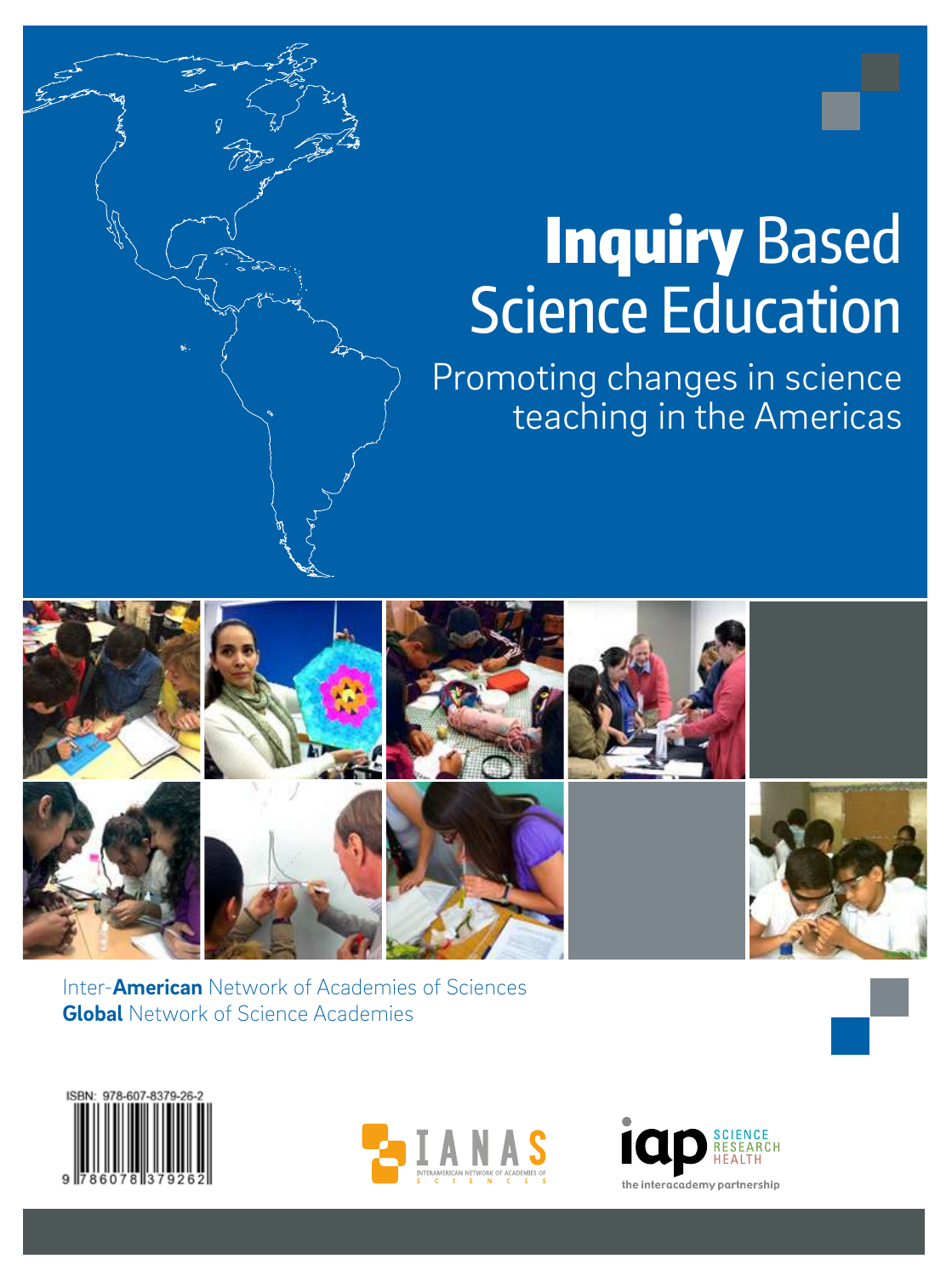# **Inquiry** Based Science Education

## Promoting changes in science teaching in the Americas

Inter-**American** Network of Academies of Sciences
**Global** Network of Science Academies

ISBN: 978-607-8379-26-2

IANAS
INTERAMERICAN NETWORK OF ACADEMIES OF SCIENCES

iap SCIENCE RESEARCH HEALTH
the interacademy partnership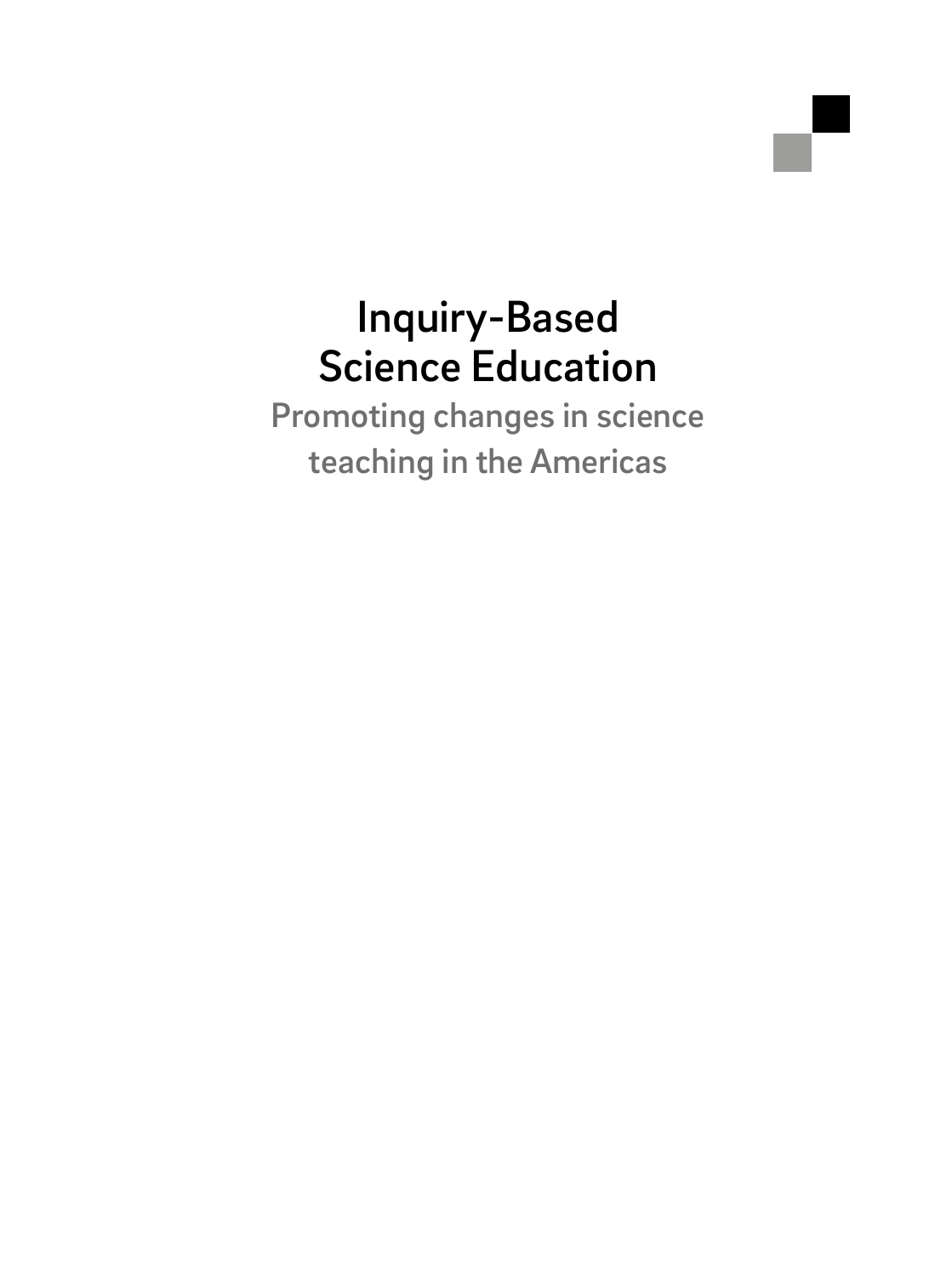# Inquiry-Based Science Education

## Promoting changes in science teaching in the Americas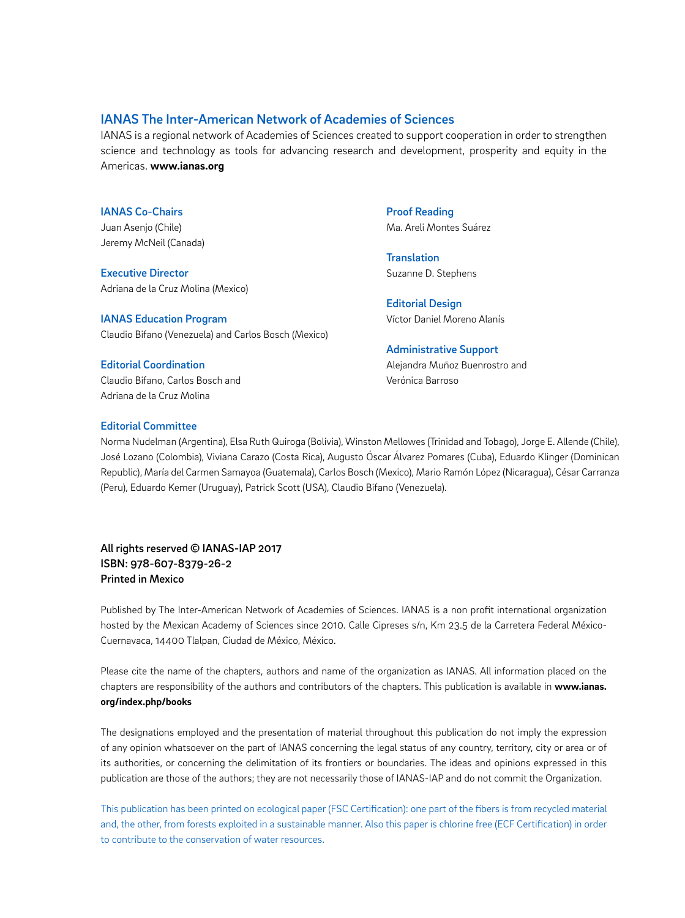## IANAS The Inter-American Network of Academies of Sciences

IANAS is a regional network of Academies of Sciences created to support cooperation in order to strengthen science and technology as tools for advancing research and development, prosperity and equity in the Americas. **www.ianas.org**

**IANAS Co-Chairs**
Juan Asenjo (Chile)
Jeremy McNeil (Canada)

**Executive Director**
Adriana de la Cruz Molina (Mexico)

**IANAS Education Program**
Claudio Bifano (Venezuela) and Carlos Bosch (Mexico)

**Editorial Coordination**
Claudio Bifano, Carlos Bosch and
Adriana de la Cruz Molina

**Proof Reading**
Ma. Areli Montes Suárez

**Translation**
Suzanne D. Stephens

**Editorial Design**
Víctor Daniel Moreno Alanís

**Administrative Support**
Alejandra Muñoz Buenrostro and
Verónica Barroso

**Editorial Committee**
Norma Nudelman (Argentina), Elsa Ruth Quiroga (Bolivia), Winston Mellowes (Trinidad and Tobago), Jorge E. Allende (Chile), José Lozano (Colombia), Viviana Carazo (Costa Rica), Augusto Óscar Álvarez Pomares (Cuba), Eduardo Klinger (Dominican Republic), María del Carmen Samayoa (Guatemala), Carlos Bosch (Mexico), Mario Ramón López (Nicaragua), César Carranza (Peru), Eduardo Kemer (Uruguay), Patrick Scott (USA), Claudio Bifano (Venezuela).

**All rights reserved © IANAS-IAP 2017**
**ISBN: 978-607-8379-26-2**
**Printed in Mexico**

Published by The Inter-American Network of Academies of Sciences. IANAS is a non profit international organization hosted by the Mexican Academy of Sciences since 2010. Calle Cipreses s/n, Km 23.5 de la Carretera Federal México-Cuernavaca, 14400 Tlalpan, Ciudad de México, México.

Please cite the name of the chapters, authors and name of the organization as IANAS. All information placed on the chapters are responsibility of the authors and contributors of the chapters. This publication is available in **www.ianas.org/index.php/books**

The designations employed and the presentation of material throughout this publication do not imply the expression of any opinion whatsoever on the part of IANAS concerning the legal status of any country, territory, city or area or of its authorities, or concerning the delimitation of its frontiers or boundaries. The ideas and opinions expressed in this publication are those of the authors; they are not necessarily those of IANAS-IAP and do not commit the Organization.

This publication has been printed on ecological paper (FSC Certification): one part of the fibers is from recycled material and, the other, from forests exploited in a sustainable manner. Also this paper is chlorine free (ECF Certification) in order to contribute to the conservation of water resources.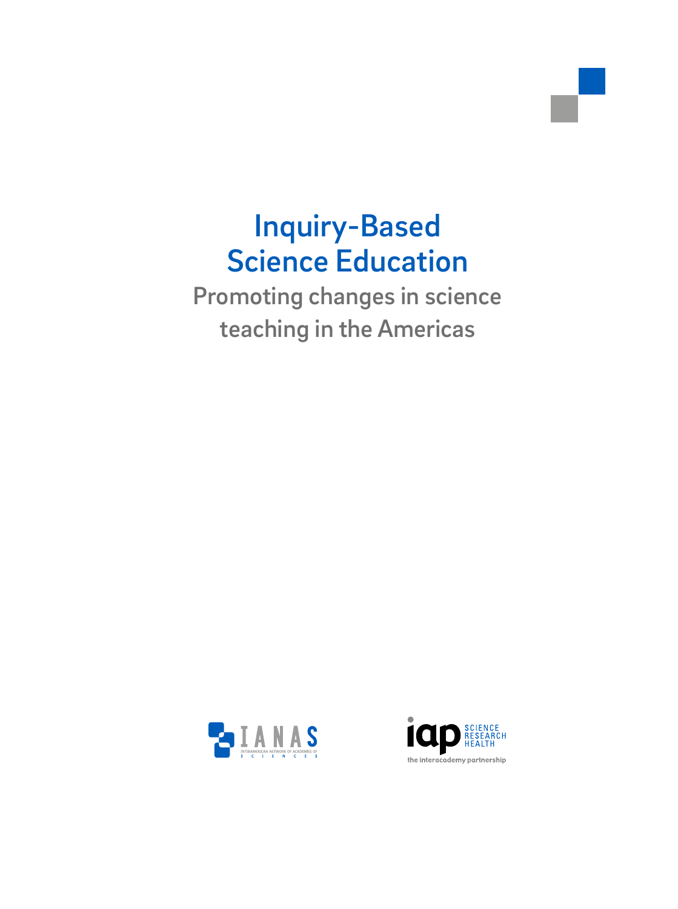# Inquiry-Based Science Education

## Promoting changes in science teaching in the Americas

IANAS
INTERAMERICAN NETWORK OF ACADEMIES OF SCIENCES

iap SCIENCE RESEARCH HEALTH
the interacademy partnership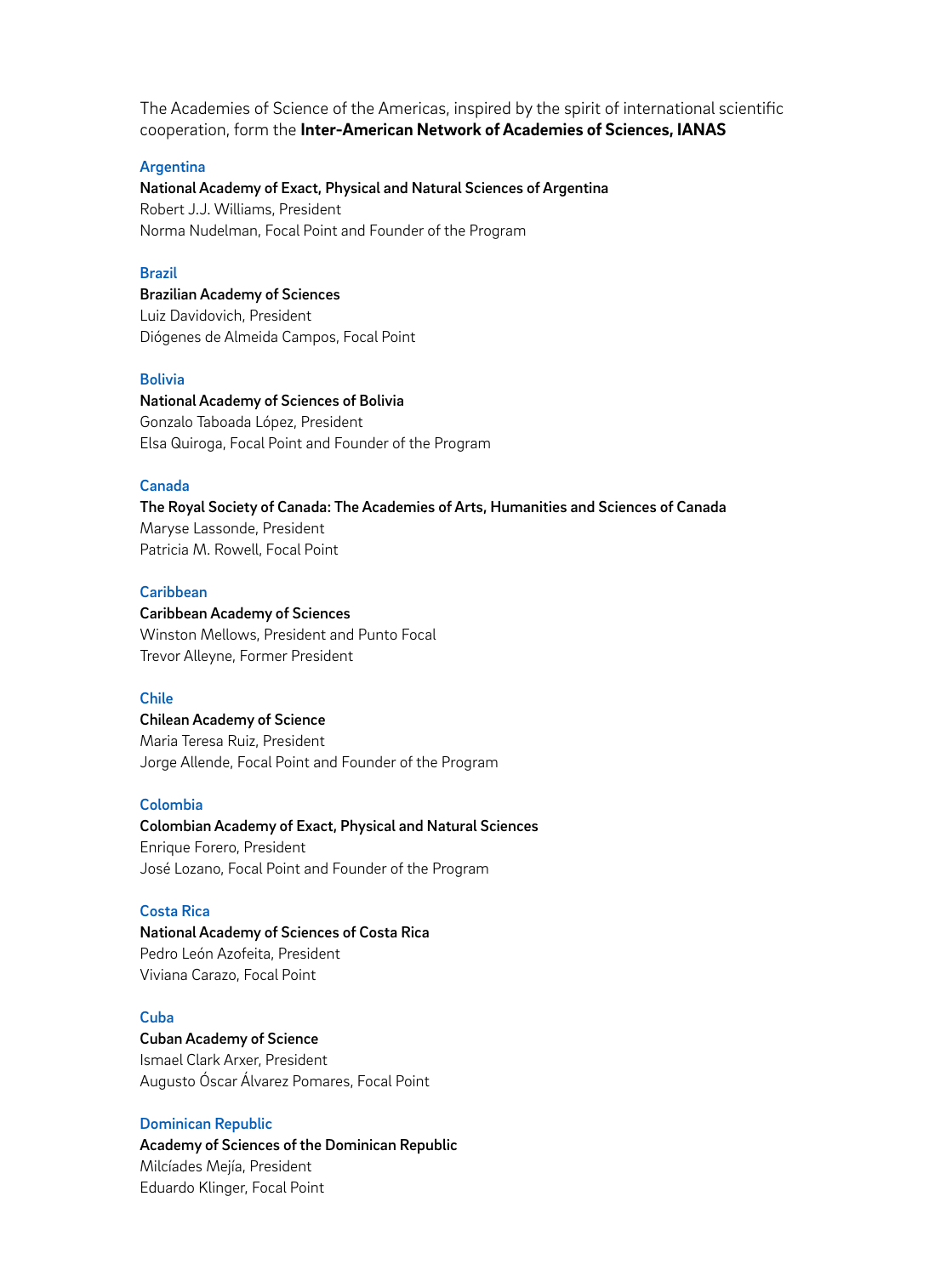The Academies of Science of the Americas, inspired by the spirit of international scientific cooperation, form the **Inter-American Network of Academies of Sciences, IANAS**

### Argentina

**National Academy of Exact, Physical and Natural Sciences of Argentina**
Robert J.J. Williams, President
Norma Nudelman, Focal Point and Founder of the Program

### Brazil

**Brazilian Academy of Sciences**
Luiz Davidovich, President
Diógenes de Almeida Campos, Focal Point

### Bolivia

**National Academy of Sciences of Bolivia**
Gonzalo Taboada López, President
Elsa Quiroga, Focal Point and Founder of the Program

### Canada

**The Royal Society of Canada: The Academies of Arts, Humanities and Sciences of Canada**
Maryse Lassonde, President
Patricia M. Rowell, Focal Point

### Caribbean

**Caribbean Academy of Sciences**
Winston Mellows, President and Punto Focal
Trevor Alleyne, Former President

### Chile

**Chilean Academy of Science**
Maria Teresa Ruiz, President
Jorge Allende, Focal Point and Founder of the Program

### Colombia

**Colombian Academy of Exact, Physical and Natural Sciences**
Enrique Forero, President
José Lozano, Focal Point and Founder of the Program

### Costa Rica

**National Academy of Sciences of Costa Rica**
Pedro León Azofeita, President
Viviana Carazo, Focal Point

### Cuba

**Cuban Academy of Science**
Ismael Clark Arxer, President
Augusto Óscar Álvarez Pomares, Focal Point

### Dominican Republic

**Academy of Sciences of the Dominican Republic**
Milcíades Mejía, President
Eduardo Klinger, Focal Point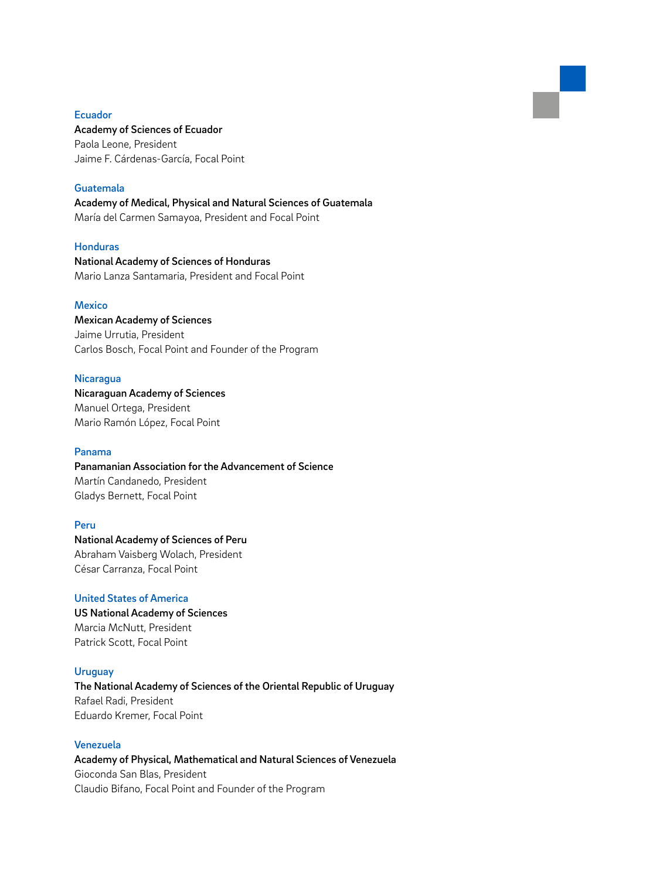### Ecuador

**Academy of Sciences of Ecuador**
Paola Leone, President
Jaime F. Cárdenas-García, Focal Point

### Guatemala

**Academy of Medical, Physical and Natural Sciences of Guatemala**
María del Carmen Samayoa, President and Focal Point

### Honduras

**National Academy of Sciences of Honduras**
Mario Lanza Santamaria, President and Focal Point

### Mexico

**Mexican Academy of Sciences**
Jaime Urrutia, President
Carlos Bosch, Focal Point and Founder of the Program

### Nicaragua

**Nicaraguan Academy of Sciences**
Manuel Ortega, President
Mario Ramón López, Focal Point

### Panama

**Panamanian Association for the Advancement of Science**
Martín Candanedo, President
Gladys Bernett, Focal Point

### Peru

**National Academy of Sciences of Peru**
Abraham Vaisberg Wolach, President
César Carranza, Focal Point

### United States of America

**US National Academy of Sciences**
Marcia McNutt, President
Patrick Scott, Focal Point

### Uruguay

**The National Academy of Sciences of the Oriental Republic of Uruguay**
Rafael Radi, President
Eduardo Kremer, Focal Point

### Venezuela

**Academy of Physical, Mathematical and Natural Sciences of Venezuela**
Gioconda San Blas, President
Claudio Bifano, Focal Point and Founder of the Program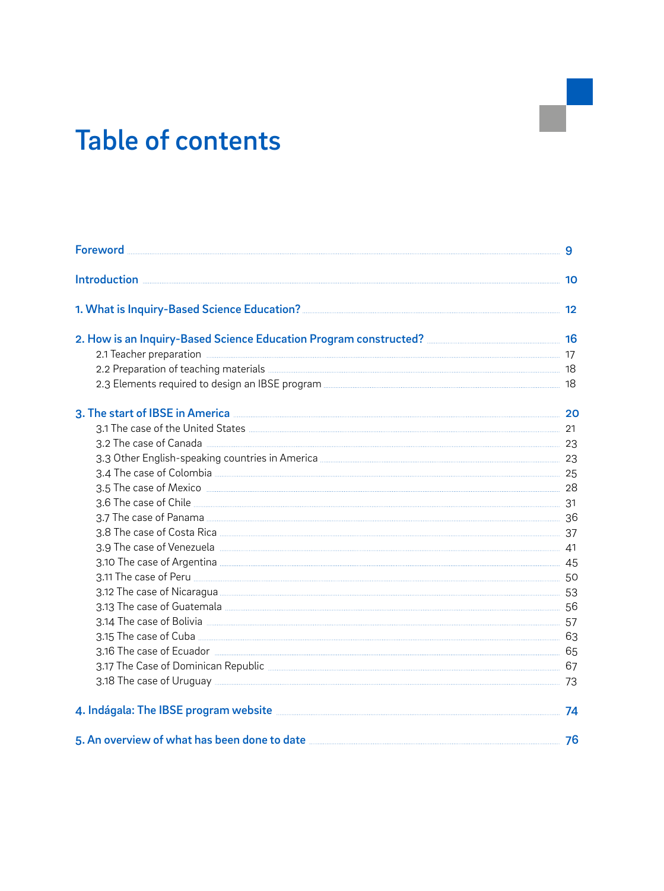# Table of contents

| | |
|---|---|
| **Foreword** | **9** |
| **Introduction** | **10** |
| **1. What is Inquiry-Based Science Education?** | **12** |
| **2. How is an Inquiry-Based Science Education Program constructed?** | **16** |
| 2.1 Teacher preparation | 17 |
| 2.2 Preparation of teaching materials | 18 |
| 2.3 Elements required to design an IBSE program | 18 |
| **3. The start of IBSE in America** | **20** |
| 3.1 The case of the United States | 21 |
| 3.2 The case of Canada | 23 |
| 3.3 Other English-speaking countries in America | 23 |
| 3.4 The case of Colombia | 25 |
| 3.5 The case of Mexico | 28 |
| 3.6 The case of Chile | 31 |
| 3.7 The case of Panama | 36 |
| 3.8 The case of Costa Rica | 37 |
| 3.9 The case of Venezuela | 41 |
| 3.10 The case of Argentina | 45 |
| 3.11 The case of Peru | 50 |
| 3.12 The case of Nicaragua | 53 |
| 3.13 The case of Guatemala | 56 |
| 3.14 The case of Bolivia | 57 |
| 3.15 The case of Cuba | 63 |
| 3.16 The case of Ecuador | 65 |
| 3.17 The Case of Dominican Republic | 67 |
| 3.18 The case of Uruguay | 73 |
| **4. Indágala: The IBSE program website** | **74** |
| **5. An overview of what has been done to date** | **76** |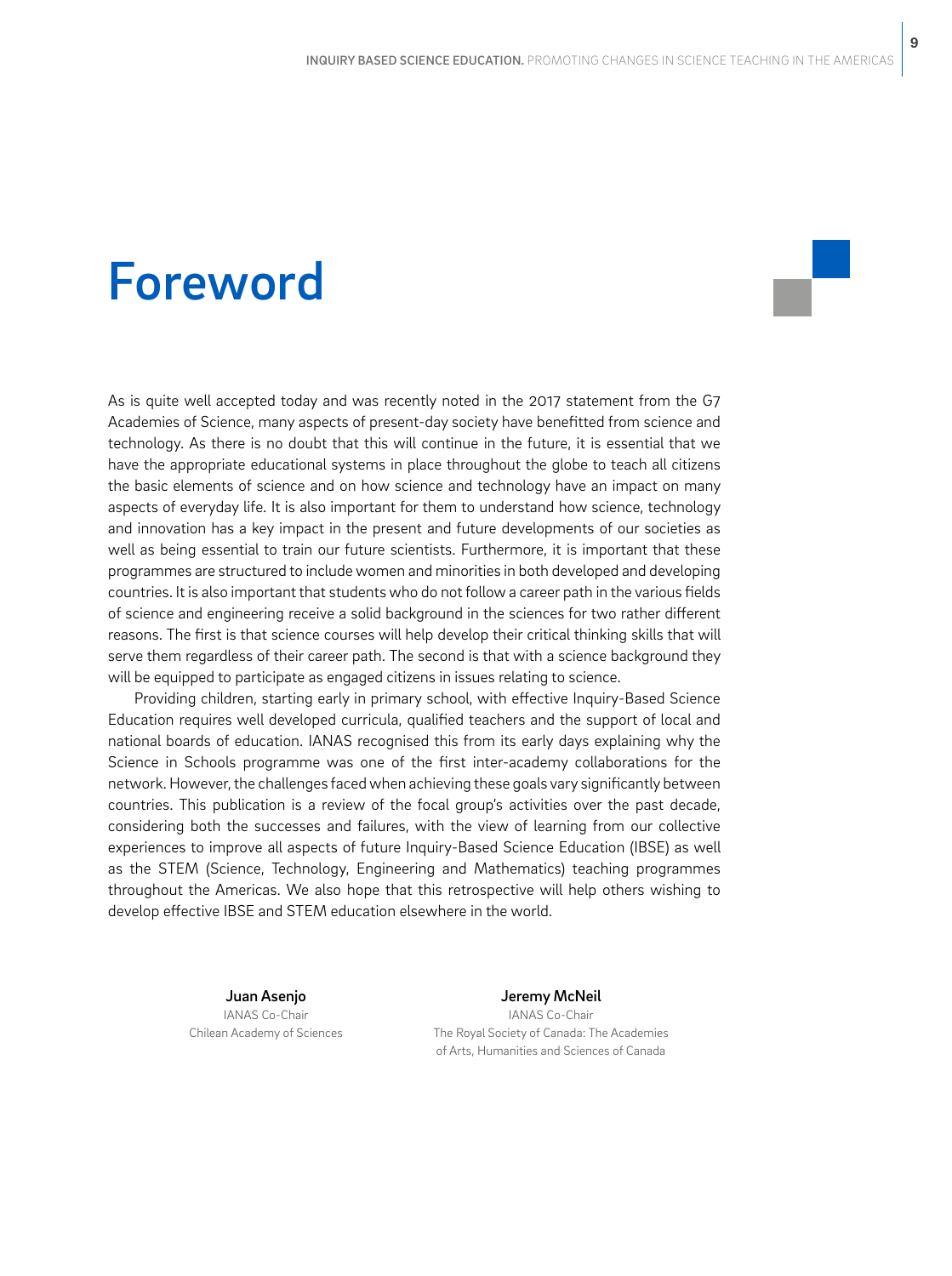# Foreword

As is quite well accepted today and was recently noted in the 2017 statement from the G7 Academies of Science, many aspects of present-day society have benefitted from science and technology. As there is no doubt that this will continue in the future, it is essential that we have the appropriate educational systems in place throughout the globe to teach all citizens the basic elements of science and on how science and technology have an impact on many aspects of everyday life. It is also important for them to understand how science, technology and innovation has a key impact in the present and future developments of our societies as well as being essential to train our future scientists. Furthermore, it is important that these programmes are structured to include women and minorities in both developed and developing countries. It is also important that students who do not follow a career path in the various fields of science and engineering receive a solid background in the sciences for two rather different reasons. The first is that science courses will help develop their critical thinking skills that will serve them regardless of their career path. The second is that with a science background they will be equipped to participate as engaged citizens in issues relating to science.

Providing children, starting early in primary school, with effective Inquiry-Based Science Education requires well developed curricula, qualified teachers and the support of local and national boards of education. IANAS recognised this from its early days explaining why the Science in Schools programme was one of the first inter-academy collaborations for the network. However, the challenges faced when achieving these goals vary significantly between countries. This publication is a review of the focal group's activities over the past decade, considering both the successes and failures, with the view of learning from our collective experiences to improve all aspects of future Inquiry-Based Science Education (IBSE) as well as the STEM (Science, Technology, Engineering and Mathematics) teaching programmes throughout the Americas. We also hope that this retrospective will help others wishing to develop effective IBSE and STEM education elsewhere in the world.

**Juan Asenjo**
IANAS Co-Chair
Chilean Academy of Sciences

**Jeremy McNeil**
IANAS Co-Chair
The Royal Society of Canada: The Academies of Arts, Humanities and Sciences of Canada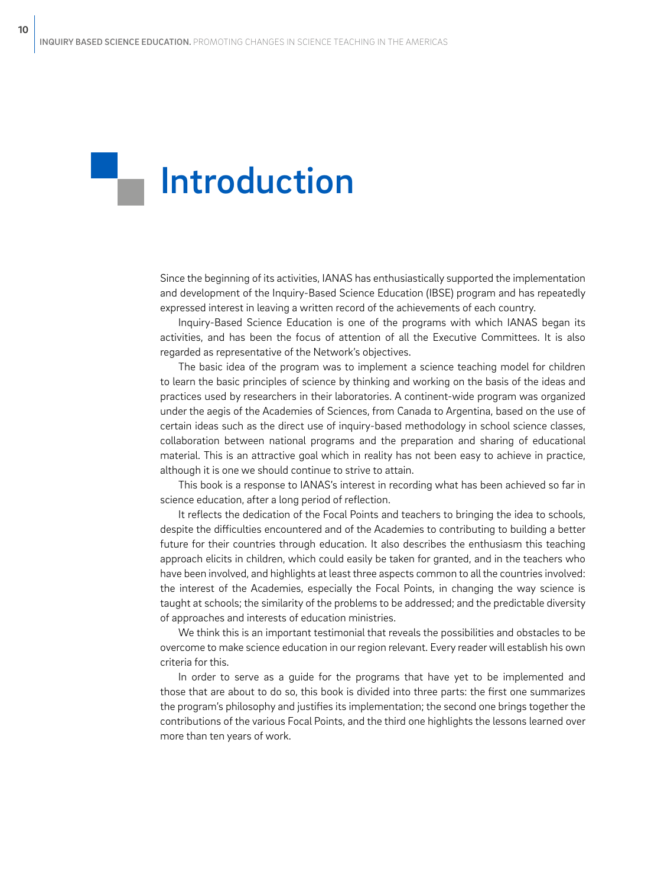# Introduction

Since the beginning of its activities, IANAS has enthusiastically supported the implementation and development of the Inquiry-Based Science Education (IBSE) program and has repeatedly expressed interest in leaving a written record of the achievements of each country.

Inquiry-Based Science Education is one of the programs with which IANAS began its activities, and has been the focus of attention of all the Executive Committees. It is also regarded as representative of the Network's objectives.

The basic idea of the program was to implement a science teaching model for children to learn the basic principles of science by thinking and working on the basis of the ideas and practices used by researchers in their laboratories. A continent-wide program was organized under the aegis of the Academies of Sciences, from Canada to Argentina, based on the use of certain ideas such as the direct use of inquiry-based methodology in school science classes, collaboration between national programs and the preparation and sharing of educational material. This is an attractive goal which in reality has not been easy to achieve in practice, although it is one we should continue to strive to attain.

This book is a response to IANAS's interest in recording what has been achieved so far in science education, after a long period of reflection.

It reflects the dedication of the Focal Points and teachers to bringing the idea to schools, despite the difficulties encountered and of the Academies to contributing to building a better future for their countries through education. It also describes the enthusiasm this teaching approach elicits in children, which could easily be taken for granted, and in the teachers who have been involved, and highlights at least three aspects common to all the countries involved: the interest of the Academies, especially the Focal Points, in changing the way science is taught at schools; the similarity of the problems to be addressed; and the predictable diversity of approaches and interests of education ministries.

We think this is an important testimonial that reveals the possibilities and obstacles to be overcome to make science education in our region relevant. Every reader will establish his own criteria for this.

In order to serve as a guide for the programs that have yet to be implemented and those that are about to do so, this book is divided into three parts: the first one summarizes the program's philosophy and justifies its implementation; the second one brings together the contributions of the various Focal Points, and the third one highlights the lessons learned over more than ten years of work.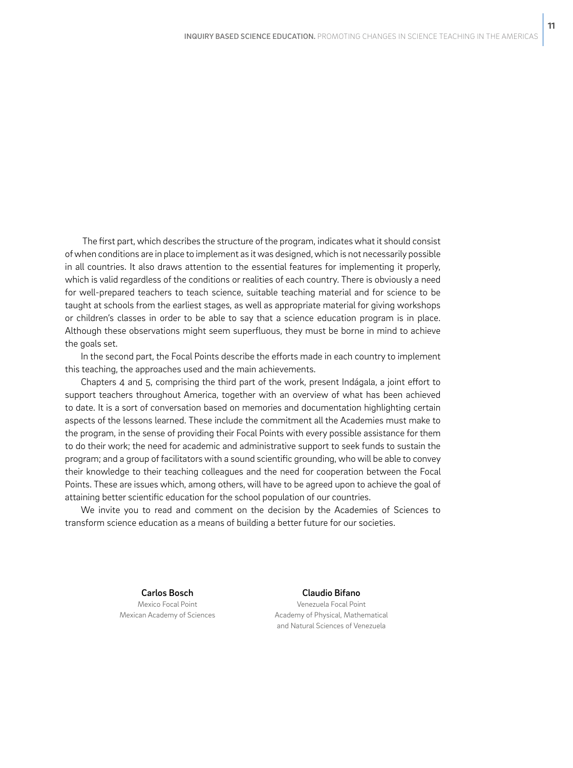The first part, which describes the structure of the program, indicates what it should consist of when conditions are in place to implement as it was designed, which is not necessarily possible in all countries. It also draws attention to the essential features for implementing it properly, which is valid regardless of the conditions or realities of each country. There is obviously a need for well-prepared teachers to teach science, suitable teaching material and for science to be taught at schools from the earliest stages, as well as appropriate material for giving workshops or children's classes in order to be able to say that a science education program is in place. Although these observations might seem superfluous, they must be borne in mind to achieve the goals set.

In the second part, the Focal Points describe the efforts made in each country to implement this teaching, the approaches used and the main achievements.

Chapters 4 and 5, comprising the third part of the work, present Indágala, a joint effort to support teachers throughout America, together with an overview of what has been achieved to date. It is a sort of conversation based on memories and documentation highlighting certain aspects of the lessons learned. These include the commitment all the Academies must make to the program, in the sense of providing their Focal Points with every possible assistance for them to do their work; the need for academic and administrative support to seek funds to sustain the program; and a group of facilitators with a sound scientific grounding, who will be able to convey their knowledge to their teaching colleagues and the need for cooperation between the Focal Points. These are issues which, among others, will have to be agreed upon to achieve the goal of attaining better scientific education for the school population of our countries.

We invite you to read and comment on the decision by the Academies of Sciences to transform science education as a means of building a better future for our societies.

**Carlos Bosch**
Mexico Focal Point
Mexican Academy of Sciences

**Claudio Bifano**
Venezuela Focal Point
Academy of Physical, Mathematical and Natural Sciences of Venezuela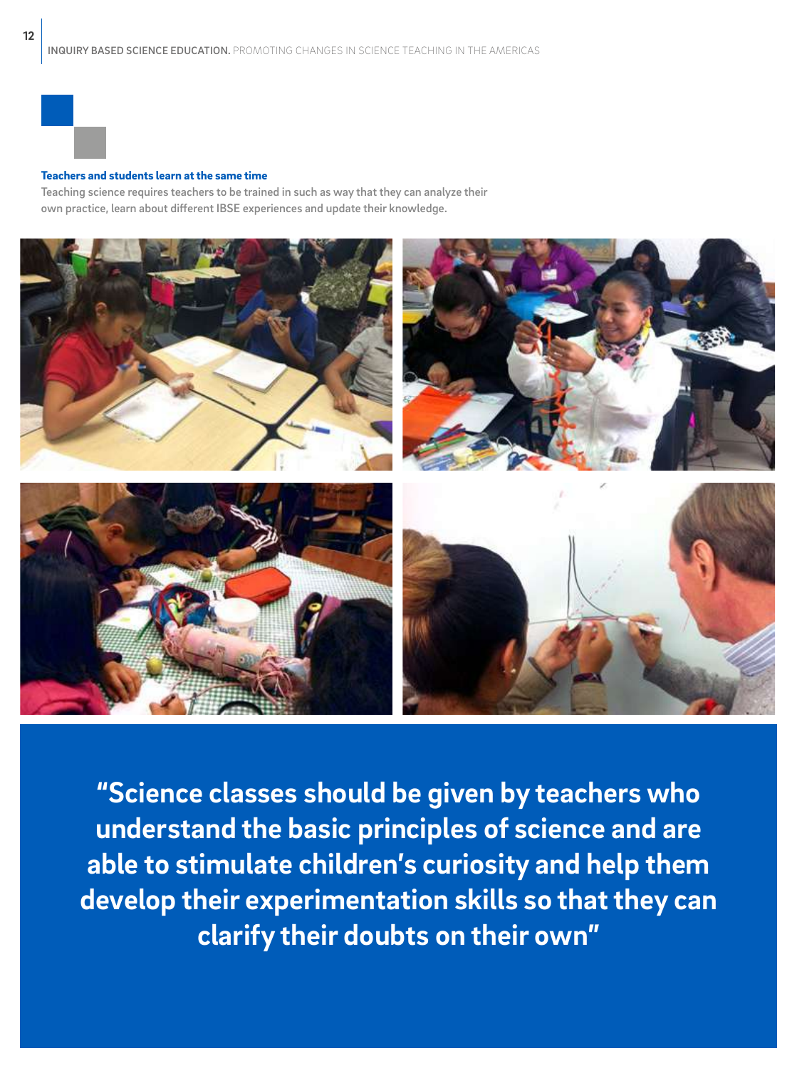**Teachers and students learn at the same time**

Teaching science requires teachers to be trained in such as way that they can analyze their own practice, learn about different IBSE experiences and update their knowledge.

> **"Science classes should be given by teachers who understand the basic principles of science and are able to stimulate children's curiosity and help them develop their experimentation skills so that they can clarify their doubts on their own"**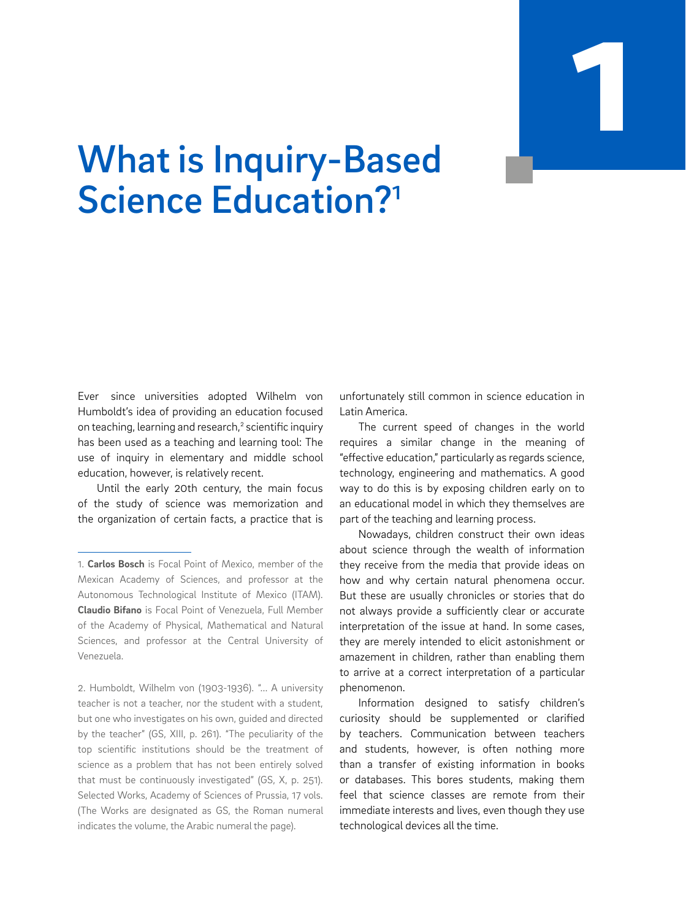# 1

# What is Inquiry-Based Science Education?[1]

Ever since universities adopted Wilhelm von Humboldt's idea of providing an education focused on teaching, learning and research,[2] scientific inquiry has been used as a teaching and learning tool: The use of inquiry in elementary and middle school education, however, is relatively recent.

Until the early 20th century, the main focus of the study of science was memorization and the organization of certain facts, a practice that is unfortunately still common in science education in Latin America.

The current speed of changes in the world requires a similar change in the meaning of "effective education," particularly as regards science, technology, engineering and mathematics. A good way to do this is by exposing children early on to an educational model in which they themselves are part of the teaching and learning process.

Nowadays, children construct their own ideas about science through the wealth of information they receive from the media that provide ideas on how and why certain natural phenomena occur. But these are usually chronicles or stories that do not always provide a sufficiently clear or accurate interpretation of the issue at hand. In some cases, they are merely intended to elicit astonishment or amazement in children, rather than enabling them to arrive at a correct interpretation of a particular phenomenon.

Information designed to satisfy children's curiosity should be supplemented or clarified by teachers. Communication between teachers and students, however, is often nothing more than a transfer of existing information in books or databases. This bores students, making them feel that science classes are remote from their immediate interests and lives, even though they use technological devices all the time.

---

1. **Carlos Bosch** is Focal Point of Mexico, member of the Mexican Academy of Sciences, and professor at the Autonomous Technological Institute of Mexico (ITAM). **Claudio Bifano** is Focal Point of Venezuela, Full Member of the Academy of Physical, Mathematical and Natural Sciences, and professor at the Central University of Venezuela.

2. Humboldt, Wilhelm von (1903-1936). "... A university teacher is not a teacher, nor the student with a student, but one who investigates on his own, guided and directed by the teacher" (GS, XIII, p. 261). "The peculiarity of the top scientific institutions should be the treatment of science as a problem that has not been entirely solved that must be continuously investigated" (GS, X, p. 251). Selected Works, Academy of Sciences of Prussia, 17 vols. (The Works are designated as GS, the Roman numeral indicates the volume, the Arabic numeral the page).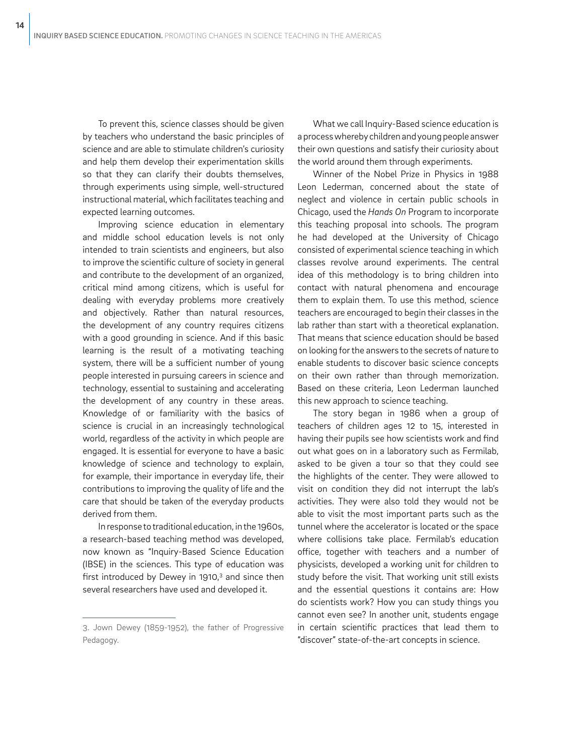To prevent this, science classes should be given by teachers who understand the basic principles of science and are able to stimulate children's curiosity and help them develop their experimentation skills so that they can clarify their doubts themselves, through experiments using simple, well-structured instructional material, which facilitates teaching and expected learning outcomes.

Improving science education in elementary and middle school education levels is not only intended to train scientists and engineers, but also to improve the scientific culture of society in general and contribute to the development of an organized, critical mind among citizens, which is useful for dealing with everyday problems more creatively and objectively. Rather than natural resources, the development of any country requires citizens with a good grounding in science. And if this basic learning is the result of a motivating teaching system, there will be a sufficient number of young people interested in pursuing careers in science and technology, essential to sustaining and accelerating the development of any country in these areas. Knowledge of or familiarity with the basics of science is crucial in an increasingly technological world, regardless of the activity in which people are engaged. It is essential for everyone to have a basic knowledge of science and technology to explain, for example, their importance in everyday life, their contributions to improving the quality of life and the care that should be taken of the everyday products derived from them.

In response to traditional education, in the 1960s, a research-based teaching method was developed, now known as "Inquiry-Based Science Education (IBSE) in the sciences. This type of education was first introduced by Dewey in 1910,[3] and since then several researchers have used and developed it.

What we call Inquiry-Based science education is a process whereby children and young people answer their own questions and satisfy their curiosity about the world around them through experiments.

Winner of the Nobel Prize in Physics in 1988 Leon Lederman, concerned about the state of neglect and violence in certain public schools in Chicago, used the *Hands On* Program to incorporate this teaching proposal into schools. The program he had developed at the University of Chicago consisted of experimental science teaching in which classes revolve around experiments. The central idea of this methodology is to bring children into contact with natural phenomena and encourage them to explain them. To use this method, science teachers are encouraged to begin their classes in the lab rather than start with a theoretical explanation. That means that science education should be based on looking for the answers to the secrets of nature to enable students to discover basic science concepts on their own rather than through memorization. Based on these criteria, Leon Lederman launched this new approach to science teaching.

The story began in 1986 when a group of teachers of children ages 12 to 15, interested in having their pupils see how scientists work and find out what goes on in a laboratory such as Fermilab, asked to be given a tour so that they could see the highlights of the center. They were allowed to visit on condition they did not interrupt the lab's activities. They were also told they would not be able to visit the most important parts such as the tunnel where the accelerator is located or the space where collisions take place. Fermilab's education office, together with teachers and a number of physicists, developed a working unit for children to study before the visit. That working unit still exists and the essential questions it contains are: How do scientists work? How you can study things you cannot even see? In another unit, students engage in certain scientific practices that lead them to "discover" state-of-the-art concepts in science.

---

3. Jown Dewey (1859-1952), the father of Progressive Pedagogy.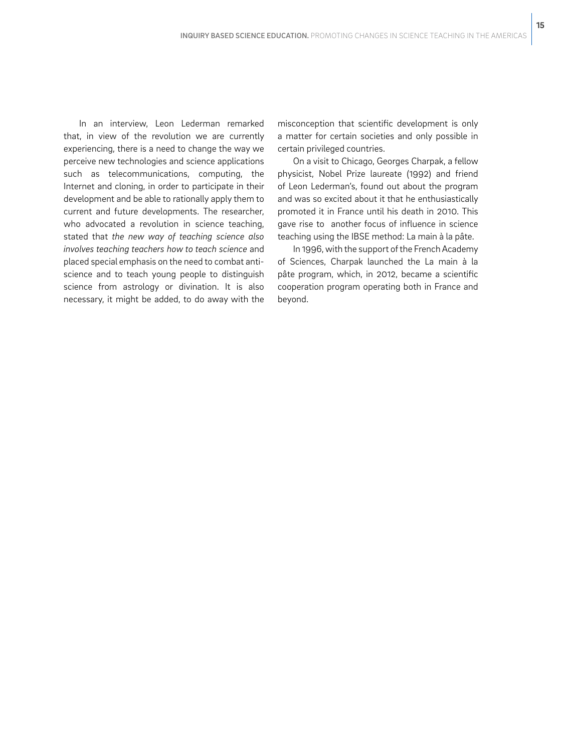In an interview, Leon Lederman remarked that, in view of the revolution we are currently experiencing, there is a need to change the way we perceive new technologies and science applications such as telecommunications, computing, the Internet and cloning, in order to participate in their development and be able to rationally apply them to current and future developments. The researcher, who advocated a revolution in science teaching, stated that *the new way of teaching science also involves teaching teachers how to teach science* and placed special emphasis on the need to combat anti-science and to teach young people to distinguish science from astrology or divination. It is also necessary, it might be added, to do away with the misconception that scientific development is only a matter for certain societies and only possible in certain privileged countries.

On a visit to Chicago, Georges Charpak, a fellow physicist, Nobel Prize laureate (1992) and friend of Leon Lederman's, found out about the program and was so excited about it that he enthusiastically promoted it in France until his death in 2010. This gave rise to another focus of influence in science teaching using the IBSE method: La main à la pâte.

In 1996, with the support of the French Academy of Sciences, Charpak launched the La main à la pâte program, which, in 2012, became a scientific cooperation program operating both in France and beyond.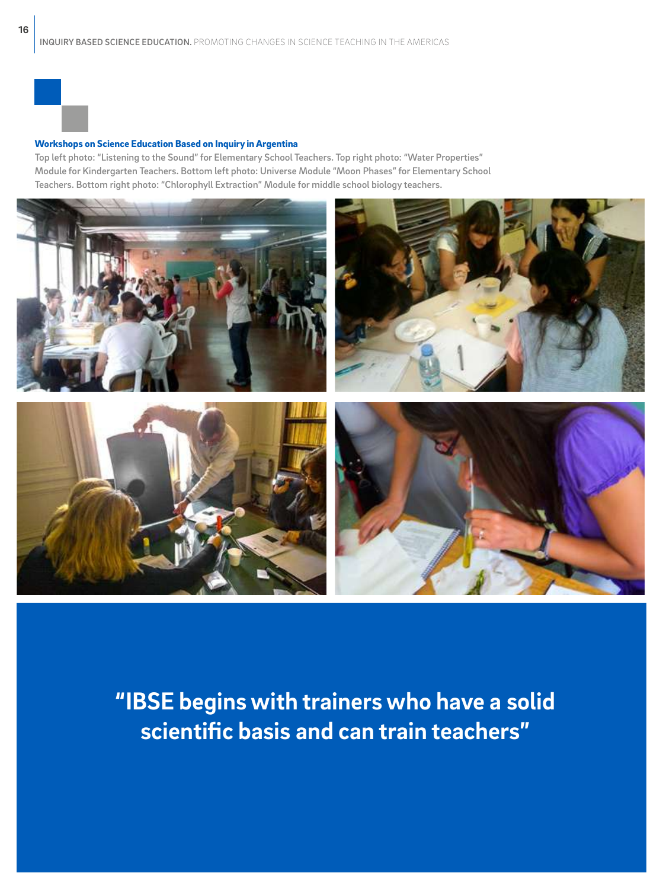**Workshops on Science Education Based on Inquiry in Argentina**

Top left photo: "Listening to the Sound" for Elementary School Teachers. Top right photo: "Water Properties" Module for Kindergarten Teachers. Bottom left photo: Universe Module "Moon Phases" for Elementary School Teachers. Bottom right photo: "Chlorophyll Extraction" Module for middle school biology teachers.

**"IBSE begins with trainers who have a solid scientific basis and can train teachers"**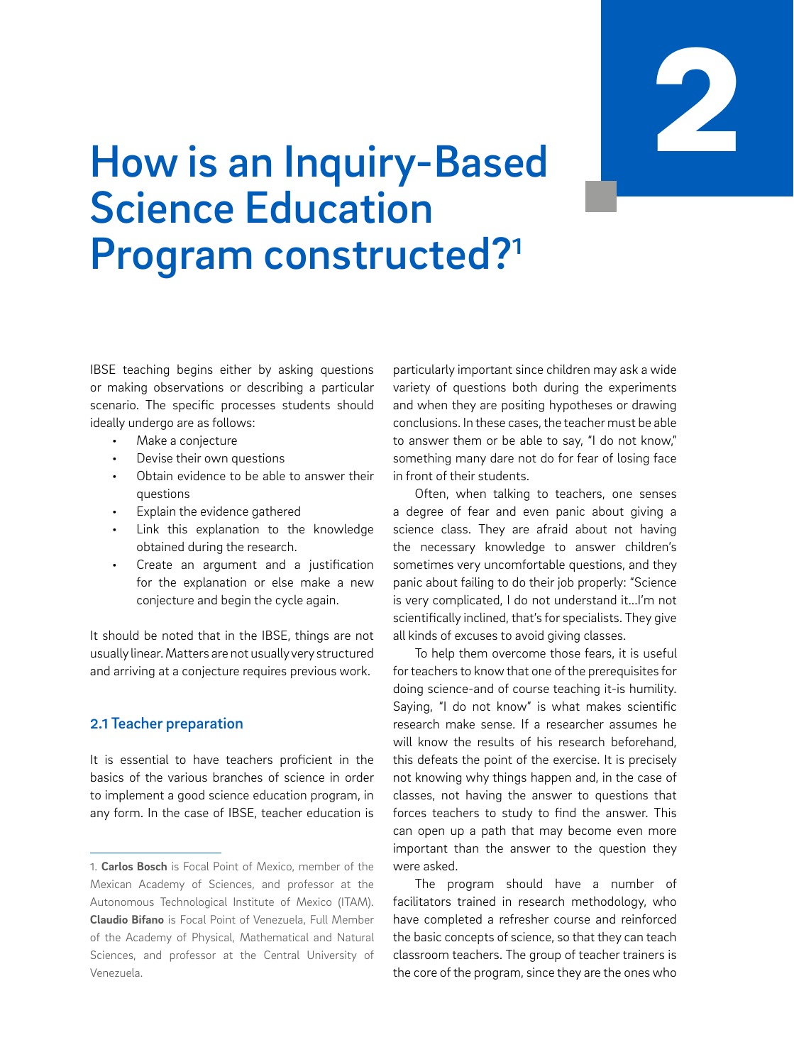# How is an Inquiry-Based Science Education Program constructed?[1]

IBSE teaching begins either by asking questions or making observations or describing a particular scenario. The specific processes students should ideally undergo are as follows:

- Make a conjecture
- Devise their own questions
- Obtain evidence to be able to answer their questions
- Explain the evidence gathered
- Link this explanation to the knowledge obtained during the research.
- Create an argument and a justification for the explanation or else make a new conjecture and begin the cycle again.

It should be noted that in the IBSE, things are not usually linear. Matters are not usually very structured and arriving at a conjecture requires previous work.

## 2.1 Teacher preparation

It is essential to have teachers proficient in the basics of the various branches of science in order to implement a good science education program, in any form. In the case of IBSE, teacher education is particularly important since children may ask a wide variety of questions both during the experiments and when they are positing hypotheses or drawing conclusions. In these cases, the teacher must be able to answer them or be able to say, "I do not know," something many dare not do for fear of losing face in front of their students.

Often, when talking to teachers, one senses a degree of fear and even panic about giving a science class. They are afraid about not having the necessary knowledge to answer children's sometimes very uncomfortable questions, and they panic about failing to do their job properly: "Science is very complicated, I do not understand it...I'm not scientifically inclined, that's for specialists. They give all kinds of excuses to avoid giving classes.

To help them overcome those fears, it is useful for teachers to know that one of the prerequisites for doing science-and of course teaching it-is humility. Saying, "I do not know" is what makes scientific research make sense. If a researcher assumes he will know the results of his research beforehand, this defeats the point of the exercise. It is precisely not knowing why things happen and, in the case of classes, not having the answer to questions that forces teachers to study to find the answer. This can open up a path that may become even more important than the answer to the question they were asked.

The program should have a number of facilitators trained in research methodology, who have completed a refresher course and reinforced the basic concepts of science, so that they can teach classroom teachers. The group of teacher trainers is the core of the program, since they are the ones who

---

1. **Carlos Bosch** is Focal Point of Mexico, member of the Mexican Academy of Sciences, and professor at the Autonomous Technological Institute of Mexico (ITAM). **Claudio Bifano** is Focal Point of Venezuela, Full Member of the Academy of Physical, Mathematical and Natural Sciences, and professor at the Central University of Venezuela.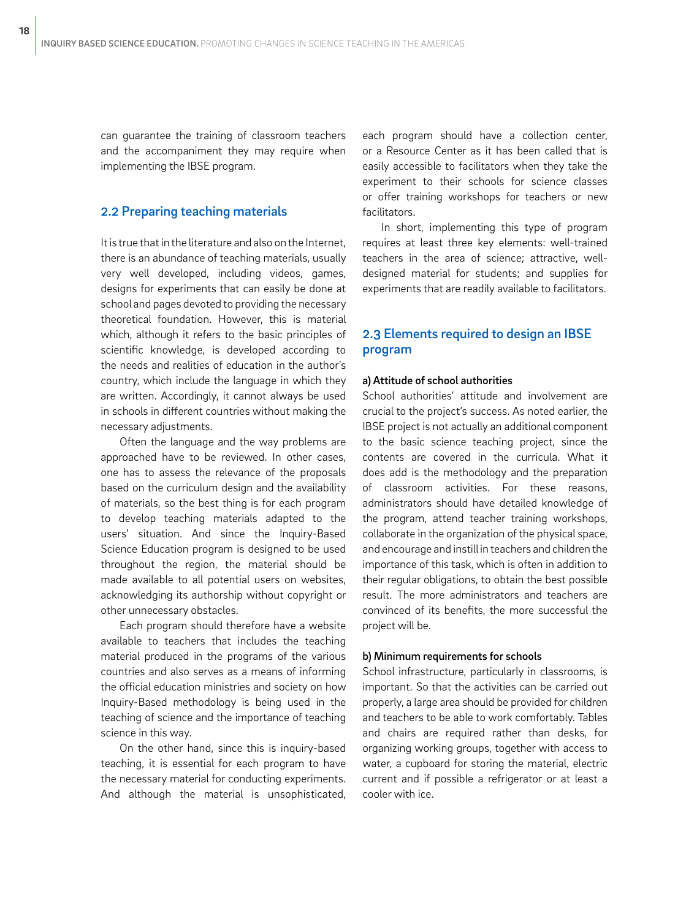can guarantee the training of classroom teachers and the accompaniment they may require when implementing the IBSE program.

## 2.2 Preparing teaching materials

It is true that in the literature and also on the Internet, there is an abundance of teaching materials, usually very well developed, including videos, games, designs for experiments that can easily be done at school and pages devoted to providing the necessary theoretical foundation. However, this is material which, although it refers to the basic principles of scientific knowledge, is developed according to the needs and realities of education in the author's country, which include the language in which they are written. Accordingly, it cannot always be used in schools in different countries without making the necessary adjustments.

Often the language and the way problems are approached have to be reviewed. In other cases, one has to assess the relevance of the proposals based on the curriculum design and the availability of materials, so the best thing is for each program to develop teaching materials adapted to the users' situation. And since the Inquiry-Based Science Education program is designed to be used throughout the region, the material should be made available to all potential users on websites, acknowledging its authorship without copyright or other unnecessary obstacles.

Each program should therefore have a website available to teachers that includes the teaching material produced in the programs of the various countries and also serves as a means of informing the official education ministries and society on how Inquiry-Based methodology is being used in the teaching of science and the importance of teaching science in this way.

On the other hand, since this is inquiry-based teaching, it is essential for each program to have the necessary material for conducting experiments. And although the material is unsophisticated, each program should have a collection center, or a Resource Center as it has been called that is easily accessible to facilitators when they take the experiment to their schools for science classes or offer training workshops for teachers or new facilitators.

In short, implementing this type of program requires at least three key elements: well-trained teachers in the area of science; attractive, well-designed material for students; and supplies for experiments that are readily available to facilitators.

## 2.3 Elements required to design an IBSE program

#### a) Attitude of school authorities

School authorities' attitude and involvement are crucial to the project's success. As noted earlier, the IBSE project is not actually an additional component to the basic science teaching project, since the contents are covered in the curricula. What it does add is the methodology and the preparation of classroom activities. For these reasons, administrators should have detailed knowledge of the program, attend teacher training workshops, collaborate in the organization of the physical space, and encourage and instill in teachers and children the importance of this task, which is often in addition to their regular obligations, to obtain the best possible result. The more administrators and teachers are convinced of its benefits, the more successful the project will be.

#### b) Minimum requirements for schools

School infrastructure, particularly in classrooms, is important. So that the activities can be carried out properly, a large area should be provided for children and teachers to be able to work comfortably. Tables and chairs are required rather than desks, for organizing working groups, together with access to water, a cupboard for storing the material, electric current and if possible a refrigerator or at least a cooler with ice.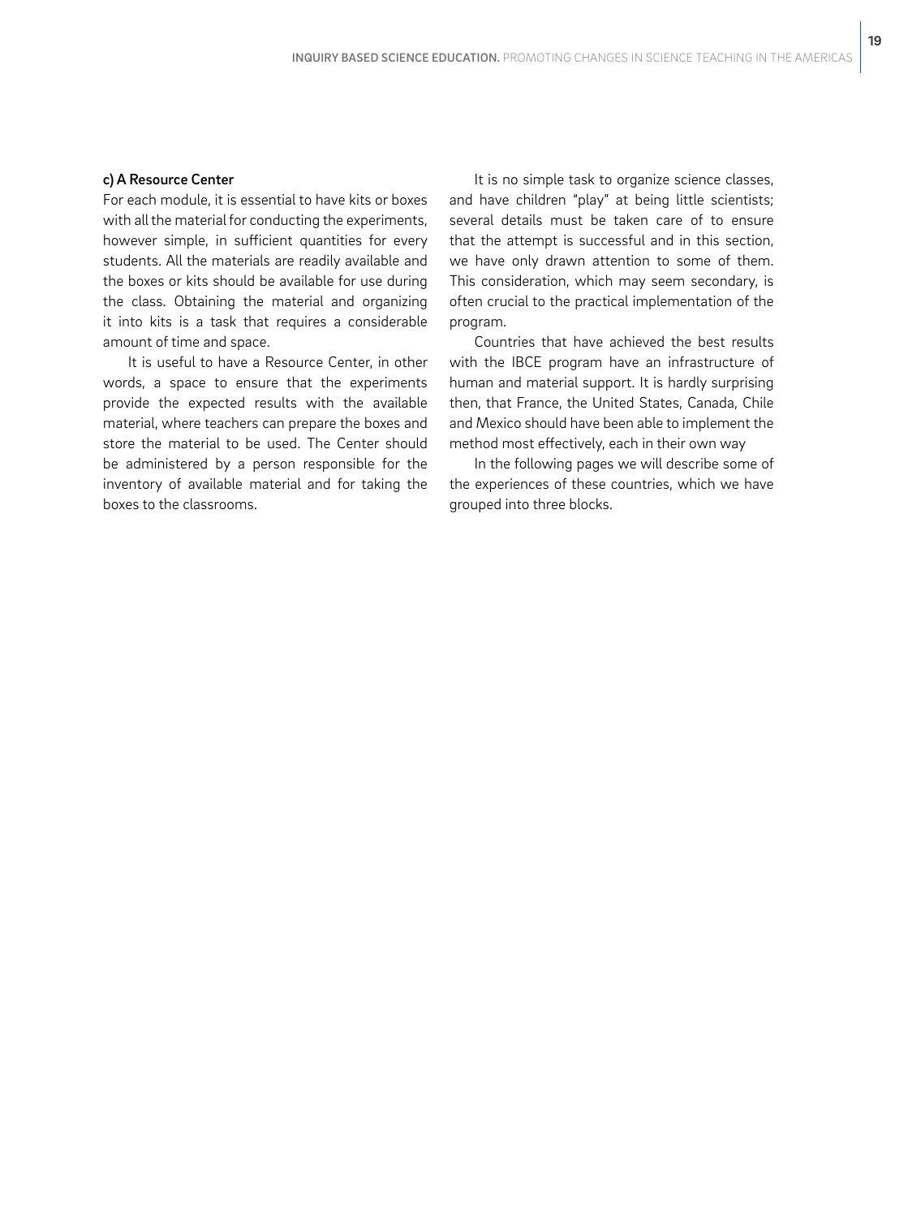**c) A Resource Center**

For each module, it is essential to have kits or boxes with all the material for conducting the experiments, however simple, in sufficient quantities for every students. All the materials are readily available and the boxes or kits should be available for use during the class. Obtaining the material and organizing it into kits is a task that requires a considerable amount of time and space.

It is useful to have a Resource Center, in other words, a space to ensure that the experiments provide the expected results with the available material, where teachers can prepare the boxes and store the material to be used. The Center should be administered by a person responsible for the inventory of available material and for taking the boxes to the classrooms.

It is no simple task to organize science classes, and have children "play" at being little scientists; several details must be taken care of to ensure that the attempt is successful and in this section, we have only drawn attention to some of them. This consideration, which may seem secondary, is often crucial to the practical implementation of the program.

Countries that have achieved the best results with the IBCE program have an infrastructure of human and material support. It is hardly surprising then, that France, the United States, Canada, Chile and Mexico should have been able to implement the method most effectively, each in their own way

In the following pages we will describe some of the experiences of these countries, which we have grouped into three blocks.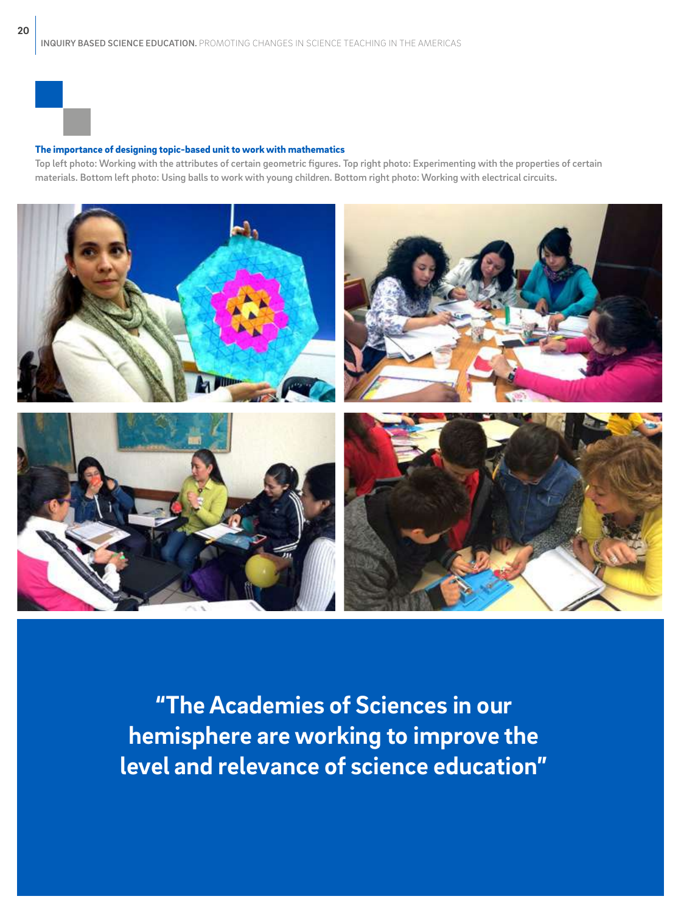**The importance of designing topic-based unit to work with mathematics**

Top left photo: Working with the attributes of certain geometric figures. Top right photo: Experimenting with the properties of certain materials. Bottom left photo: Using balls to work with young children. Bottom right photo: Working with electrical circuits.

**"The Academies of Sciences in our hemisphere are working to improve the level and relevance of science education"**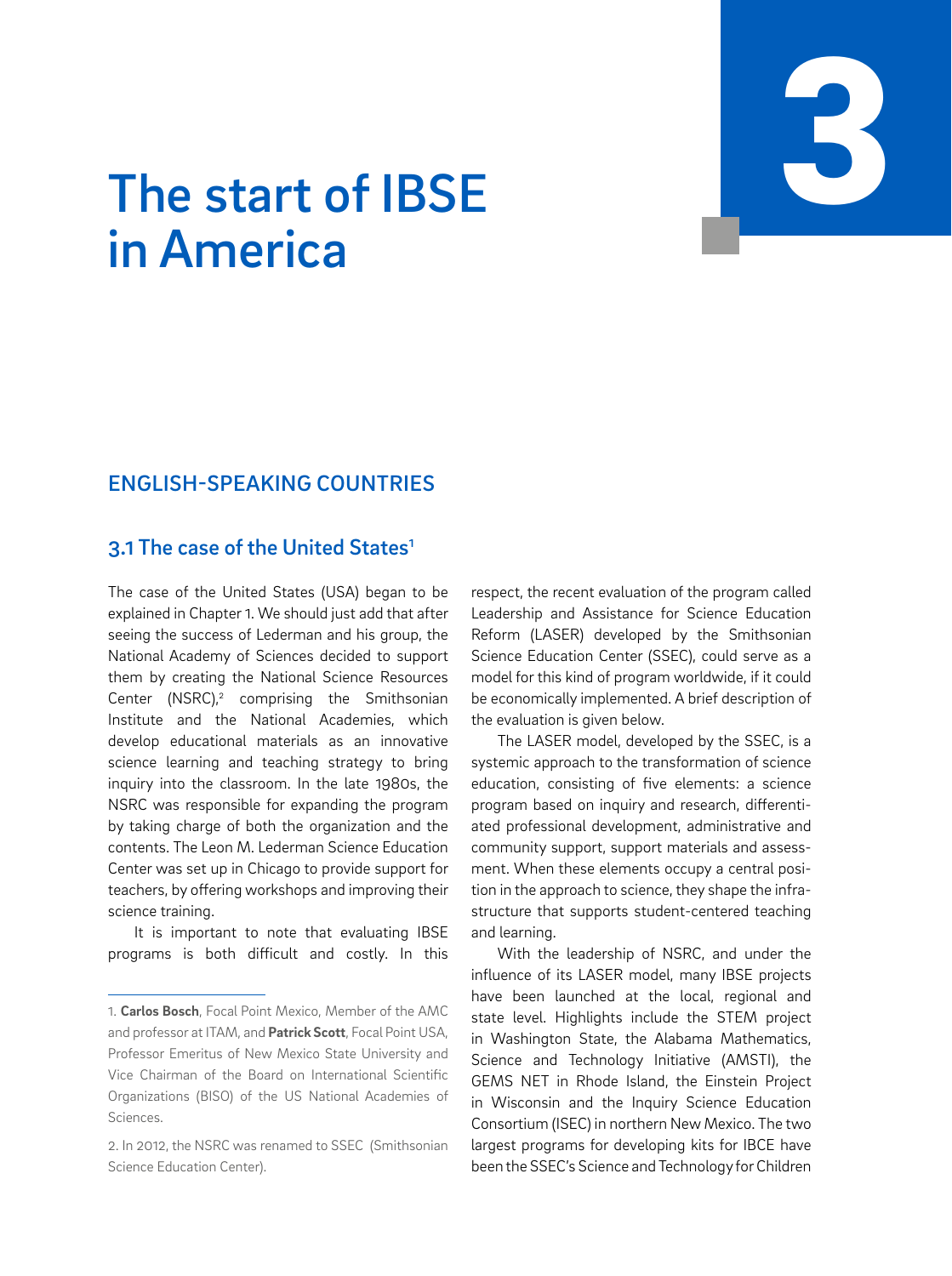# 3

# The start of IBSE in America

## ENGLISH-SPEAKING COUNTRIES

### 3.1 The case of the United States[1]

The case of the United States (USA) began to be explained in Chapter 1. We should just add that after seeing the success of Lederman and his group, the National Academy of Sciences decided to support them by creating the National Science Resources Center (NSRC),[2] comprising the Smithsonian Institute and the National Academies, which develop educational materials as an innovative science learning and teaching strategy to bring inquiry into the classroom. In the late 1980s, the NSRC was responsible for expanding the program by taking charge of both the organization and the contents. The Leon M. Lederman Science Education Center was set up in Chicago to provide support for teachers, by offering workshops and improving their science training.

It is important to note that evaluating IBSE programs is both difficult and costly. In this respect, the recent evaluation of the program called Leadership and Assistance for Science Education Reform (LASER) developed by the Smithsonian Science Education Center (SSEC), could serve as a model for this kind of program worldwide, if it could be economically implemented. A brief description of the evaluation is given below.

The LASER model, developed by the SSEC, is a systemic approach to the transformation of science education, consisting of five elements: a science program based on inquiry and research, differentiated professional development, administrative and community support, support materials and assessment. When these elements occupy a central position in the approach to science, they shape the infrastructure that supports student-centered teaching and learning.

With the leadership of NSRC, and under the influence of its LASER model, many IBSE projects have been launched at the local, regional and state level. Highlights include the STEM project in Washington State, the Alabama Mathematics, Science and Technology Initiative (AMSTI), the GEMS NET in Rhode Island, the Einstein Project in Wisconsin and the Inquiry Science Education Consortium (ISEC) in northern New Mexico. The two largest programs for developing kits for IBCE have been the SSEC's Science and Technology for Children

---

1. **Carlos Bosch**, Focal Point Mexico, Member of the AMC and professor at ITAM, and **Patrick Scott**, Focal Point USA, Professor Emeritus of New Mexico State University and Vice Chairman of the Board on International Scientific Organizations (BISO) of the US National Academies of Sciences.

2. In 2012, the NSRC was renamed to SSEC (Smithsonian Science Education Center).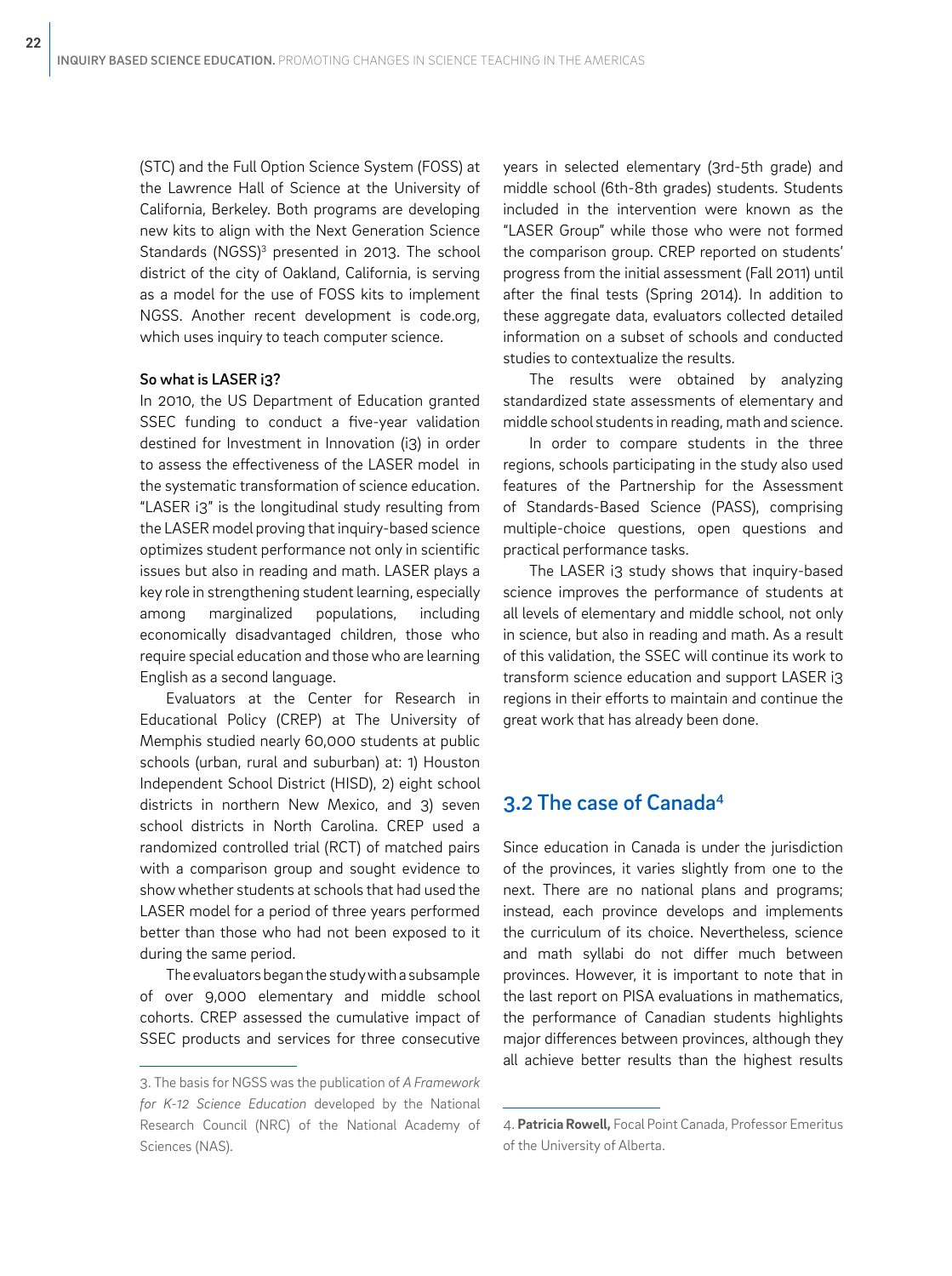(STC) and the Full Option Science System (FOSS) at the Lawrence Hall of Science at the University of California, Berkeley. Both programs are developing new kits to align with the Next Generation Science Standards (NGSS)[3] presented in 2013. The school district of the city of Oakland, California, is serving as a model for the use of FOSS kits to implement NGSS. Another recent development is code.org, which uses inquiry to teach computer science.

**So what is LASER i3?**

In 2010, the US Department of Education granted SSEC funding to conduct a five-year validation destined for Investment in Innovation (i3) in order to assess the effectiveness of the LASER model in the systematic transformation of science education. "LASER i3" is the longitudinal study resulting from the LASER model proving that inquiry-based science optimizes student performance not only in scientific issues but also in reading and math. LASER plays a key role in strengthening student learning, especially among marginalized populations, including economically disadvantaged children, those who require special education and those who are learning English as a second language.

Evaluators at the Center for Research in Educational Policy (CREP) at The University of Memphis studied nearly 60,000 students at public schools (urban, rural and suburban) at: 1) Houston Independent School District (HISD), 2) eight school districts in northern New Mexico, and 3) seven school districts in North Carolina. CREP used a randomized controlled trial (RCT) of matched pairs with a comparison group and sought evidence to show whether students at schools that had used the LASER model for a period of three years performed better than those who had not been exposed to it during the same period.

The evaluators began the study with a subsample of over 9,000 elementary and middle school cohorts. CREP assessed the cumulative impact of SSEC products and services for three consecutive years in selected elementary (3rd-5th grade) and middle school (6th-8th grades) students. Students included in the intervention were known as the "LASER Group" while those who were not formed the comparison group. CREP reported on students' progress from the initial assessment (Fall 2011) until after the final tests (Spring 2014). In addition to these aggregate data, evaluators collected detailed information on a subset of schools and conducted studies to contextualize the results.

The results were obtained by analyzing standardized state assessments of elementary and middle school students in reading, math and science.

In order to compare students in the three regions, schools participating in the study also used features of the Partnership for the Assessment of Standards-Based Science (PASS), comprising multiple-choice questions, open questions and practical performance tasks.

The LASER i3 study shows that inquiry-based science improves the performance of students at all levels of elementary and middle school, not only in science, but also in reading and math. As a result of this validation, the SSEC will continue its work to transform science education and support LASER i3 regions in their efforts to maintain and continue the great work that has already been done.

## 3.2 The case of Canada[4]

Since education in Canada is under the jurisdiction of the provinces, it varies slightly from one to the next. There are no national plans and programs; instead, each province develops and implements the curriculum of its choice. Nevertheless, science and math syllabi do not differ much between provinces. However, it is important to note that in the last report on PISA evaluations in mathematics, the performance of Canadian students highlights major differences between provinces, although they all achieve better results than the highest results

---

3. The basis for NGSS was the publication of *A Framework for K-12 Science Education* developed by the National Research Council (NRC) of the National Academy of Sciences (NAS).

4. **Patricia Rowell,** Focal Point Canada, Professor Emeritus of the University of Alberta.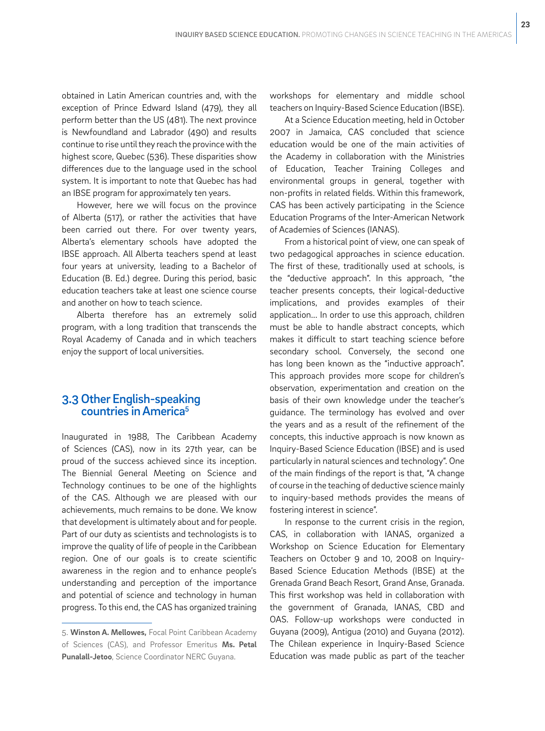obtained in Latin American countries and, with the exception of Prince Edward Island (479), they all perform better than the US (481). The next province is Newfoundland and Labrador (490) and results continue to rise until they reach the province with the highest score, Quebec (536). These disparities show differences due to the language used in the school system. It is important to note that Quebec has had an IBSE program for approximately ten years.

However, here we will focus on the province of Alberta (517), or rather the activities that have been carried out there. For over twenty years, Alberta's elementary schools have adopted the IBSE approach. All Alberta teachers spend at least four years at university, leading to a Bachelor of Education (B. Ed.) degree. During this period, basic education teachers take at least one science course and another on how to teach science.

Alberta therefore has an extremely solid program, with a long tradition that transcends the Royal Academy of Canada and in which teachers enjoy the support of local universities.

## 3.3 Other English-speaking countries in America[5]

Inaugurated in 1988, The Caribbean Academy of Sciences (CAS), now in its 27th year, can be proud of the success achieved since its inception. The Biennial General Meeting on Science and Technology continues to be one of the highlights of the CAS. Although we are pleased with our achievements, much remains to be done. We know that development is ultimately about and for people. Part of our duty as scientists and technologists is to improve the quality of life of people in the Caribbean region. One of our goals is to create scientific awareness in the region and to enhance people's understanding and perception of the importance and potential of science and technology in human progress. To this end, the CAS has organized training workshops for elementary and middle school teachers on Inquiry-Based Science Education (IBSE).

At a Science Education meeting, held in October 2007 in Jamaica, CAS concluded that science education would be one of the main activities of the Academy in collaboration with the Ministries of Education, Teacher Training Colleges and environmental groups in general, together with non-profits in related fields. Within this framework, CAS has been actively participating in the Science Education Programs of the Inter-American Network of Academies of Sciences (IANAS).

From a historical point of view, one can speak of two pedagogical approaches in science education. The first of these, traditionally used at schools, is the "deductive approach". In this approach, "the teacher presents concepts, their logical-deductive implications, and provides examples of their application… In order to use this approach, children must be able to handle abstract concepts, which makes it difficult to start teaching science before secondary school. Conversely, the second one has long been known as the "inductive approach". This approach provides more scope for children's observation, experimentation and creation on the basis of their own knowledge under the teacher's guidance. The terminology has evolved and over the years and as a result of the refinement of the concepts, this inductive approach is now known as Inquiry-Based Science Education (IBSE) and is used particularly in natural sciences and technology". One of the main findings of the report is that, "A change of course in the teaching of deductive science mainly to inquiry-based methods provides the means of fostering interest in science".

In response to the current crisis in the region, CAS, in collaboration with IANAS, organized a Workshop on Science Education for Elementary Teachers on October 9 and 10, 2008 on Inquiry-Based Science Education Methods (IBSE) at the Grenada Grand Beach Resort, Grand Anse, Granada. This first workshop was held in collaboration with the government of Granada, IANAS, CBD and OAS. Follow-up workshops were conducted in Guyana (2009), Antigua (2010) and Guyana (2012). The Chilean experience in Inquiry-Based Science Education was made public as part of the teacher

---

5. **Winston A. Mellowes,** Focal Point Caribbean Academy of Sciences (CAS), and Professor Emeritus **Ms. Petal Punalall-Jetoo**, Science Coordinator NERC Guyana.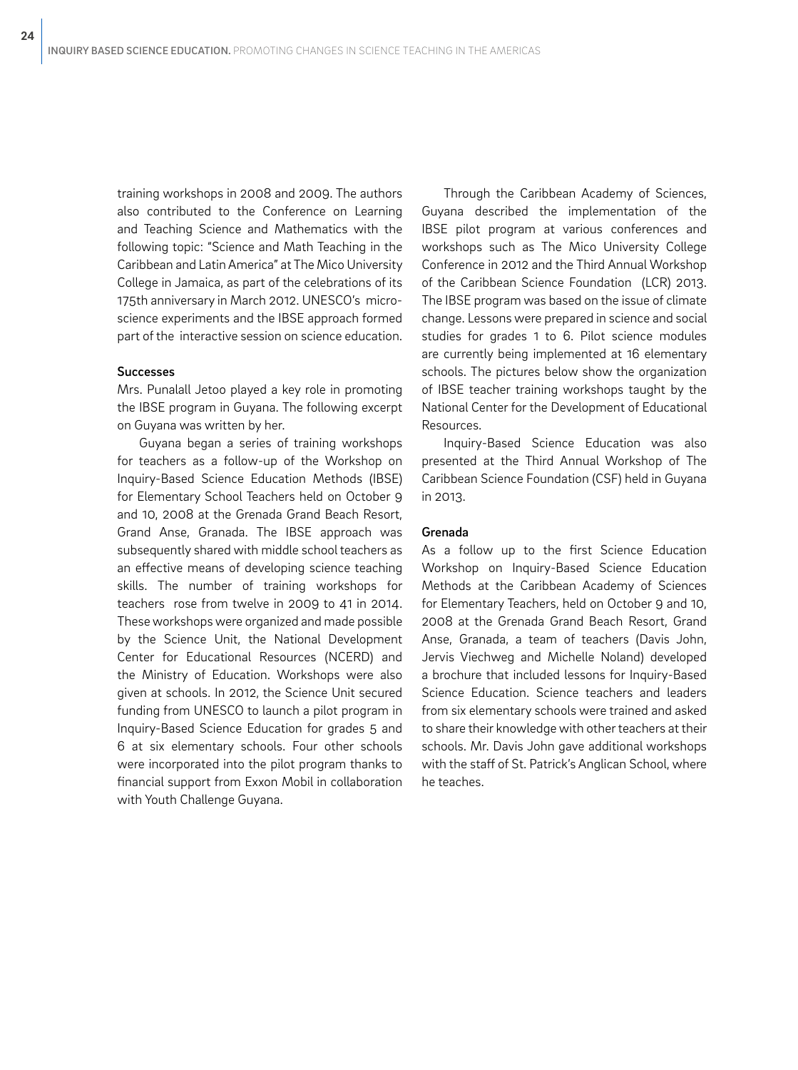training workshops in 2008 and 2009. The authors also contributed to the Conference on Learning and Teaching Science and Mathematics with the following topic: "Science and Math Teaching in the Caribbean and Latin America" at The Mico University College in Jamaica, as part of the celebrations of its 175th anniversary in March 2012. UNESCO's micro-science experiments and the IBSE approach formed part of the interactive session on science education.

#### Successes

Mrs. Punalall Jetoo played a key role in promoting the IBSE program in Guyana. The following excerpt on Guyana was written by her.

Guyana began a series of training workshops for teachers as a follow-up of the Workshop on Inquiry-Based Science Education Methods (IBSE) for Elementary School Teachers held on October 9 and 10, 2008 at the Grenada Grand Beach Resort, Grand Anse, Granada. The IBSE approach was subsequently shared with middle school teachers as an effective means of developing science teaching skills. The number of training workshops for teachers rose from twelve in 2009 to 41 in 2014. These workshops were organized and made possible by the Science Unit, the National Development Center for Educational Resources (NCERD) and the Ministry of Education. Workshops were also given at schools. In 2012, the Science Unit secured funding from UNESCO to launch a pilot program in Inquiry-Based Science Education for grades 5 and 6 at six elementary schools. Four other schools were incorporated into the pilot program thanks to financial support from Exxon Mobil in collaboration with Youth Challenge Guyana.

Through the Caribbean Academy of Sciences, Guyana described the implementation of the IBSE pilot program at various conferences and workshops such as The Mico University College Conference in 2012 and the Third Annual Workshop of the Caribbean Science Foundation (LCR) 2013. The IBSE program was based on the issue of climate change. Lessons were prepared in science and social studies for grades 1 to 6. Pilot science modules are currently being implemented at 16 elementary schools. The pictures below show the organization of IBSE teacher training workshops taught by the National Center for the Development of Educational Resources.

Inquiry-Based Science Education was also presented at the Third Annual Workshop of The Caribbean Science Foundation (CSF) held in Guyana in 2013.

#### Grenada

As a follow up to the first Science Education Workshop on Inquiry-Based Science Education Methods at the Caribbean Academy of Sciences for Elementary Teachers, held on October 9 and 10, 2008 at the Grenada Grand Beach Resort, Grand Anse, Granada, a team of teachers (Davis John, Jervis Viechweg and Michelle Noland) developed a brochure that included lessons for Inquiry-Based Science Education. Science teachers and leaders from six elementary schools were trained and asked to share their knowledge with other teachers at their schools. Mr. Davis John gave additional workshops with the staff of St. Patrick's Anglican School, where he teaches.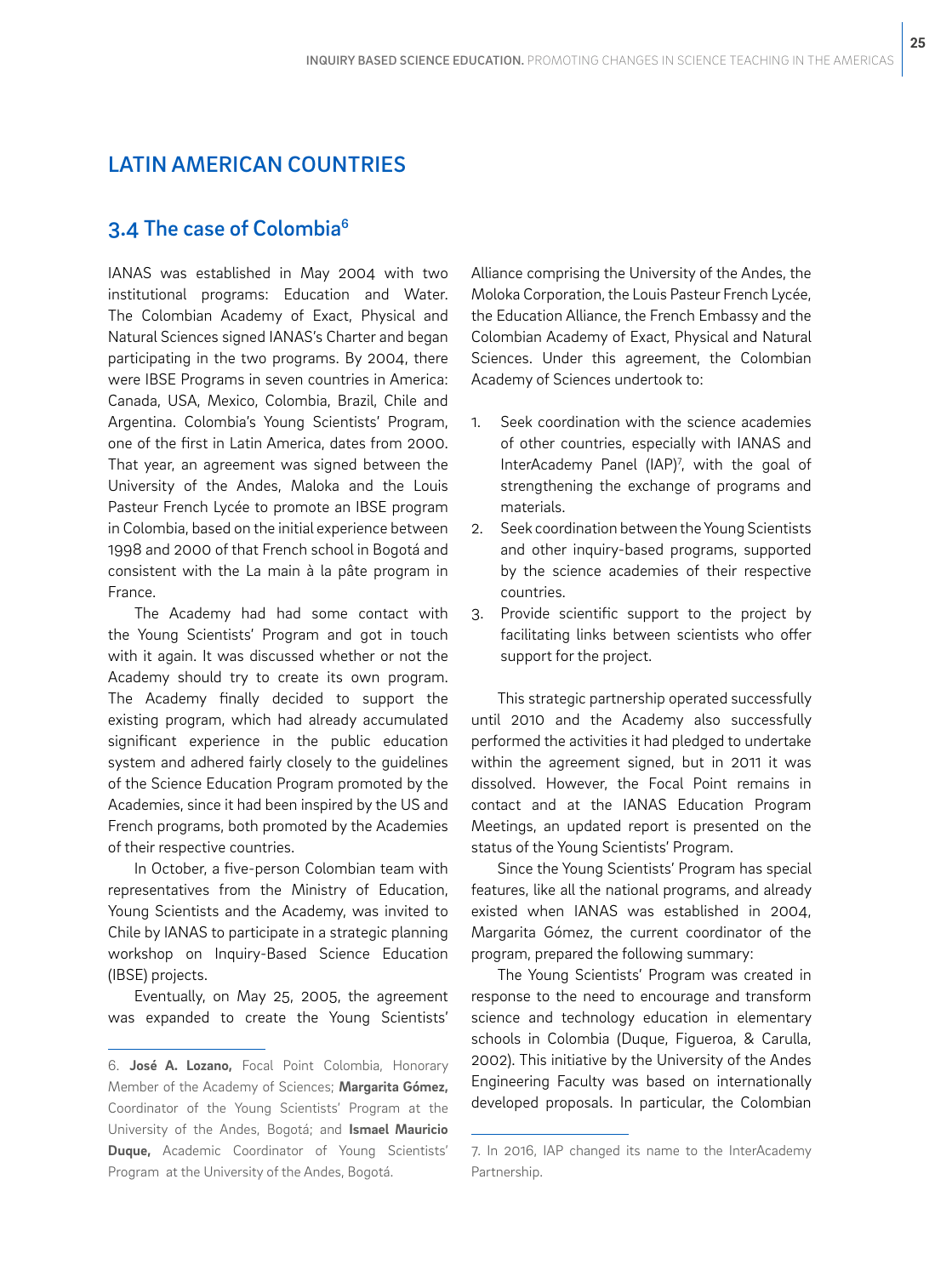## LATIN AMERICAN COUNTRIES

### 3.4 The case of Colombia[6]

IANAS was established in May 2004 with two institutional programs: Education and Water. The Colombian Academy of Exact, Physical and Natural Sciences signed IANAS's Charter and began participating in the two programs. By 2004, there were IBSE Programs in seven countries in America: Canada, USA, Mexico, Colombia, Brazil, Chile and Argentina. Colombia's Young Scientists' Program, one of the first in Latin America, dates from 2000. That year, an agreement was signed between the University of the Andes, Maloka and the Louis Pasteur French Lycée to promote an IBSE program in Colombia, based on the initial experience between 1998 and 2000 of that French school in Bogotá and consistent with the La main à la pâte program in France.

The Academy had had some contact with the Young Scientists' Program and got in touch with it again. It was discussed whether or not the Academy should try to create its own program. The Academy finally decided to support the existing program, which had already accumulated significant experience in the public education system and adhered fairly closely to the guidelines of the Science Education Program promoted by the Academies, since it had been inspired by the US and French programs, both promoted by the Academies of their respective countries.

In October, a five-person Colombian team with representatives from the Ministry of Education, Young Scientists and the Academy, was invited to Chile by IANAS to participate in a strategic planning workshop on Inquiry-Based Science Education (IBSE) projects.

Eventually, on May 25, 2005, the agreement was expanded to create the Young Scientists' Alliance comprising the University of the Andes, the Moloka Corporation, the Louis Pasteur French Lycée, the Education Alliance, the French Embassy and the Colombian Academy of Exact, Physical and Natural Sciences. Under this agreement, the Colombian Academy of Sciences undertook to:

1. Seek coordination with the science academies of other countries, especially with IANAS and InterAcademy Panel (IAP)[7], with the goal of strengthening the exchange of programs and materials.
2. Seek coordination between the Young Scientists and other inquiry-based programs, supported by the science academies of their respective countries.
3. Provide scientific support to the project by facilitating links between scientists who offer support for the project.

This strategic partnership operated successfully until 2010 and the Academy also successfully performed the activities it had pledged to undertake within the agreement signed, but in 2011 it was dissolved. However, the Focal Point remains in contact and at the IANAS Education Program Meetings, an updated report is presented on the status of the Young Scientists' Program.

Since the Young Scientists' Program has special features, like all the national programs, and already existed when IANAS was established in 2004, Margarita Gómez, the current coordinator of the program, prepared the following summary:

The Young Scientists' Program was created in response to the need to encourage and transform science and technology education in elementary schools in Colombia (Duque, Figueroa, & Carulla, 2002). This initiative by the University of the Andes Engineering Faculty was based on internationally developed proposals. In particular, the Colombian

---

6. **José A. Lozano,** Focal Point Colombia, Honorary Member of the Academy of Sciences; **Margarita Gómez,** Coordinator of the Young Scientists' Program at the University of the Andes, Bogotá; and **Ismael Mauricio Duque,** Academic Coordinator of Young Scientists' Program at the University of the Andes, Bogotá.

7. In 2016, IAP changed its name to the InterAcademy Partnership.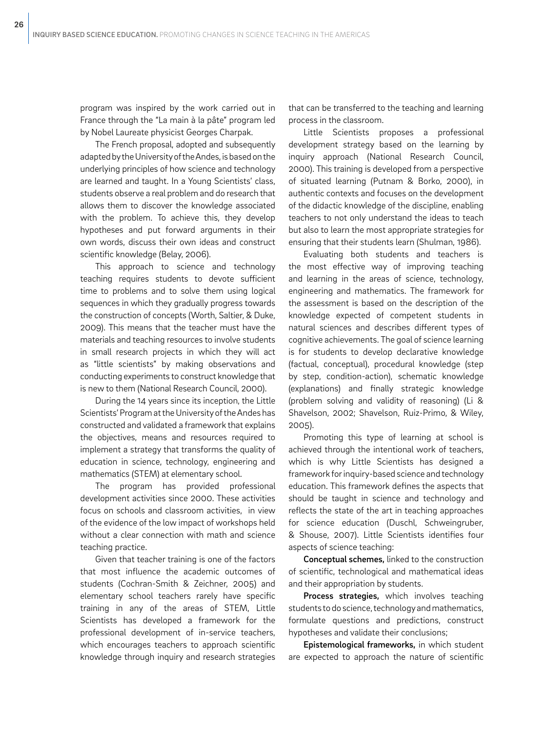program was inspired by the work carried out in France through the "La main à la pâte" program led by Nobel Laureate physicist Georges Charpak.

The French proposal, adopted and subsequently adapted by the University of the Andes, is based on the underlying principles of how science and technology are learned and taught. In a Young Scientists' class, students observe a real problem and do research that allows them to discover the knowledge associated with the problem. To achieve this, they develop hypotheses and put forward arguments in their own words, discuss their own ideas and construct scientific knowledge (Belay, 2006).

This approach to science and technology teaching requires students to devote sufficient time to problems and to solve them using logical sequences in which they gradually progress towards the construction of concepts (Worth, Saltier, & Duke, 2009). This means that the teacher must have the materials and teaching resources to involve students in small research projects in which they will act as "little scientists" by making observations and conducting experiments to construct knowledge that is new to them (National Research Council, 2000).

During the 14 years since its inception, the Little Scientists' Program at the University of the Andes has constructed and validated a framework that explains the objectives, means and resources required to implement a strategy that transforms the quality of education in science, technology, engineering and mathematics (STEM) at elementary school.

The program has provided professional development activities since 2000. These activities focus on schools and classroom activities, in view of the evidence of the low impact of workshops held without a clear connection with math and science teaching practice.

Given that teacher training is one of the factors that most influence the academic outcomes of students (Cochran-Smith & Zeichner, 2005) and elementary school teachers rarely have specific training in any of the areas of STEM, Little Scientists has developed a framework for the professional development of in-service teachers, which encourages teachers to approach scientific knowledge through inquiry and research strategies that can be transferred to the teaching and learning process in the classroom.

Little Scientists proposes a professional development strategy based on the learning by inquiry approach (National Research Council, 2000). This training is developed from a perspective of situated learning (Putnam & Borko, 2000), in authentic contexts and focuses on the development of the didactic knowledge of the discipline, enabling teachers to not only understand the ideas to teach but also to learn the most appropriate strategies for ensuring that their students learn (Shulman, 1986).

Evaluating both students and teachers is the most effective way of improving teaching and learning in the areas of science, technology, engineering and mathematics. The framework for the assessment is based on the description of the knowledge expected of competent students in natural sciences and describes different types of cognitive achievements. The goal of science learning is for students to develop declarative knowledge (factual, conceptual), procedural knowledge (step by step, condition-action), schematic knowledge (explanations) and finally strategic knowledge (problem solving and validity of reasoning) (Li & Shavelson, 2002; Shavelson, Ruiz-Primo, & Wiley, 2005).

Promoting this type of learning at school is achieved through the intentional work of teachers, which is why Little Scientists has designed a framework for inquiry-based science and technology education. This framework defines the aspects that should be taught in science and technology and reflects the state of the art in teaching approaches for science education (Duschl, Schweingruber, & Shouse, 2007). Little Scientists identifies four aspects of science teaching:

**Conceptual schemes,** linked to the construction of scientific, technological and mathematical ideas and their appropriation by students.

**Process strategies,** which involves teaching students to do science, technology and mathematics, formulate questions and predictions, construct hypotheses and validate their conclusions;

**Epistemological frameworks,** in which student are expected to approach the nature of scientific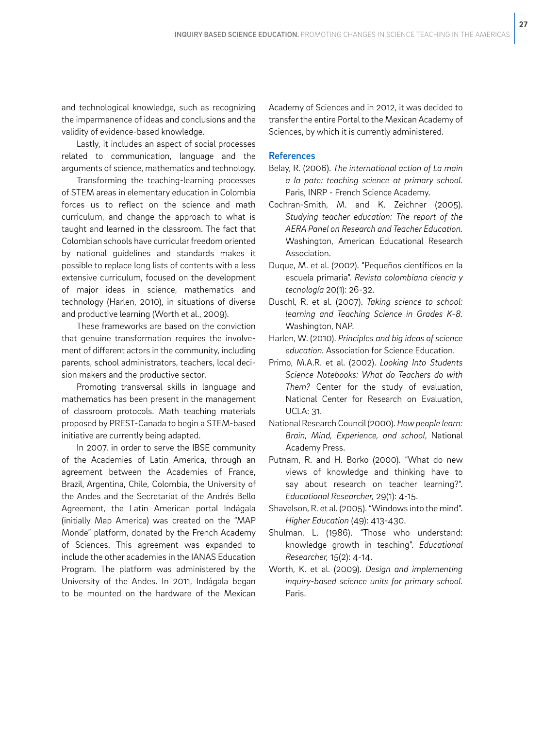and technological knowledge, such as recognizing the impermanence of ideas and conclusions and the validity of evidence-based knowledge.

Lastly, it includes an aspect of social processes related to communication, language and the arguments of science, mathematics and technology.

Transforming the teaching-learning processes of STEM areas in elementary education in Colombia forces us to reflect on the science and math curriculum, and change the approach to what is taught and learned in the classroom. The fact that Colombian schools have curricular freedom oriented by national guidelines and standards makes it possible to replace long lists of contents with a less extensive curriculum, focused on the development of major ideas in science, mathematics and technology (Harlen, 2010), in situations of diverse and productive learning (Worth et al., 2009).

These frameworks are based on the conviction that genuine transformation requires the involvement of different actors in the community, including parents, school administrators, teachers, local decision makers and the productive sector.

Promoting transversal skills in language and mathematics has been present in the management of classroom protocols. Math teaching materials proposed by PREST-Canada to begin a STEM-based initiative are currently being adapted.

In 2007, in order to serve the IBSE community of the Academies of Latin America, through an agreement between the Academies of France, Brazil, Argentina, Chile, Colombia, the University of the Andes and the Secretariat of the Andrés Bello Agreement, the Latin American portal Indágala (initially Map America) was created on the "MAP Monde" platform, donated by the French Academy of Sciences. This agreement was expanded to include the other academies in the IANAS Education Program. The platform was administered by the University of the Andes. In 2011, Indágala began to be mounted on the hardware of the Mexican Academy of Sciences and in 2012, it was decided to transfer the entire Portal to the Mexican Academy of Sciences, by which it is currently administered.

## References

Belay, R. (2006). *The international action of La main a la pate: teaching science at primary school.* Paris, INRP - French Science Academy.

Cochran-Smith, M. and K. Zeichner (2005). *Studying teacher education: The report of the AERA Panel on Research and Teacher Education.* Washington, American Educational Research Association.

Duque, M. et al. (2002). "Pequeños científicos en la escuela primaria". *Revista colombiana ciencia y tecnología* 20(1): 26-32.

Duschl, R. et al. (2007). *Taking science to school: learning and Teaching Science in Grades K-8.* Washington, NAP.

Harlen, W. (2010). *Principles and big ideas of science education.* Association for Science Education.

Primo, M.A.R. et al. (2002). *Looking Into Students Science Notebooks: What do Teachers do with Them?* Center for the study of evaluation, National Center for Research on Evaluation, UCLA: 31.

National Research Council (2000). *How people learn: Brain, Mind, Experience, and school*, National Academy Press.

Putnam, R. and H. Borko (2000). "What do new views of knowledge and thinking have to say about research on teacher learning?". *Educational Researcher,* 29(1): 4-15.

Shavelson, R. et al. (2005). "Windows into the mind". *Higher Education* (49): 413-430.

Shulman, L. (1986). "Those who understand: knowledge growth in teaching". *Educational Researcher,* 15(2): 4-14.

Worth, K. et al. (2009). *Design and implementing inquiry-based science units for primary school.* Paris.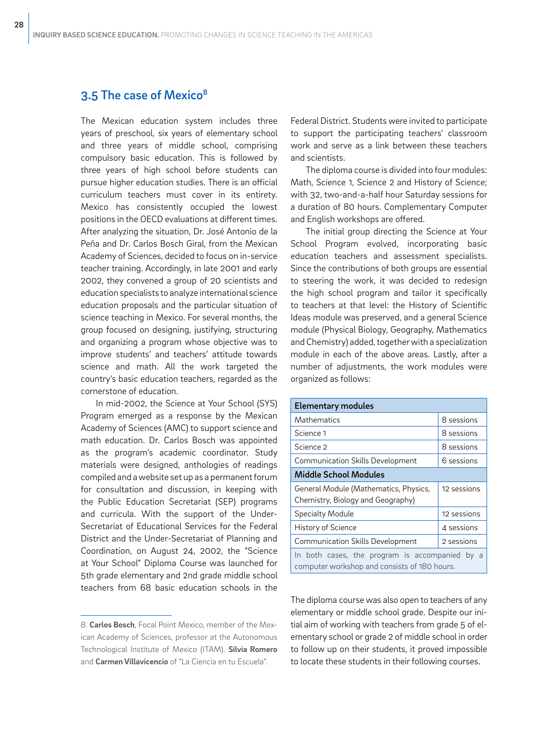## 3.5 The case of Mexico[8]

The Mexican education system includes three years of preschool, six years of elementary school and three years of middle school, comprising compulsory basic education. This is followed by three years of high school before students can pursue higher education studies. There is an official curriculum teachers must cover in its entirety. Mexico has consistently occupied the lowest positions in the OECD evaluations at different times. After analyzing the situation, Dr. José Antonio de la Peña and Dr. Carlos Bosch Giral, from the Mexican Academy of Sciences, decided to focus on in-service teacher training. Accordingly, in late 2001 and early 2002, they convened a group of 20 scientists and education specialists to analyze international science education proposals and the particular situation of science teaching in Mexico. For several months, the group focused on designing, justifying, structuring and organizing a program whose objective was to improve students' and teachers' attitude towards science and math. All the work targeted the country's basic education teachers, regarded as the cornerstone of education.

In mid-2002, the Science at Your School (SYS) Program emerged as a response by the Mexican Academy of Sciences (AMC) to support science and math education. Dr. Carlos Bosch was appointed as the program's academic coordinator. Study materials were designed, anthologies of readings compiled and a website set up as a permanent forum for consultation and discussion, in keeping with the Public Education Secretariat (SEP) programs and curricula. With the support of the Under-Secretariat of Educational Services for the Federal District and the Under-Secretariat of Planning and Coordination, on August 24, 2002, the "Science at Your School" Diploma Course was launched for 5th grade elementary and 2nd grade middle school teachers from 68 basic education schools in the Federal District. Students were invited to participate to support the participating teachers' classroom work and serve as a link between these teachers and scientists.

The diploma course is divided into four modules: Math, Science 1, Science 2 and History of Science; with 32, two-and-a-half hour Saturday sessions for a duration of 80 hours. Complementary Computer and English workshops are offered.

The initial group directing the Science at Your School Program evolved, incorporating basic education teachers and assessment specialists. Since the contributions of both groups are essential to steering the work, it was decided to redesign the high school program and tailor it specifically to teachers at that level: the History of Scientific Ideas module was preserved, and a general Science module (Physical Biology, Geography, Mathematics and Chemistry) added, together with a specialization module in each of the above areas. Lastly, after a number of adjustments, the work modules were organized as follows:

| **Elementary modules** | |
|---|---|
| Mathematics | 8 sessions |
| Science 1 | 8 sessions |
| Science 2 | 8 sessions |
| Communication Skills Development | 6 sessions |
| **Middle School Modules** | |
| General Module (Mathematics, Physics, Chemistry, Biology and Geography) | 12 sessions |
| Specialty Module | 12 sessions |
| History of Science | 4 sessions |
| Communication Skills Development | 2 sessions |
| In both cases, the program is accompanied by a computer workshop and consists of 180 hours. | |

The diploma course was also open to teachers of any elementary or middle school grade. Despite our initial aim of working with teachers from grade 5 of elementary school or grade 2 of middle school in order to follow up on their students, it proved impossible to locate these students in their following courses.

8. **Carlos Bosch**, Focal Point Mexico, member of the Mexican Academy of Sciences, professor at the Autonomous Technological Institute of Mexico (ITAM). **Silvia Romero** and **Carmen Villavicencio** of "La Ciencia en tu Escuela".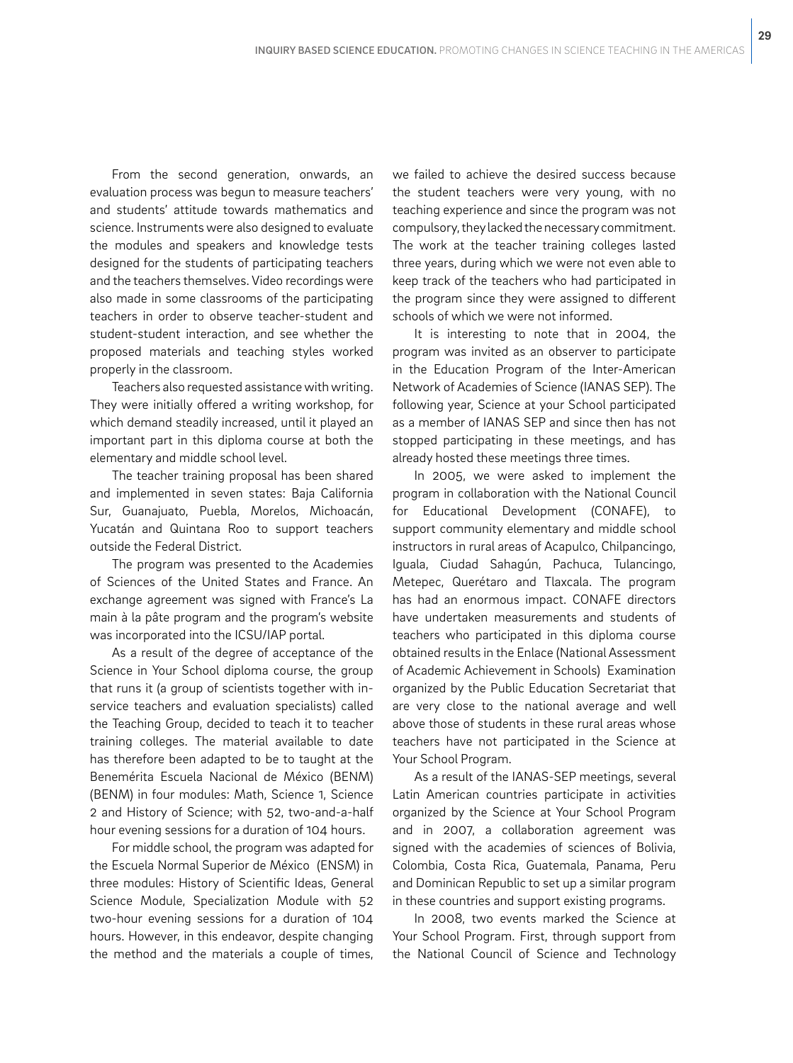From the second generation, onwards, an evaluation process was begun to measure teachers' and students' attitude towards mathematics and science. Instruments were also designed to evaluate the modules and speakers and knowledge tests designed for the students of participating teachers and the teachers themselves. Video recordings were also made in some classrooms of the participating teachers in order to observe teacher-student and student-student interaction, and see whether the proposed materials and teaching styles worked properly in the classroom.

Teachers also requested assistance with writing. They were initially offered a writing workshop, for which demand steadily increased, until it played an important part in this diploma course at both the elementary and middle school level.

The teacher training proposal has been shared and implemented in seven states: Baja California Sur, Guanajuato, Puebla, Morelos, Michoacán, Yucatán and Quintana Roo to support teachers outside the Federal District.

The program was presented to the Academies of Sciences of the United States and France. An exchange agreement was signed with France's La main à la pâte program and the program's website was incorporated into the ICSU/IAP portal.

As a result of the degree of acceptance of the Science in Your School diploma course, the group that runs it (a group of scientists together with in-service teachers and evaluation specialists) called the Teaching Group, decided to teach it to teacher training colleges. The material available to date has therefore been adapted to be to taught at the Benemérita Escuela Nacional de México (BENM) (BENM) in four modules: Math, Science 1, Science 2 and History of Science; with 52, two-and-a-half hour evening sessions for a duration of 104 hours.

For middle school, the program was adapted for the Escuela Normal Superior de México (ENSM) in three modules: History of Scientific Ideas, General Science Module, Specialization Module with 52 two-hour evening sessions for a duration of 104 hours. However, in this endeavor, despite changing the method and the materials a couple of times, we failed to achieve the desired success because the student teachers were very young, with no teaching experience and since the program was not compulsory, they lacked the necessary commitment. The work at the teacher training colleges lasted three years, during which we were not even able to keep track of the teachers who had participated in the program since they were assigned to different schools of which we were not informed.

It is interesting to note that in 2004, the program was invited as an observer to participate in the Education Program of the Inter-American Network of Academies of Science (IANAS SEP). The following year, Science at your School participated as a member of IANAS SEP and since then has not stopped participating in these meetings, and has already hosted these meetings three times.

In 2005, we were asked to implement the program in collaboration with the National Council for Educational Development (CONAFE), to support community elementary and middle school instructors in rural areas of Acapulco, Chilpancingo, Iguala, Ciudad Sahagún, Pachuca, Tulancingo, Metepec, Querétaro and Tlaxcala. The program has had an enormous impact. CONAFE directors have undertaken measurements and students of teachers who participated in this diploma course obtained results in the Enlace (National Assessment of Academic Achievement in Schools) Examination organized by the Public Education Secretariat that are very close to the national average and well above those of students in these rural areas whose teachers have not participated in the Science at Your School Program.

As a result of the IANAS-SEP meetings, several Latin American countries participate in activities organized by the Science at Your School Program and in 2007, a collaboration agreement was signed with the academies of sciences of Bolivia, Colombia, Costa Rica, Guatemala, Panama, Peru and Dominican Republic to set up a similar program in these countries and support existing programs.

In 2008, two events marked the Science at Your School Program. First, through support from the National Council of Science and Technology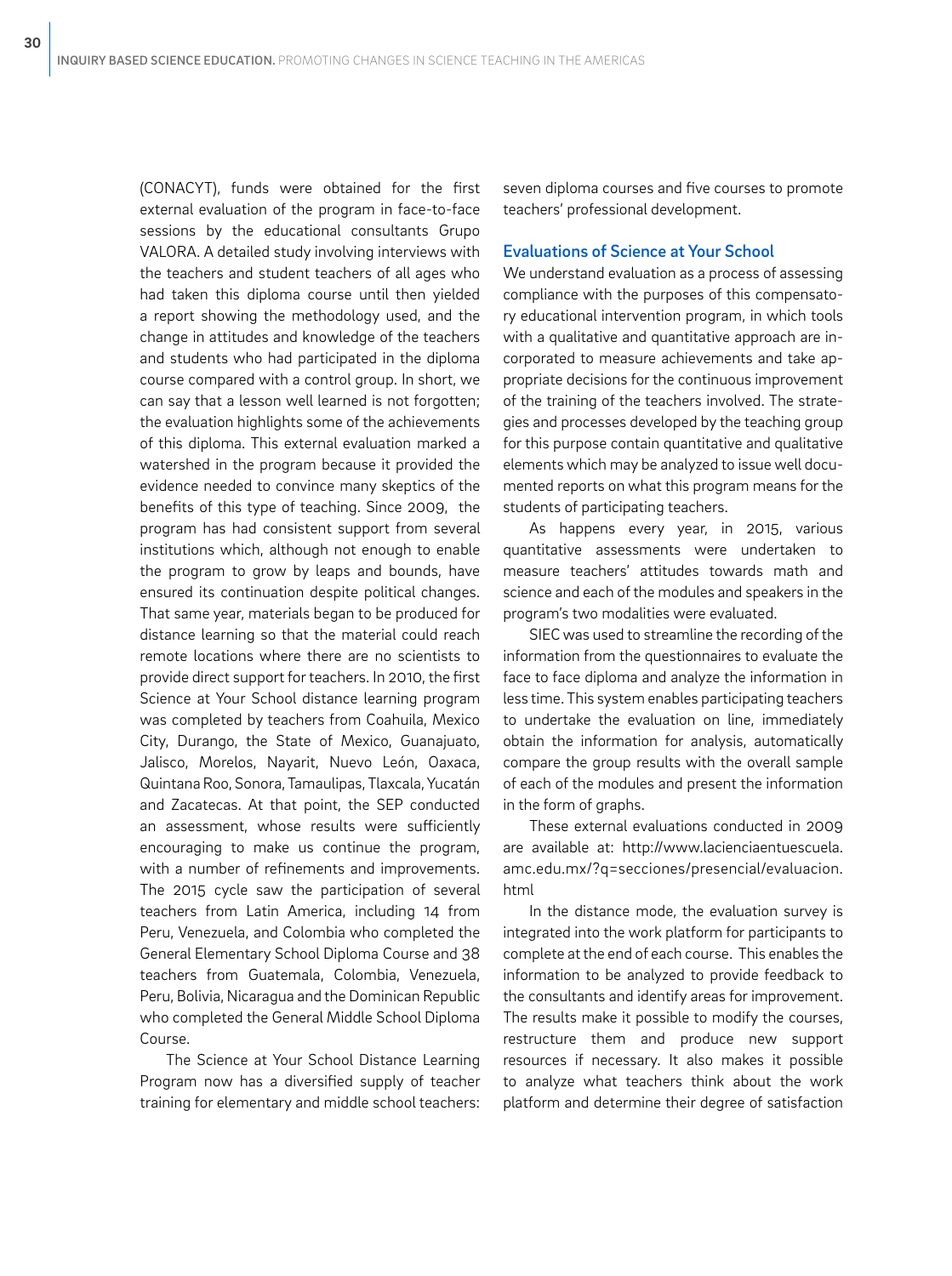(CONACYT), funds were obtained for the first external evaluation of the program in face-to-face sessions by the educational consultants Grupo VALORA. A detailed study involving interviews with the teachers and student teachers of all ages who had taken this diploma course until then yielded a report showing the methodology used, and the change in attitudes and knowledge of the teachers and students who had participated in the diploma course compared with a control group. In short, we can say that a lesson well learned is not forgotten; the evaluation highlights some of the achievements of this diploma. This external evaluation marked a watershed in the program because it provided the evidence needed to convince many skeptics of the benefits of this type of teaching. Since 2009, the program has had consistent support from several institutions which, although not enough to enable the program to grow by leaps and bounds, have ensured its continuation despite political changes. That same year, materials began to be produced for distance learning so that the material could reach remote locations where there are no scientists to provide direct support for teachers. In 2010, the first Science at Your School distance learning program was completed by teachers from Coahuila, Mexico City, Durango, the State of Mexico, Guanajuato, Jalisco, Morelos, Nayarit, Nuevo León, Oaxaca, Quintana Roo, Sonora, Tamaulipas, Tlaxcala, Yucatán and Zacatecas. At that point, the SEP conducted an assessment, whose results were sufficiently encouraging to make us continue the program, with a number of refinements and improvements. The 2015 cycle saw the participation of several teachers from Latin America, including 14 from Peru, Venezuela, and Colombia who completed the General Elementary School Diploma Course and 38 teachers from Guatemala, Colombia, Venezuela, Peru, Bolivia, Nicaragua and the Dominican Republic who completed the General Middle School Diploma Course.

The Science at Your School Distance Learning Program now has a diversified supply of teacher training for elementary and middle school teachers: seven diploma courses and five courses to promote teachers' professional development.

### Evaluations of Science at Your School

We understand evaluation as a process of assessing compliance with the purposes of this compensatory educational intervention program, in which tools with a qualitative and quantitative approach are incorporated to measure achievements and take appropriate decisions for the continuous improvement of the training of the teachers involved. The strategies and processes developed by the teaching group for this purpose contain quantitative and qualitative elements which may be analyzed to issue well documented reports on what this program means for the students of participating teachers.

As happens every year, in 2015, various quantitative assessments were undertaken to measure teachers' attitudes towards math and science and each of the modules and speakers in the program's two modalities were evaluated.

SIEC was used to streamline the recording of the information from the questionnaires to evaluate the face to face diploma and analyze the information in less time. This system enables participating teachers to undertake the evaluation on line, immediately obtain the information for analysis, automatically compare the group results with the overall sample of each of the modules and present the information in the form of graphs.

These external evaluations conducted in 2009 are available at: http://www.lacienciaentuescuela.amc.edu.mx/?q=secciones/presencial/evaluacion.html

In the distance mode, the evaluation survey is integrated into the work platform for participants to complete at the end of each course. This enables the information to be analyzed to provide feedback to the consultants and identify areas for improvement. The results make it possible to modify the courses, restructure them and produce new support resources if necessary. It also makes it possible to analyze what teachers think about the work platform and determine their degree of satisfaction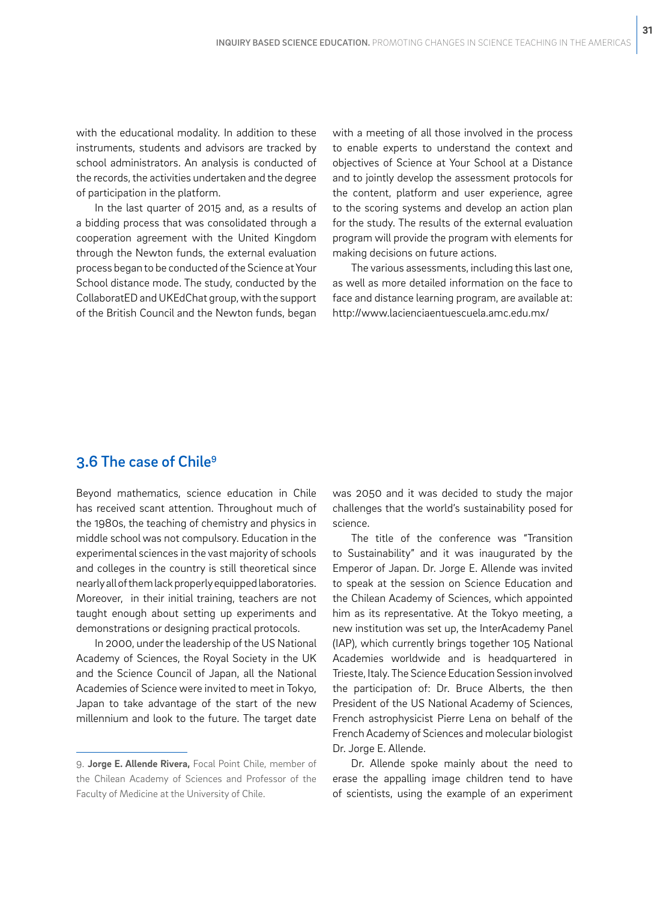with the educational modality. In addition to these instruments, students and advisors are tracked by school administrators. An analysis is conducted of the records, the activities undertaken and the degree of participation in the platform.

In the last quarter of 2015 and, as a results of a bidding process that was consolidated through a cooperation agreement with the United Kingdom through the Newton funds, the external evaluation process began to be conducted of the Science at Your School distance mode. The study, conducted by the CollaboratED and UKEdChat group, with the support of the British Council and the Newton funds, began with a meeting of all those involved in the process to enable experts to understand the context and objectives of Science at Your School at a Distance and to jointly develop the assessment protocols for the content, platform and user experience, agree to the scoring systems and develop an action plan for the study. The results of the external evaluation program will provide the program with elements for making decisions on future actions.

The various assessments, including this last one, as well as more detailed information on the face to face and distance learning program, are available at: http://www.lacienciaentuescuela.amc.edu.mx/

## 3.6 The case of Chile[9]

Beyond mathematics, science education in Chile has received scant attention. Throughout much of the 1980s, the teaching of chemistry and physics in middle school was not compulsory. Education in the experimental sciences in the vast majority of schools and colleges in the country is still theoretical since nearly all of them lack properly equipped laboratories. Moreover, in their initial training, teachers are not taught enough about setting up experiments and demonstrations or designing practical protocols.

In 2000, under the leadership of the US National Academy of Sciences, the Royal Society in the UK and the Science Council of Japan, all the National Academies of Science were invited to meet in Tokyo, Japan to take advantage of the start of the new millennium and look to the future. The target date was 2050 and it was decided to study the major challenges that the world's sustainability posed for science.

The title of the conference was "Transition to Sustainability" and it was inaugurated by the Emperor of Japan. Dr. Jorge E. Allende was invited to speak at the session on Science Education and the Chilean Academy of Sciences, which appointed him as its representative. At the Tokyo meeting, a new institution was set up, the InterAcademy Panel (IAP), which currently brings together 105 National Academies worldwide and is headquartered in Trieste, Italy. The Science Education Session involved the participation of: Dr. Bruce Alberts, the then President of the US National Academy of Sciences, French astrophysicist Pierre Lena on behalf of the French Academy of Sciences and molecular biologist Dr. Jorge E. Allende.

Dr. Allende spoke mainly about the need to erase the appalling image children tend to have of scientists, using the example of an experiment

9. **Jorge E. Allende Rivera,** Focal Point Chile, member of the Chilean Academy of Sciences and Professor of the Faculty of Medicine at the University of Chile.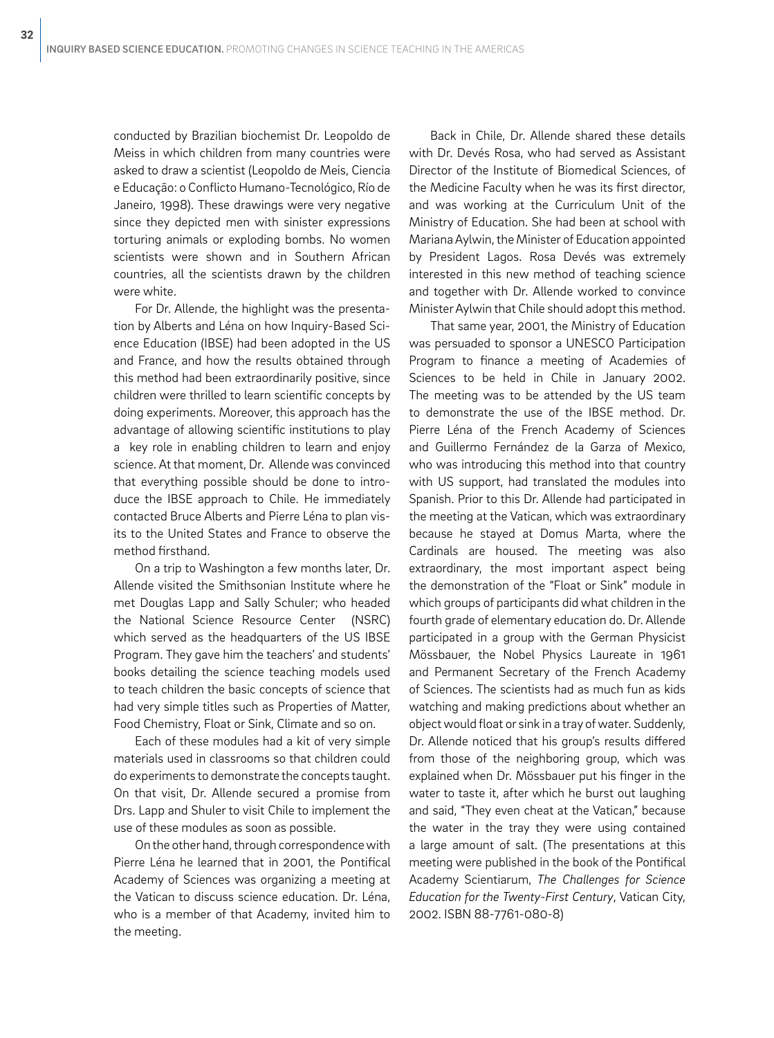conducted by Brazilian biochemist Dr. Leopoldo de Meiss in which children from many countries were asked to draw a scientist (Leopoldo de Meis, Ciencia e Educação: o Conflicto Humano-Tecnológico, Río de Janeiro, 1998). These drawings were very negative since they depicted men with sinister expressions torturing animals or exploding bombs. No women scientists were shown and in Southern African countries, all the scientists drawn by the children were white.

For Dr. Allende, the highlight was the presentation by Alberts and Léna on how Inquiry-Based Science Education (IBSE) had been adopted in the US and France, and how the results obtained through this method had been extraordinarily positive, since children were thrilled to learn scientific concepts by doing experiments. Moreover, this approach has the advantage of allowing scientific institutions to play a key role in enabling children to learn and enjoy science. At that moment, Dr. Allende was convinced that everything possible should be done to introduce the IBSE approach to Chile. He immediately contacted Bruce Alberts and Pierre Léna to plan visits to the United States and France to observe the method firsthand.

On a trip to Washington a few months later, Dr. Allende visited the Smithsonian Institute where he met Douglas Lapp and Sally Schuler; who headed the National Science Resource Center (NSRC) which served as the headquarters of the US IBSE Program. They gave him the teachers' and students' books detailing the science teaching models used to teach children the basic concepts of science that had very simple titles such as Properties of Matter, Food Chemistry, Float or Sink, Climate and so on.

Each of these modules had a kit of very simple materials used in classrooms so that children could do experiments to demonstrate the concepts taught. On that visit, Dr. Allende secured a promise from Drs. Lapp and Shuler to visit Chile to implement the use of these modules as soon as possible.

On the other hand, through correspondence with Pierre Léna he learned that in 2001, the Pontifical Academy of Sciences was organizing a meeting at the Vatican to discuss science education. Dr. Léna, who is a member of that Academy, invited him to the meeting.

Back in Chile, Dr. Allende shared these details with Dr. Devés Rosa, who had served as Assistant Director of the Institute of Biomedical Sciences, of the Medicine Faculty when he was its first director, and was working at the Curriculum Unit of the Ministry of Education. She had been at school with Mariana Aylwin, the Minister of Education appointed by President Lagos. Rosa Devés was extremely interested in this new method of teaching science and together with Dr. Allende worked to convince Minister Aylwin that Chile should adopt this method.

That same year, 2001, the Ministry of Education was persuaded to sponsor a UNESCO Participation Program to finance a meeting of Academies of Sciences to be held in Chile in January 2002. The meeting was to be attended by the US team to demonstrate the use of the IBSE method. Dr. Pierre Léna of the French Academy of Sciences and Guillermo Fernández de la Garza of Mexico, who was introducing this method into that country with US support, had translated the modules into Spanish. Prior to this Dr. Allende had participated in the meeting at the Vatican, which was extraordinary because he stayed at Domus Marta, where the Cardinals are housed. The meeting was also extraordinary, the most important aspect being the demonstration of the "Float or Sink" module in which groups of participants did what children in the fourth grade of elementary education do. Dr. Allende participated in a group with the German Physicist Mössbauer, the Nobel Physics Laureate in 1961 and Permanent Secretary of the French Academy of Sciences. The scientists had as much fun as kids watching and making predictions about whether an object would float or sink in a tray of water. Suddenly, Dr. Allende noticed that his group's results differed from those of the neighboring group, which was explained when Dr. Mössbauer put his finger in the water to taste it, after which he burst out laughing and said, "They even cheat at the Vatican," because the water in the tray they were using contained a large amount of salt. (The presentations at this meeting were published in the book of the Pontifical Academy Scientiarum, *The Challenges for Science Education for the Twenty-First Century*, Vatican City, 2002. ISBN 88-7761-080-8)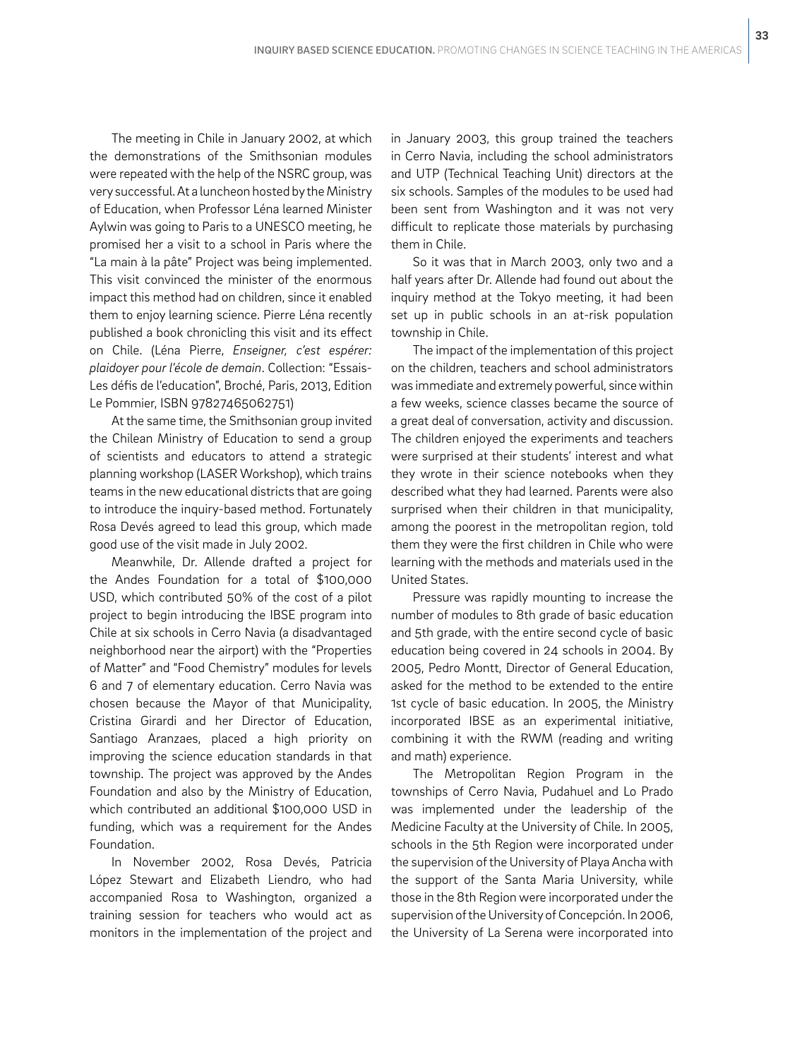The meeting in Chile in January 2002, at which the demonstrations of the Smithsonian modules were repeated with the help of the NSRC group, was very successful. At a luncheon hosted by the Ministry of Education, when Professor Léna learned Minister Aylwin was going to Paris to a UNESCO meeting, he promised her a visit to a school in Paris where the "La main à la pâte" Project was being implemented. This visit convinced the minister of the enormous impact this method had on children, since it enabled them to enjoy learning science. Pierre Léna recently published a book chronicling this visit and its effect on Chile. (Léna Pierre, *Enseigner, c'est espérer: plaidoyer pour l'école de demain*. Collection: "Essais-Les défis de l'education", Broché, Paris, 2013, Edition Le Pommier, ISBN 97827465062751)

At the same time, the Smithsonian group invited the Chilean Ministry of Education to send a group of scientists and educators to attend a strategic planning workshop (LASER Workshop), which trains teams in the new educational districts that are going to introduce the inquiry-based method. Fortunately Rosa Devés agreed to lead this group, which made good use of the visit made in July 2002.

Meanwhile, Dr. Allende drafted a project for the Andes Foundation for a total of $100,000 USD, which contributed 50% of the cost of a pilot project to begin introducing the IBSE program into Chile at six schools in Cerro Navia (a disadvantaged neighborhood near the airport) with the "Properties of Matter" and "Food Chemistry" modules for levels 6 and 7 of elementary education. Cerro Navia was chosen because the Mayor of that Municipality, Cristina Girardi and her Director of Education, Santiago Aranzaes, placed a high priority on improving the science education standards in that township. The project was approved by the Andes Foundation and also by the Ministry of Education, which contributed an additional $100,000 USD in funding, which was a requirement for the Andes Foundation.

In November 2002, Rosa Devés, Patricia López Stewart and Elizabeth Liendro, who had accompanied Rosa to Washington, organized a training session for teachers who would act as monitors in the implementation of the project and in January 2003, this group trained the teachers in Cerro Navia, including the school administrators and UTP (Technical Teaching Unit) directors at the six schools. Samples of the modules to be used had been sent from Washington and it was not very difficult to replicate those materials by purchasing them in Chile.

So it was that in March 2003, only two and a half years after Dr. Allende had found out about the inquiry method at the Tokyo meeting, it had been set up in public schools in an at-risk population township in Chile.

The impact of the implementation of this project on the children, teachers and school administrators was immediate and extremely powerful, since within a few weeks, science classes became the source of a great deal of conversation, activity and discussion. The children enjoyed the experiments and teachers were surprised at their students' interest and what they wrote in their science notebooks when they described what they had learned. Parents were also surprised when their children in that municipality, among the poorest in the metropolitan region, told them they were the first children in Chile who were learning with the methods and materials used in the United States.

Pressure was rapidly mounting to increase the number of modules to 8th grade of basic education and 5th grade, with the entire second cycle of basic education being covered in 24 schools in 2004. By 2005, Pedro Montt, Director of General Education, asked for the method to be extended to the entire 1st cycle of basic education. In 2005, the Ministry incorporated IBSE as an experimental initiative, combining it with the RWM (reading and writing and math) experience.

The Metropolitan Region Program in the townships of Cerro Navia, Pudahuel and Lo Prado was implemented under the leadership of the Medicine Faculty at the University of Chile. In 2005, schools in the 5th Region were incorporated under the supervision of the University of Playa Ancha with the support of the Santa Maria University, while those in the 8th Region were incorporated under the supervision of the University of Concepción. In 2006, the University of La Serena were incorporated into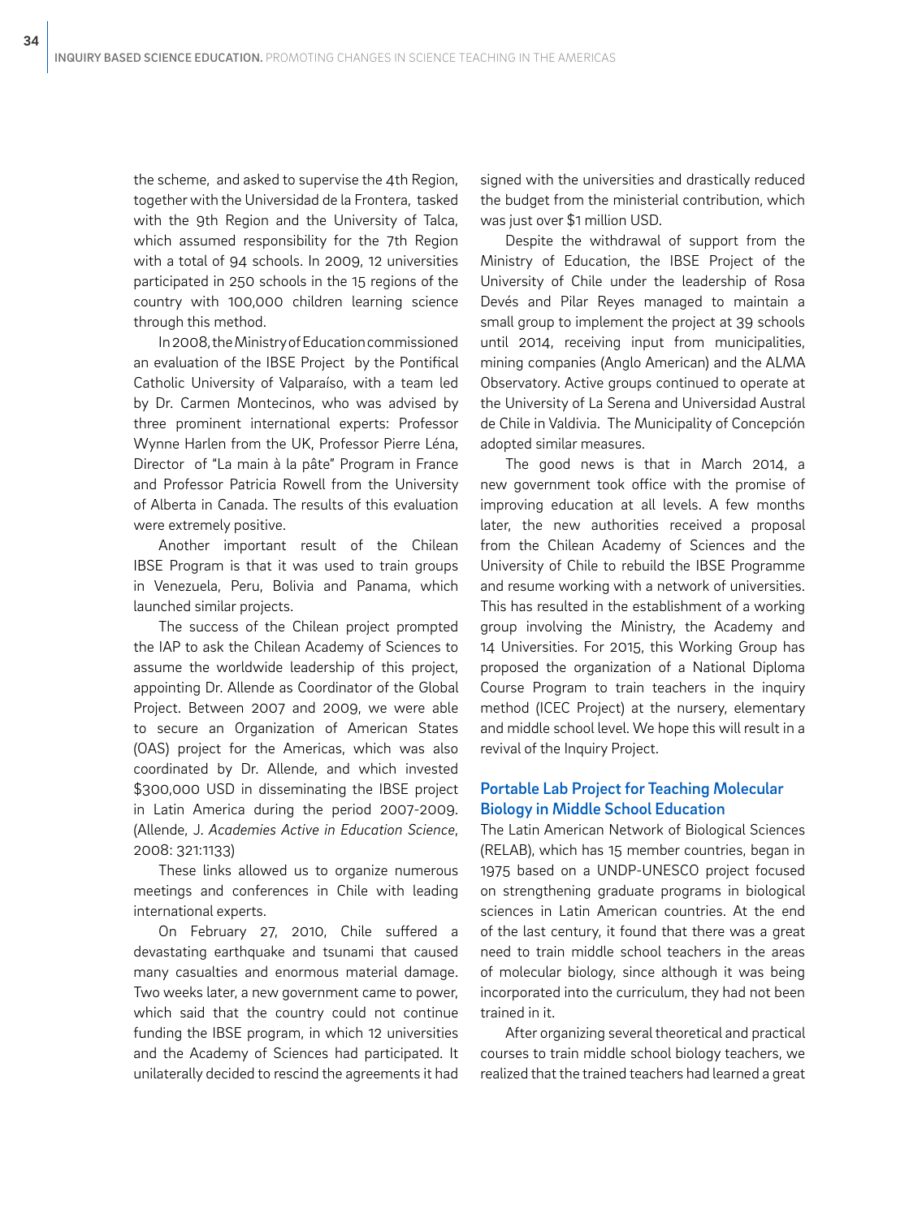the scheme, and asked to supervise the 4th Region, together with the Universidad de la Frontera, tasked with the 9th Region and the University of Talca, which assumed responsibility for the 7th Region with a total of 94 schools. In 2009, 12 universities participated in 250 schools in the 15 regions of the country with 100,000 children learning science through this method.

In 2008, the Ministry of Education commissioned an evaluation of the IBSE Project by the Pontifical Catholic University of Valparaíso, with a team led by Dr. Carmen Montecinos, who was advised by three prominent international experts: Professor Wynne Harlen from the UK, Professor Pierre Léna, Director of "La main à la pâte" Program in France and Professor Patricia Rowell from the University of Alberta in Canada. The results of this evaluation were extremely positive.

Another important result of the Chilean IBSE Program is that it was used to train groups in Venezuela, Peru, Bolivia and Panama, which launched similar projects.

The success of the Chilean project prompted the IAP to ask the Chilean Academy of Sciences to assume the worldwide leadership of this project, appointing Dr. Allende as Coordinator of the Global Project. Between 2007 and 2009, we were able to secure an Organization of American States (OAS) project for the Americas, which was also coordinated by Dr. Allende, and which invested $300,000 USD in disseminating the IBSE project in Latin America during the period 2007-2009. (Allende, J. *Academies Active in Education Science*, 2008: 321:1133)

These links allowed us to organize numerous meetings and conferences in Chile with leading international experts.

On February 27, 2010, Chile suffered a devastating earthquake and tsunami that caused many casualties and enormous material damage. Two weeks later, a new government came to power, which said that the country could not continue funding the IBSE program, in which 12 universities and the Academy of Sciences had participated. It unilaterally decided to rescind the agreements it had signed with the universities and drastically reduced the budget from the ministerial contribution, which was just over $1 million USD.

Despite the withdrawal of support from the Ministry of Education, the IBSE Project of the University of Chile under the leadership of Rosa Devés and Pilar Reyes managed to maintain a small group to implement the project at 39 schools until 2014, receiving input from municipalities, mining companies (Anglo American) and the ALMA Observatory. Active groups continued to operate at the University of La Serena and Universidad Austral de Chile in Valdivia. The Municipality of Concepción adopted similar measures.

The good news is that in March 2014, a new government took office with the promise of improving education at all levels. A few months later, the new authorities received a proposal from the Chilean Academy of Sciences and the University of Chile to rebuild the IBSE Programme and resume working with a network of universities. This has resulted in the establishment of a working group involving the Ministry, the Academy and 14 Universities. For 2015, this Working Group has proposed the organization of a National Diploma Course Program to train teachers in the inquiry method (ICEC Project) at the nursery, elementary and middle school level. We hope this will result in a revival of the Inquiry Project.

## Portable Lab Project for Teaching Molecular Biology in Middle School Education

The Latin American Network of Biological Sciences (RELAB), which has 15 member countries, began in 1975 based on a UNDP-UNESCO project focused on strengthening graduate programs in biological sciences in Latin American countries. At the end of the last century, it found that there was a great need to train middle school teachers in the areas of molecular biology, since although it was being incorporated into the curriculum, they had not been trained in it.

After organizing several theoretical and practical courses to train middle school biology teachers, we realized that the trained teachers had learned a great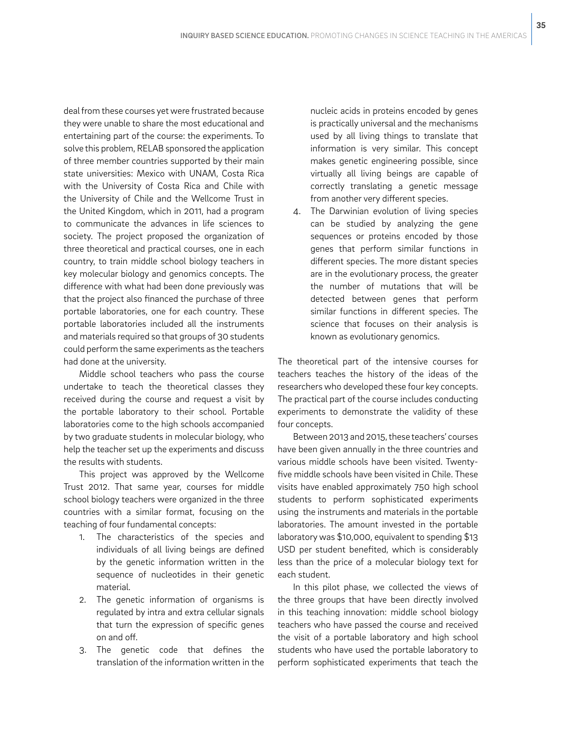deal from these courses yet were frustrated because they were unable to share the most educational and entertaining part of the course: the experiments. To solve this problem, RELAB sponsored the application of three member countries supported by their main state universities: Mexico with UNAM, Costa Rica with the University of Costa Rica and Chile with the University of Chile and the Wellcome Trust in the United Kingdom, which in 2011, had a program to communicate the advances in life sciences to society. The project proposed the organization of three theoretical and practical courses, one in each country, to train middle school biology teachers in key molecular biology and genomics concepts. The difference with what had been done previously was that the project also financed the purchase of three portable laboratories, one for each country. These portable laboratories included all the instruments and materials required so that groups of 30 students could perform the same experiments as the teachers had done at the university.

Middle school teachers who pass the course undertake to teach the theoretical classes they received during the course and request a visit by the portable laboratory to their school. Portable laboratories come to the high schools accompanied by two graduate students in molecular biology, who help the teacher set up the experiments and discuss the results with students.

This project was approved by the Wellcome Trust 2012. That same year, courses for middle school biology teachers were organized in the three countries with a similar format, focusing on the teaching of four fundamental concepts:

1. The characteristics of the species and individuals of all living beings are defined by the genetic information written in the sequence of nucleotides in their genetic material.
2. The genetic information of organisms is regulated by intra and extra cellular signals that turn the expression of specific genes on and off.
3. The genetic code that defines the translation of the information written in the nucleic acids in proteins encoded by genes is practically universal and the mechanisms used by all living things to translate that information is very similar. This concept makes genetic engineering possible, since virtually all living beings are capable of correctly translating a genetic message from another very different species.
4. The Darwinian evolution of living species can be studied by analyzing the gene sequences or proteins encoded by those genes that perform similar functions in different species. The more distant species are in the evolutionary process, the greater the number of mutations that will be detected between genes that perform similar functions in different species. The science that focuses on their analysis is known as evolutionary genomics.

The theoretical part of the intensive courses for teachers teaches the history of the ideas of the researchers who developed these four key concepts. The practical part of the course includes conducting experiments to demonstrate the validity of these four concepts.

Between 2013 and 2015, these teachers' courses have been given annually in the three countries and various middle schools have been visited. Twenty-five middle schools have been visited in Chile. These visits have enabled approximately 750 high school students to perform sophisticated experiments using the instruments and materials in the portable laboratories. The amount invested in the portable laboratory was $10,000, equivalent to spending $13 USD per student benefited, which is considerably less than the price of a molecular biology text for each student.

In this pilot phase, we collected the views of the three groups that have been directly involved in this teaching innovation: middle school biology teachers who have passed the course and received the visit of a portable laboratory and high school students who have used the portable laboratory to perform sophisticated experiments that teach the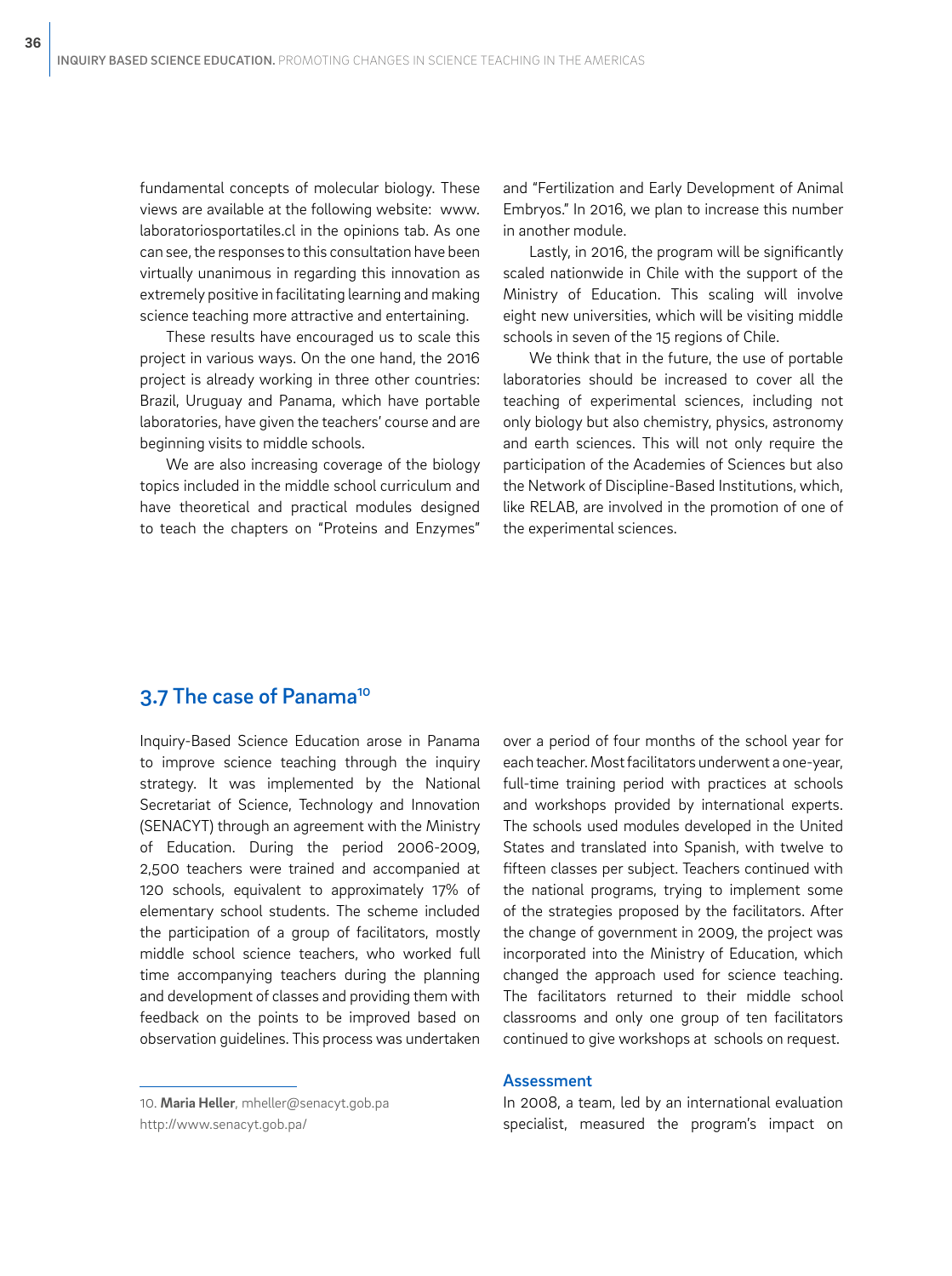fundamental concepts of molecular biology. These views are available at the following website: www.laboratoriosportatiles.cl in the opinions tab. As one can see, the responses to this consultation have been virtually unanimous in regarding this innovation as extremely positive in facilitating learning and making science teaching more attractive and entertaining.

These results have encouraged us to scale this project in various ways. On the one hand, the 2016 project is already working in three other countries: Brazil, Uruguay and Panama, which have portable laboratories, have given the teachers' course and are beginning visits to middle schools.

We are also increasing coverage of the biology topics included in the middle school curriculum and have theoretical and practical modules designed to teach the chapters on "Proteins and Enzymes" and "Fertilization and Early Development of Animal Embryos." In 2016, we plan to increase this number in another module.

Lastly, in 2016, the program will be significantly scaled nationwide in Chile with the support of the Ministry of Education. This scaling will involve eight new universities, which will be visiting middle schools in seven of the 15 regions of Chile.

We think that in the future, the use of portable laboratories should be increased to cover all the teaching of experimental sciences, including not only biology but also chemistry, physics, astronomy and earth sciences. This will not only require the participation of the Academies of Sciences but also the Network of Discipline-Based Institutions, which, like RELAB, are involved in the promotion of one of the experimental sciences.

## 3.7 The case of Panama[10]

Inquiry-Based Science Education arose in Panama to improve science teaching through the inquiry strategy. It was implemented by the National Secretariat of Science, Technology and Innovation (SENACYT) through an agreement with the Ministry of Education. During the period 2006-2009, 2,500 teachers were trained and accompanied at 120 schools, equivalent to approximately 17% of elementary school students. The scheme included the participation of a group of facilitators, mostly middle school science teachers, who worked full time accompanying teachers during the planning and development of classes and providing them with feedback on the points to be improved based on observation guidelines. This process was undertaken over a period of four months of the school year for each teacher. Most facilitators underwent a one-year, full-time training period with practices at schools and workshops provided by international experts. The schools used modules developed in the United States and translated into Spanish, with twelve to fifteen classes per subject. Teachers continued with the national programs, trying to implement some of the strategies proposed by the facilitators. After the change of government in 2009, the project was incorporated into the Ministry of Education, which changed the approach used for science teaching. The facilitators returned to their middle school classrooms and only one group of ten facilitators continued to give workshops at schools on request.

### Assessment

In 2008, a team, led by an international evaluation specialist, measured the program's impact on

10. **Maria Heller**, mheller@senacyt.gob.pa
http://www.senacyt.gob.pa/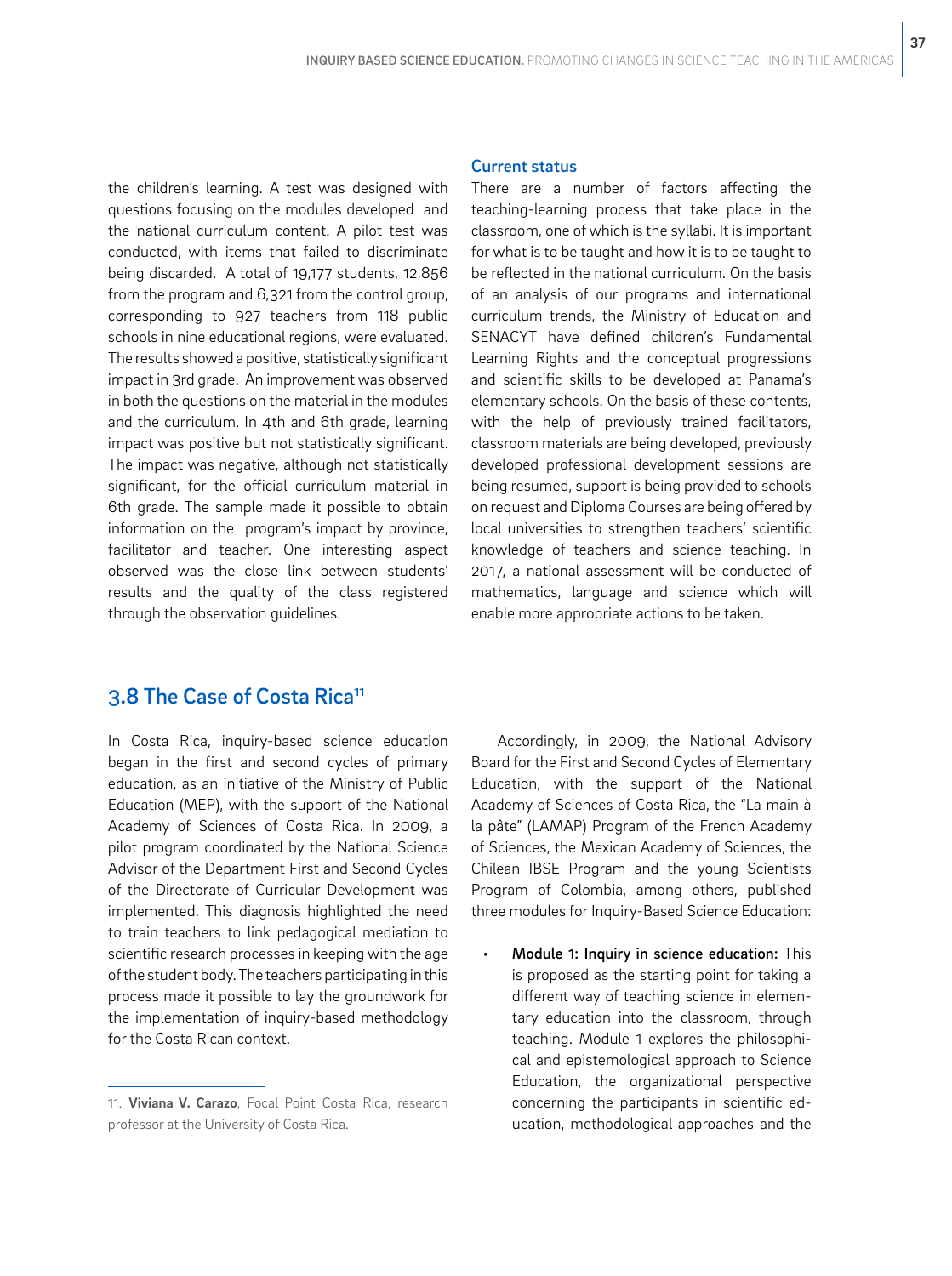the children's learning. A test was designed with questions focusing on the modules developed and the national curriculum content. A pilot test was conducted, with items that failed to discriminate being discarded. A total of 19,177 students, 12,856 from the program and 6,321 from the control group, corresponding to 927 teachers from 118 public schools in nine educational regions, were evaluated. The results showed a positive, statistically significant impact in 3rd grade. An improvement was observed in both the questions on the material in the modules and the curriculum. In 4th and 6th grade, learning impact was positive but not statistically significant. The impact was negative, although not statistically significant, for the official curriculum material in 6th grade. The sample made it possible to obtain information on the program's impact by province, facilitator and teacher. One interesting aspect observed was the close link between students' results and the quality of the class registered through the observation guidelines.

### Current status

There are a number of factors affecting the teaching-learning process that take place in the classroom, one of which is the syllabi. It is important for what is to be taught and how it is to be taught to be reflected in the national curriculum. On the basis of an analysis of our programs and international curriculum trends, the Ministry of Education and SENACYT have defined children's Fundamental Learning Rights and the conceptual progressions and scientific skills to be developed at Panama's elementary schools. On the basis of these contents, with the help of previously trained facilitators, classroom materials are being developed, previously developed professional development sessions are being resumed, support is being provided to schools on request and Diploma Courses are being offered by local universities to strengthen teachers' scientific knowledge of teachers and science teaching. In 2017, a national assessment will be conducted of mathematics, language and science which will enable more appropriate actions to be taken.

## 3.8 The Case of Costa Rica[11]

In Costa Rica, inquiry-based science education began in the first and second cycles of primary education, as an initiative of the Ministry of Public Education (MEP), with the support of the National Academy of Sciences of Costa Rica. In 2009, a pilot program coordinated by the National Science Advisor of the Department First and Second Cycles of the Directorate of Curricular Development was implemented. This diagnosis highlighted the need to train teachers to link pedagogical mediation to scientific research processes in keeping with the age of the student body. The teachers participating in this process made it possible to lay the groundwork for the implementation of inquiry-based methodology for the Costa Rican context.

Accordingly, in 2009, the National Advisory Board for the First and Second Cycles of Elementary Education, with the support of the National Academy of Sciences of Costa Rica, the "La main à la pâte" (LAMAP) Program of the French Academy of Sciences, the Mexican Academy of Sciences, the Chilean IBSE Program and the young Scientists Program of Colombia, among others, published three modules for Inquiry-Based Science Education:

- **Module 1: Inquiry in science education:** This is proposed as the starting point for taking a different way of teaching science in elementary education into the classroom, through teaching. Module 1 explores the philosophical and epistemological approach to Science Education, the organizational perspective concerning the participants in scientific education, methodological approaches and the

11. **Viviana V. Carazo**, Focal Point Costa Rica, research professor at the University of Costa Rica.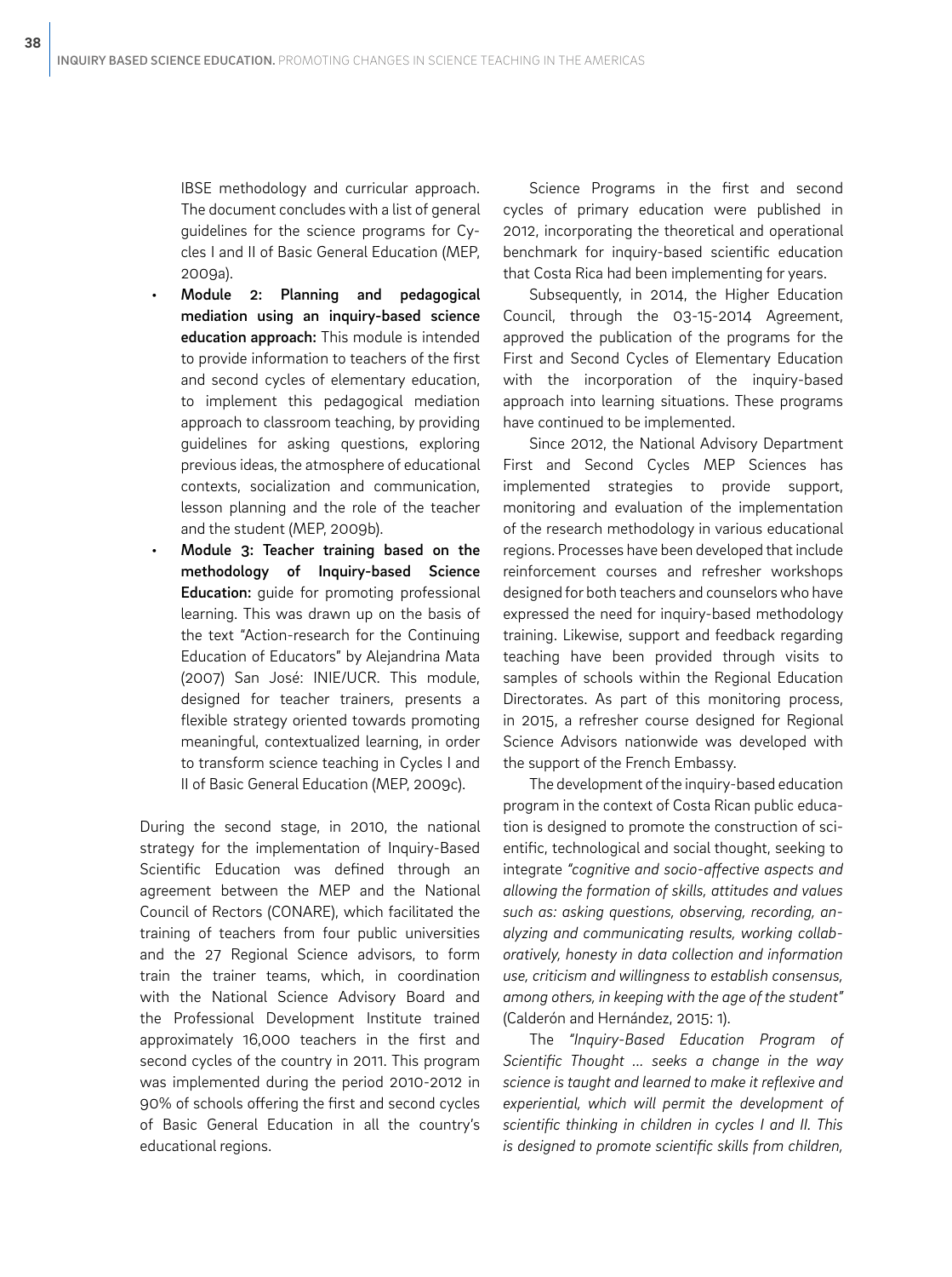IBSE methodology and curricular approach. The document concludes with a list of general guidelines for the science programs for Cycles I and II of Basic General Education (MEP, 2009a).

- **Module 2: Planning and pedagogical mediation using an inquiry-based science education approach:** This module is intended to provide information to teachers of the first and second cycles of elementary education, to implement this pedagogical mediation approach to classroom teaching, by providing guidelines for asking questions, exploring previous ideas, the atmosphere of educational contexts, socialization and communication, lesson planning and the role of the teacher and the student (MEP, 2009b).
- **Module 3: Teacher training based on the methodology of Inquiry-based Science Education:** guide for promoting professional learning. This was drawn up on the basis of the text "Action-research for the Continuing Education of Educators" by Alejandrina Mata (2007) San José: INIE/UCR. This module, designed for teacher trainers, presents a flexible strategy oriented towards promoting meaningful, contextualized learning, in order to transform science teaching in Cycles I and II of Basic General Education (MEP, 2009c).

During the second stage, in 2010, the national strategy for the implementation of Inquiry-Based Scientific Education was defined through an agreement between the MEP and the National Council of Rectors (CONARE), which facilitated the training of teachers from four public universities and the 27 Regional Science advisors, to form train the trainer teams, which, in coordination with the National Science Advisory Board and the Professional Development Institute trained approximately 16,000 teachers in the first and second cycles of the country in 2011. This program was implemented during the period 2010-2012 in 90% of schools offering the first and second cycles of Basic General Education in all the country's educational regions.

Science Programs in the first and second cycles of primary education were published in 2012, incorporating the theoretical and operational benchmark for inquiry-based scientific education that Costa Rica had been implementing for years.

Subsequently, in 2014, the Higher Education Council, through the 03-15-2014 Agreement, approved the publication of the programs for the First and Second Cycles of Elementary Education with the incorporation of the inquiry-based approach into learning situations. These programs have continued to be implemented.

Since 2012, the National Advisory Department First and Second Cycles MEP Sciences has implemented strategies to provide support, monitoring and evaluation of the implementation of the research methodology in various educational regions. Processes have been developed that include reinforcement courses and refresher workshops designed for both teachers and counselors who have expressed the need for inquiry-based methodology training. Likewise, support and feedback regarding teaching have been provided through visits to samples of schools within the Regional Education Directorates. As part of this monitoring process, in 2015, a refresher course designed for Regional Science Advisors nationwide was developed with the support of the French Embassy.

The development of the inquiry-based education program in the context of Costa Rican public education is designed to promote the construction of scientific, technological and social thought, seeking to integrate *"cognitive and socio-affective aspects and allowing the formation of skills, attitudes and values such as: asking questions, observing, recording, analyzing and communicating results, working collaboratively, honesty in data collection and information use, criticism and willingness to establish consensus, among others, in keeping with the age of the student"* (Calderón and Hernández, 2015: 1).

The *"Inquiry-Based Education Program of Scientific Thought ... seeks a change in the way science is taught and learned to make it reflexive and experiential, which will permit the development of scientific thinking in children in cycles I and II. This is designed to promote scientific skills from children,*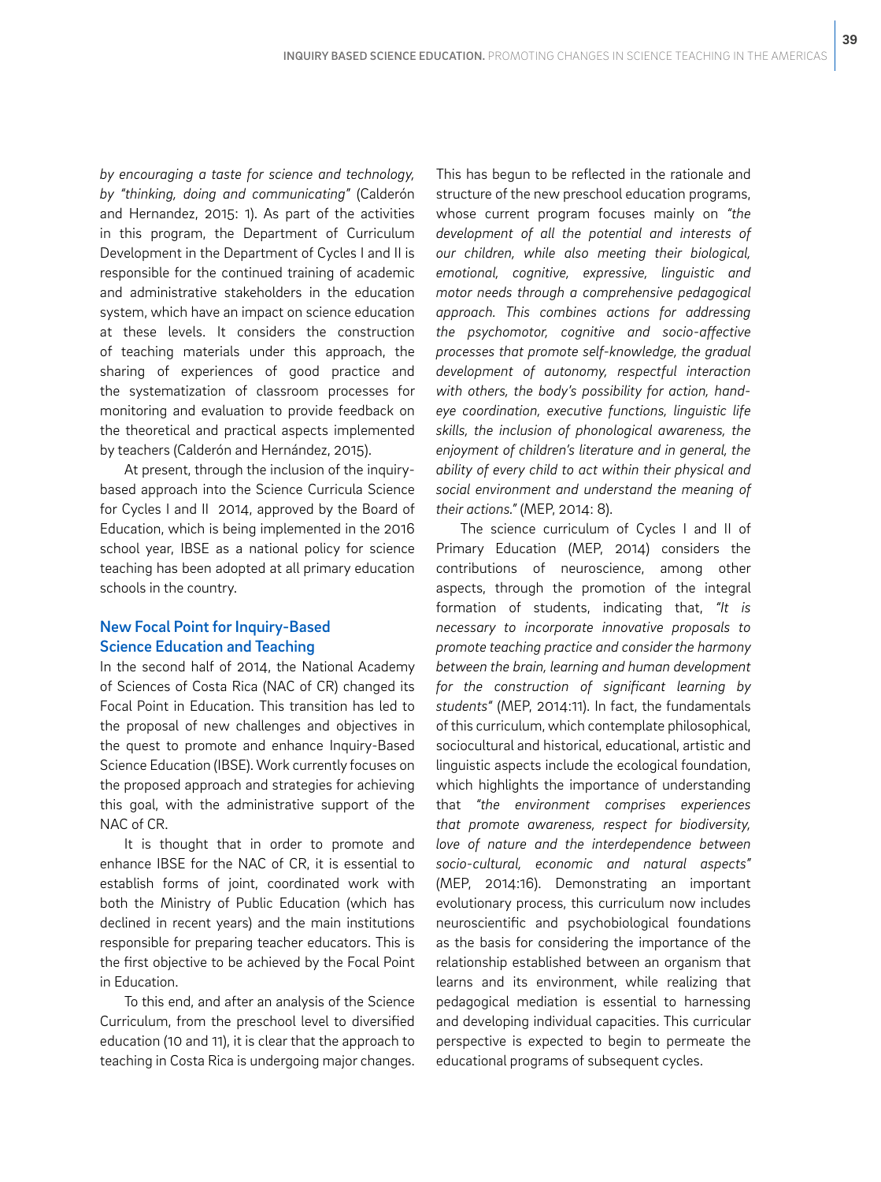*by encouraging a taste for science and technology, by "thinking, doing and communicating"* (Calderón and Hernandez, 2015: 1). As part of the activities in this program, the Department of Curriculum Development in the Department of Cycles I and II is responsible for the continued training of academic and administrative stakeholders in the education system, which have an impact on science education at these levels. It considers the construction of teaching materials under this approach, the sharing of experiences of good practice and the systematization of classroom processes for monitoring and evaluation to provide feedback on the theoretical and practical aspects implemented by teachers (Calderón and Hernández, 2015).

At present, through the inclusion of the inquiry-based approach into the Science Curricula Science for Cycles I and II 2014, approved by the Board of Education, which is being implemented in the 2016 school year, IBSE as a national policy for science teaching has been adopted at all primary education schools in the country.

### New Focal Point for Inquiry-Based Science Education and Teaching

In the second half of 2014, the National Academy of Sciences of Costa Rica (NAC of CR) changed its Focal Point in Education. This transition has led to the proposal of new challenges and objectives in the quest to promote and enhance Inquiry-Based Science Education (IBSE). Work currently focuses on the proposed approach and strategies for achieving this goal, with the administrative support of the NAC of CR.

It is thought that in order to promote and enhance IBSE for the NAC of CR, it is essential to establish forms of joint, coordinated work with both the Ministry of Public Education (which has declined in recent years) and the main institutions responsible for preparing teacher educators. This is the first objective to be achieved by the Focal Point in Education.

To this end, and after an analysis of the Science Curriculum, from the preschool level to diversified education (10 and 11), it is clear that the approach to teaching in Costa Rica is undergoing major changes. This has begun to be reflected in the rationale and structure of the new preschool education programs, whose current program focuses mainly on *"the development of all the potential and interests of our children, while also meeting their biological, emotional, cognitive, expressive, linguistic and motor needs through a comprehensive pedagogical approach. This combines actions for addressing the psychomotor, cognitive and socio-affective processes that promote self-knowledge, the gradual development of autonomy, respectful interaction with others, the body's possibility for action, hand-eye coordination, executive functions, linguistic life skills, the inclusion of phonological awareness, the enjoyment of children's literature and in general, the ability of every child to act within their physical and social environment and understand the meaning of their actions."* (MEP, 2014: 8).

The science curriculum of Cycles I and II of Primary Education (MEP, 2014) considers the contributions of neuroscience, among other aspects, through the promotion of the integral formation of students, indicating that, *"It is necessary to incorporate innovative proposals to promote teaching practice and consider the harmony between the brain, learning and human development for the construction of significant learning by students"* (MEP, 2014:11). In fact, the fundamentals of this curriculum, which contemplate philosophical, sociocultural and historical, educational, artistic and linguistic aspects include the ecological foundation, which highlights the importance of understanding that *"the environment comprises experiences that promote awareness, respect for biodiversity, love of nature and the interdependence between socio-cultural, economic and natural aspects"* (MEP, 2014:16). Demonstrating an important evolutionary process, this curriculum now includes neuroscientific and psychobiological foundations as the basis for considering the importance of the relationship established between an organism that learns and its environment, while realizing that pedagogical mediation is essential to harnessing and developing individual capacities. This curricular perspective is expected to begin to permeate the educational programs of subsequent cycles.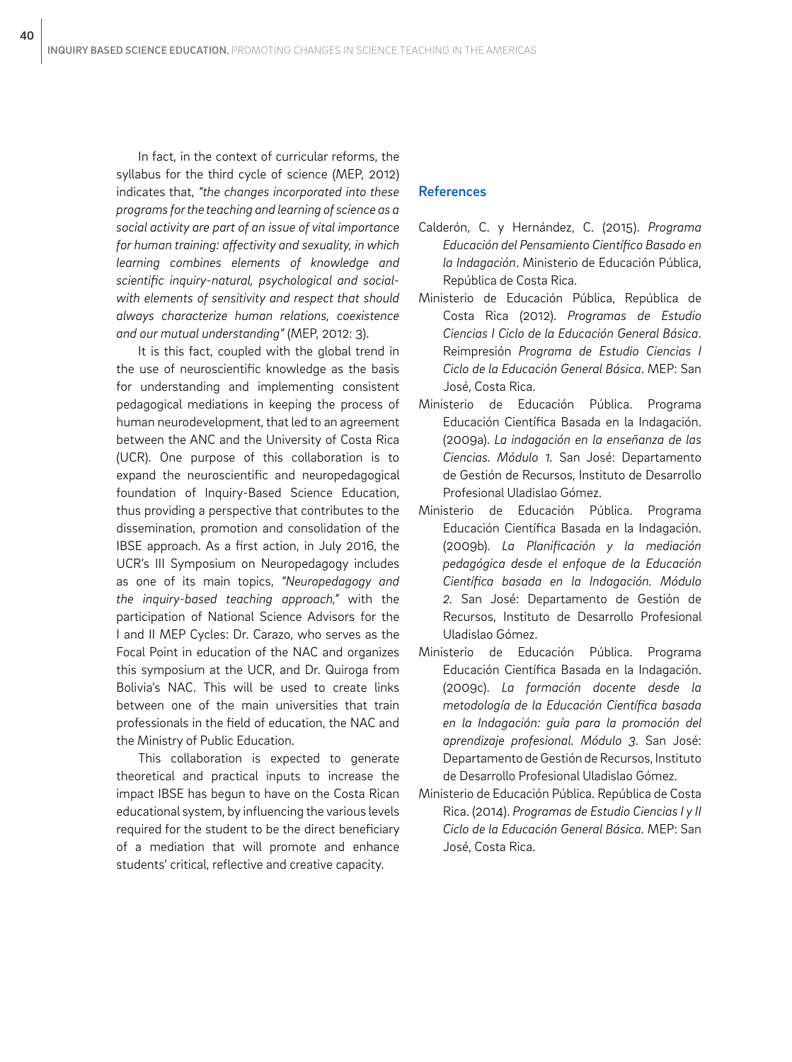In fact, in the context of curricular reforms, the syllabus for the third cycle of science (MEP, 2012) indicates that, *"the changes incorporated into these programs for the teaching and learning of science as a social activity are part of an issue of vital importance for human training: affectivity and sexuality, in which learning combines elements of knowledge and scientific inquiry-natural, psychological and social-with elements of sensitivity and respect that should always characterize human relations, coexistence and our mutual understanding"* (MEP, 2012: 3).

It is this fact, coupled with the global trend in the use of neuroscientific knowledge as the basis for understanding and implementing consistent pedagogical mediations in keeping the process of human neurodevelopment, that led to an agreement between the ANC and the University of Costa Rica (UCR). One purpose of this collaboration is to expand the neuroscientific and neuropedagogical foundation of Inquiry-Based Science Education, thus providing a perspective that contributes to the dissemination, promotion and consolidation of the IBSE approach. As a first action, in July 2016, the UCR's III Symposium on Neuropedagogy includes as one of its main topics, *"Neuropedagogy and the inquiry-based teaching approach,"* with the participation of National Science Advisors for the I and II MEP Cycles: Dr. Carazo, who serves as the Focal Point in education of the NAC and organizes this symposium at the UCR, and Dr. Quiroga from Bolivia's NAC. This will be used to create links between one of the main universities that train professionals in the field of education, the NAC and the Ministry of Public Education.

This collaboration is expected to generate theoretical and practical inputs to increase the impact IBSE has begun to have on the Costa Rican educational system, by influencing the various levels required for the student to be the direct beneficiary of a mediation that will promote and enhance students' critical, reflective and creative capacity.

## References

Calderón, C. y Hernández, C. (2015). *Programa Educación del Pensamiento Científico Basado en la Indagación*. Ministerio de Educación Pública, República de Costa Rica.

Ministerio de Educación Pública, República de Costa Rica (2012). *Programas de Estudio Ciencias I Ciclo de la Educación General Básica*. Reimpresión *Programa de Estudio Ciencias I Ciclo de la Educación General Básica*. MEP: San José, Costa Rica.

Ministerio de Educación Pública. Programa Educación Científica Basada en la Indagación. (2009a). *La indagación en la enseñanza de las Ciencias. Módulo 1.* San José: Departamento de Gestión de Recursos, Instituto de Desarrollo Profesional Uladislao Gómez.

Ministerio de Educación Pública. Programa Educación Científica Basada en la Indagación. (2009b). *La Planificación y la mediación pedagógica desde el enfoque de la Educación Científica basada en la Indagación. Módulo 2.* San José: Departamento de Gestión de Recursos, Instituto de Desarrollo Profesional Uladislao Gómez.

Ministerio de Educación Pública. Programa Educación Científica Basada en la Indagación. (2009c). *La formación docente desde la metodología de la Educación Científica basada en la Indagación: guía para la promoción del aprendizaje profesional. Módulo 3.* San José: Departamento de Gestión de Recursos, Instituto de Desarrollo Profesional Uladislao Gómez.

Ministerio de Educación Pública. República de Costa Rica. (2014). *Programas de Estudio Ciencias I y II Ciclo de la Educación General Básica.* MEP: San José, Costa Rica.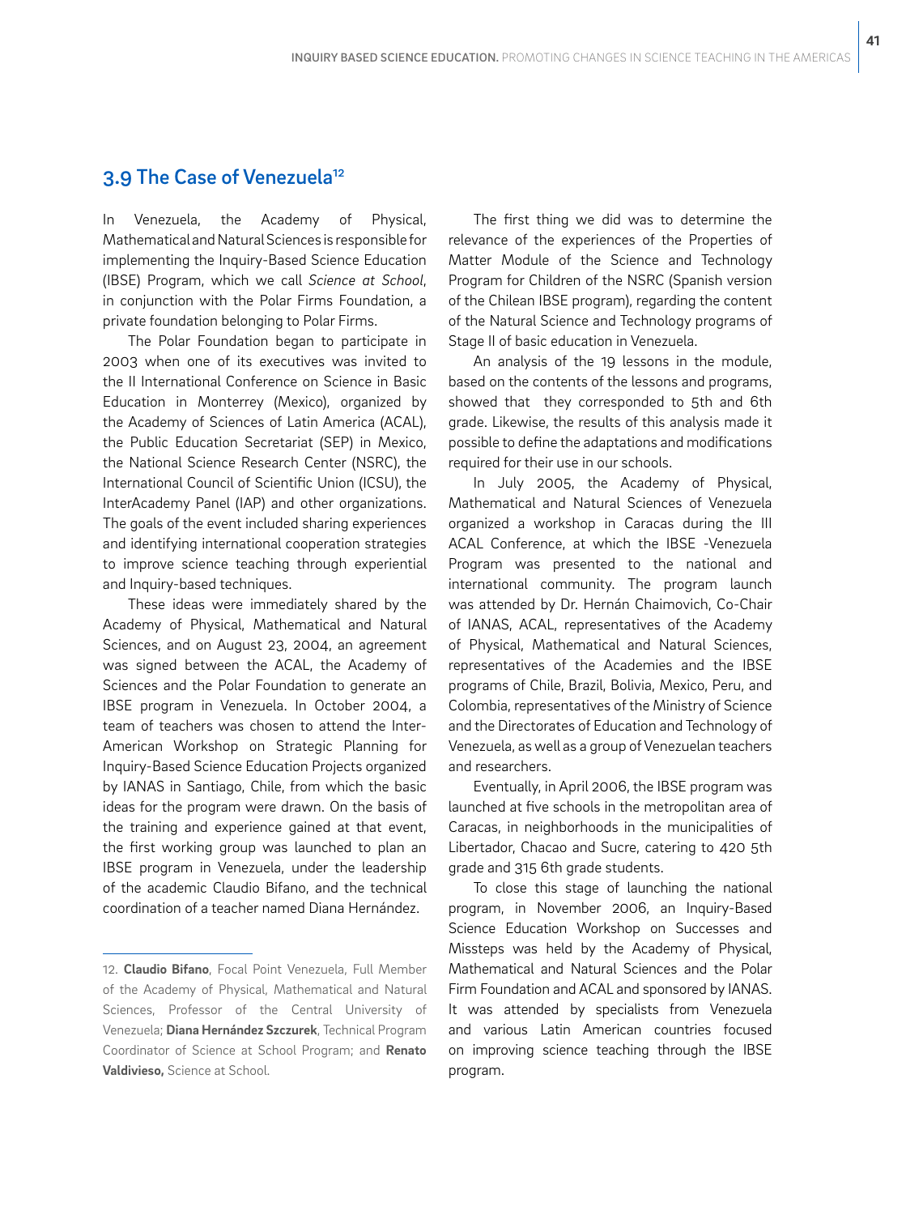## 3.9 The Case of Venezuela[12]

In Venezuela, the Academy of Physical, Mathematical and Natural Sciences is responsible for implementing the Inquiry-Based Science Education (IBSE) Program, which we call *Science at School*, in conjunction with the Polar Firms Foundation, a private foundation belonging to Polar Firms.

The Polar Foundation began to participate in 2003 when one of its executives was invited to the II International Conference on Science in Basic Education in Monterrey (Mexico), organized by the Academy of Sciences of Latin America (ACAL), the Public Education Secretariat (SEP) in Mexico, the National Science Research Center (NSRC), the International Council of Scientific Union (ICSU), the InterAcademy Panel (IAP) and other organizations. The goals of the event included sharing experiences and identifying international cooperation strategies to improve science teaching through experiential and Inquiry-based techniques.

These ideas were immediately shared by the Academy of Physical, Mathematical and Natural Sciences, and on August 23, 2004, an agreement was signed between the ACAL, the Academy of Sciences and the Polar Foundation to generate an IBSE program in Venezuela. In October 2004, a team of teachers was chosen to attend the Inter-American Workshop on Strategic Planning for Inquiry-Based Science Education Projects organized by IANAS in Santiago, Chile, from which the basic ideas for the program were drawn. On the basis of the training and experience gained at that event, the first working group was launched to plan an IBSE program in Venezuela, under the leadership of the academic Claudio Bifano, and the technical coordination of a teacher named Diana Hernández.

The first thing we did was to determine the relevance of the experiences of the Properties of Matter Module of the Science and Technology Program for Children of the NSRC (Spanish version of the Chilean IBSE program), regarding the content of the Natural Science and Technology programs of Stage II of basic education in Venezuela.

An analysis of the 19 lessons in the module, based on the contents of the lessons and programs, showed that they corresponded to 5th and 6th grade. Likewise, the results of this analysis made it possible to define the adaptations and modifications required for their use in our schools.

In July 2005, the Academy of Physical, Mathematical and Natural Sciences of Venezuela organized a workshop in Caracas during the III ACAL Conference, at which the IBSE -Venezuela Program was presented to the national and international community. The program launch was attended by Dr. Hernán Chaimovich, Co-Chair of IANAS, ACAL, representatives of the Academy of Physical, Mathematical and Natural Sciences, representatives of the Academies and the IBSE programs of Chile, Brazil, Bolivia, Mexico, Peru, and Colombia, representatives of the Ministry of Science and the Directorates of Education and Technology of Venezuela, as well as a group of Venezuelan teachers and researchers.

Eventually, in April 2006, the IBSE program was launched at five schools in the metropolitan area of Caracas, in neighborhoods in the municipalities of Libertador, Chacao and Sucre, catering to 420 5th grade and 315 6th grade students.

To close this stage of launching the national program, in November 2006, an Inquiry-Based Science Education Workshop on Successes and Missteps was held by the Academy of Physical, Mathematical and Natural Sciences and the Polar Firm Foundation and ACAL and sponsored by IANAS. It was attended by specialists from Venezuela and various Latin American countries focused on improving science teaching through the IBSE program.

---

12. **Claudio Bifano**, Focal Point Venezuela, Full Member of the Academy of Physical, Mathematical and Natural Sciences, Professor of the Central University of Venezuela; **Diana Hernández Szczurek**, Technical Program Coordinator of Science at School Program; and **Renato Valdivieso,** Science at School.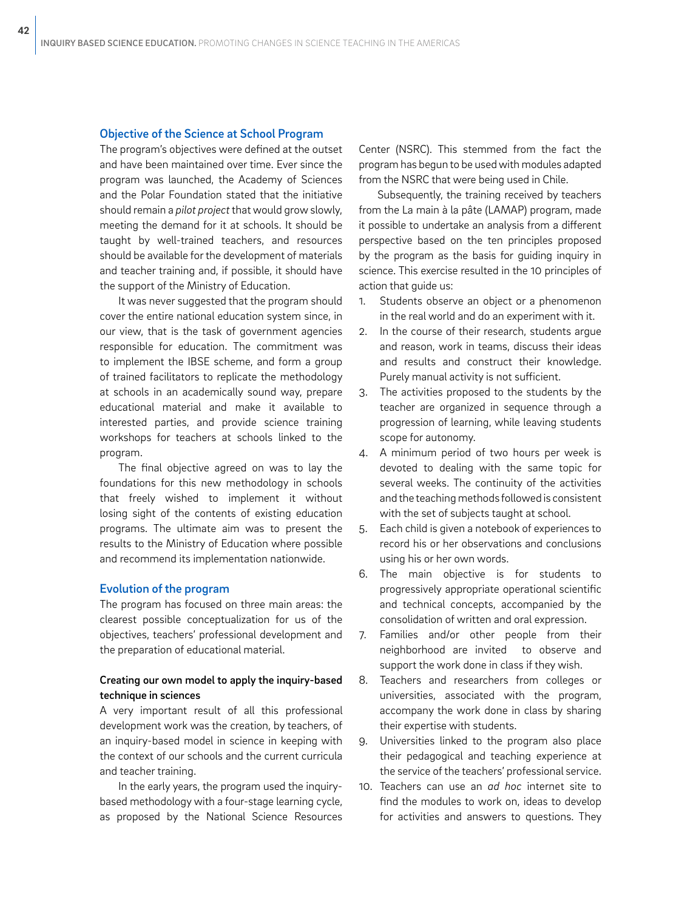## Objective of the Science at School Program

The program's objectives were defined at the outset and have been maintained over time. Ever since the program was launched, the Academy of Sciences and the Polar Foundation stated that the initiative should remain a *pilot project* that would grow slowly, meeting the demand for it at schools. It should be taught by well-trained teachers, and resources should be available for the development of materials and teacher training and, if possible, it should have the support of the Ministry of Education.

It was never suggested that the program should cover the entire national education system since, in our view, that is the task of government agencies responsible for education. The commitment was to implement the IBSE scheme, and form a group of trained facilitators to replicate the methodology at schools in an academically sound way, prepare educational material and make it available to interested parties, and provide science training workshops for teachers at schools linked to the program.

The final objective agreed on was to lay the foundations for this new methodology in schools that freely wished to implement it without losing sight of the contents of existing education programs. The ultimate aim was to present the results to the Ministry of Education where possible and recommend its implementation nationwide.

## Evolution of the program

The program has focused on three main areas: the clearest possible conceptualization for us of the objectives, teachers' professional development and the preparation of educational material.

### Creating our own model to apply the inquiry-based technique in sciences

A very important result of all this professional development work was the creation, by teachers, of an inquiry-based model in science in keeping with the context of our schools and the current curricula and teacher training.

In the early years, the program used the inquiry-based methodology with a four-stage learning cycle, as proposed by the National Science Resources Center (NSRC). This stemmed from the fact the program has begun to be used with modules adapted from the NSRC that were being used in Chile.

Subsequently, the training received by teachers from the La main à la pâte (LAMAP) program, made it possible to undertake an analysis from a different perspective based on the ten principles proposed by the program as the basis for guiding inquiry in science. This exercise resulted in the 10 principles of action that guide us:

1. Students observe an object or a phenomenon in the real world and do an experiment with it.
2. In the course of their research, students argue and reason, work in teams, discuss their ideas and results and construct their knowledge. Purely manual activity is not sufficient.
3. The activities proposed to the students by the teacher are organized in sequence through a progression of learning, while leaving students scope for autonomy.
4. A minimum period of two hours per week is devoted to dealing with the same topic for several weeks. The continuity of the activities and the teaching methods followed is consistent with the set of subjects taught at school.
5. Each child is given a notebook of experiences to record his or her observations and conclusions using his or her own words.
6. The main objective is for students to progressively appropriate operational scientific and technical concepts, accompanied by the consolidation of written and oral expression.
7. Families and/or other people from their neighborhood are invited to observe and support the work done in class if they wish.
8. Teachers and researchers from colleges or universities, associated with the program, accompany the work done in class by sharing their expertise with students.
9. Universities linked to the program also place their pedagogical and teaching experience at the service of the teachers' professional service.
10. Teachers can use an *ad hoc* internet site to find the modules to work on, ideas to develop for activities and answers to questions. They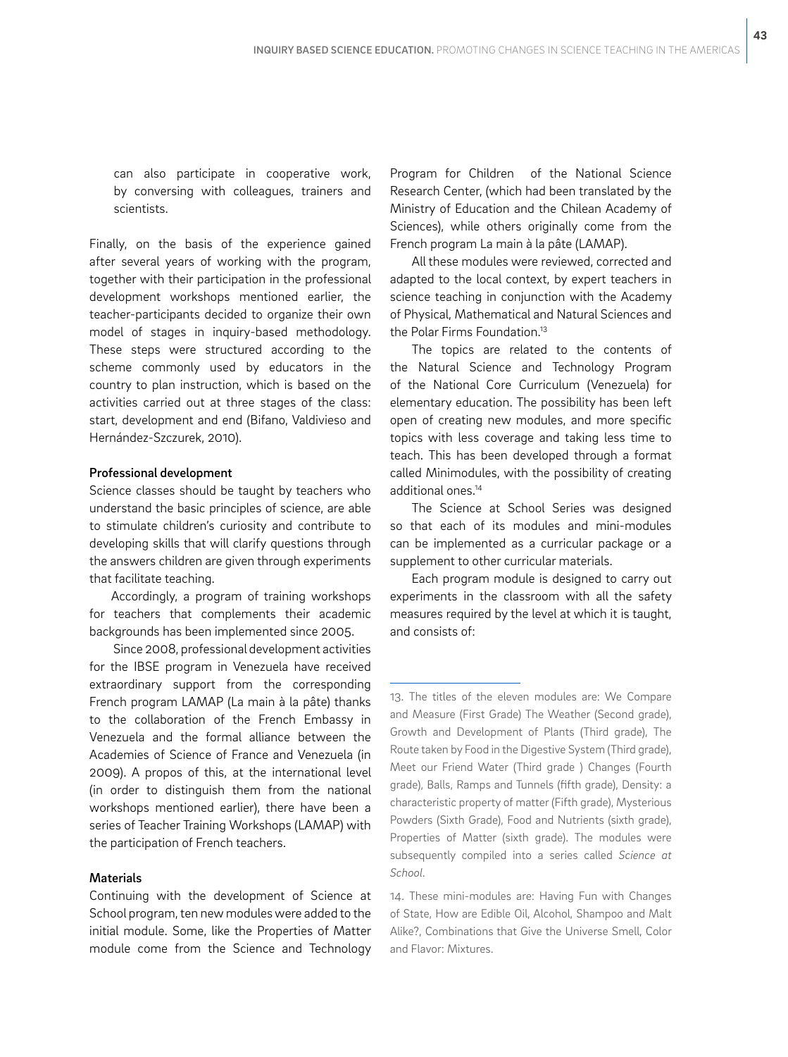can also participate in cooperative work, by conversing with colleagues, trainers and scientists.

Finally, on the basis of the experience gained after several years of working with the program, together with their participation in the professional development workshops mentioned earlier, the teacher-participants decided to organize their own model of stages in inquiry-based methodology. These steps were structured according to the scheme commonly used by educators in the country to plan instruction, which is based on the activities carried out at three stages of the class: start, development and end (Bifano, Valdivieso and Hernández-Szczurek, 2010).

**Professional development**

Science classes should be taught by teachers who understand the basic principles of science, are able to stimulate children's curiosity and contribute to developing skills that will clarify questions through the answers children are given through experiments that facilitate teaching.

Accordingly, a program of training workshops for teachers that complements their academic backgrounds has been implemented since 2005.

Since 2008, professional development activities for the IBSE program in Venezuela have received extraordinary support from the corresponding French program LAMAP (La main à la pâte) thanks to the collaboration of the French Embassy in Venezuela and the formal alliance between the Academies of Science of France and Venezuela (in 2009). A propos of this, at the international level (in order to distinguish them from the national workshops mentioned earlier), there have been a series of Teacher Training Workshops (LAMAP) with the participation of French teachers.

**Materials**

Continuing with the development of Science at School program, ten new modules were added to the initial module. Some, like the Properties of Matter module come from the Science and Technology Program for Children of the National Science Research Center, (which had been translated by the Ministry of Education and the Chilean Academy of Sciences), while others originally come from the French program La main à la pâte (LAMAP).

All these modules were reviewed, corrected and adapted to the local context, by expert teachers in science teaching in conjunction with the Academy of Physical, Mathematical and Natural Sciences and the Polar Firms Foundation.[13]

The topics are related to the contents of the Natural Science and Technology Program of the National Core Curriculum (Venezuela) for elementary education. The possibility has been left open of creating new modules, and more specific topics with less coverage and taking less time to teach. This has been developed through a format called Minimodules, with the possibility of creating additional ones.[14]

The Science at School Series was designed so that each of its modules and mini-modules can be implemented as a curricular package or a supplement to other curricular materials.

Each program module is designed to carry out experiments in the classroom with all the safety measures required by the level at which it is taught, and consists of:

---

13. The titles of the eleven modules are: We Compare and Measure (First Grade) The Weather (Second grade), Growth and Development of Plants (Third grade), The Route taken by Food in the Digestive System (Third grade), Meet our Friend Water (Third grade ) Changes (Fourth grade), Balls, Ramps and Tunnels (fifth grade), Density: a characteristic property of matter (Fifth grade), Mysterious Powders (Sixth Grade), Food and Nutrients (sixth grade), Properties of Matter (sixth grade). The modules were subsequently compiled into a series called *Science at School*.

14. These mini-modules are: Having Fun with Changes of State, How are Edible Oil, Alcohol, Shampoo and Malt Alike?, Combinations that Give the Universe Smell, Color and Flavor: Mixtures.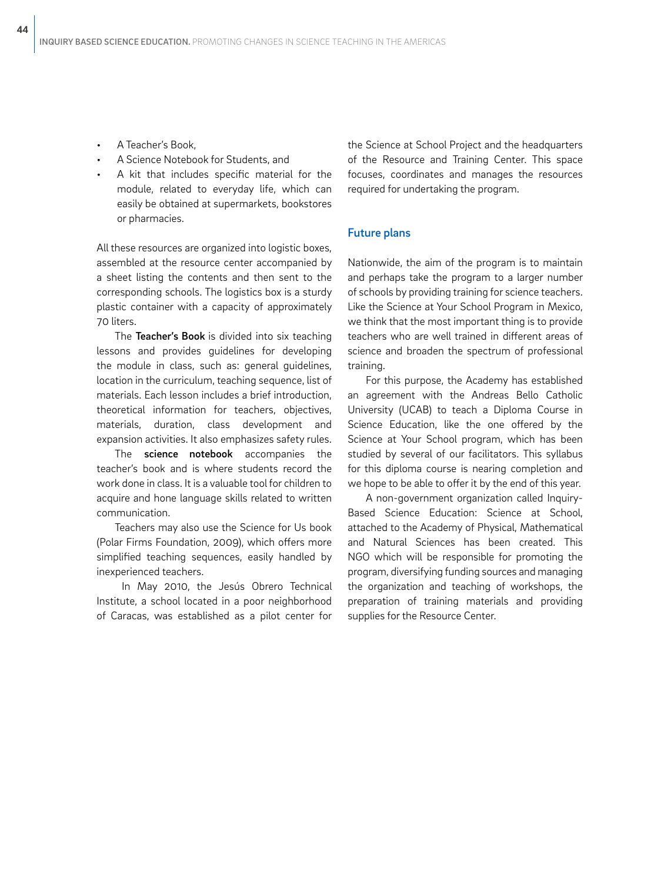- A Teacher's Book,
- A Science Notebook for Students, and
- A kit that includes specific material for the module, related to everyday life, which can easily be obtained at supermarkets, bookstores or pharmacies.

All these resources are organized into logistic boxes, assembled at the resource center accompanied by a sheet listing the contents and then sent to the corresponding schools. The logistics box is a sturdy plastic container with a capacity of approximately 70 liters.

The **Teacher's Book** is divided into six teaching lessons and provides guidelines for developing the module in class, such as: general guidelines, location in the curriculum, teaching sequence, list of materials. Each lesson includes a brief introduction, theoretical information for teachers, objectives, materials, duration, class development and expansion activities. It also emphasizes safety rules.

The **science notebook** accompanies the teacher's book and is where students record the work done in class. It is a valuable tool for children to acquire and hone language skills related to written communication.

Teachers may also use the Science for Us book (Polar Firms Foundation, 2009), which offers more simplified teaching sequences, easily handled by inexperienced teachers.

In May 2010, the Jesús Obrero Technical Institute, a school located in a poor neighborhood of Caracas, was established as a pilot center for the Science at School Project and the headquarters of the Resource and Training Center. This space focuses, coordinates and manages the resources required for undertaking the program.

## Future plans

Nationwide, the aim of the program is to maintain and perhaps take the program to a larger number of schools by providing training for science teachers. Like the Science at Your School Program in Mexico, we think that the most important thing is to provide teachers who are well trained in different areas of science and broaden the spectrum of professional training.

For this purpose, the Academy has established an agreement with the Andreas Bello Catholic University (UCAB) to teach a Diploma Course in Science Education, like the one offered by the Science at Your School program, which has been studied by several of our facilitators. This syllabus for this diploma course is nearing completion and we hope to be able to offer it by the end of this year.

A non-government organization called Inquiry-Based Science Education: Science at School, attached to the Academy of Physical, Mathematical and Natural Sciences has been created. This NGO which will be responsible for promoting the program, diversifying funding sources and managing the organization and teaching of workshops, the preparation of training materials and providing supplies for the Resource Center.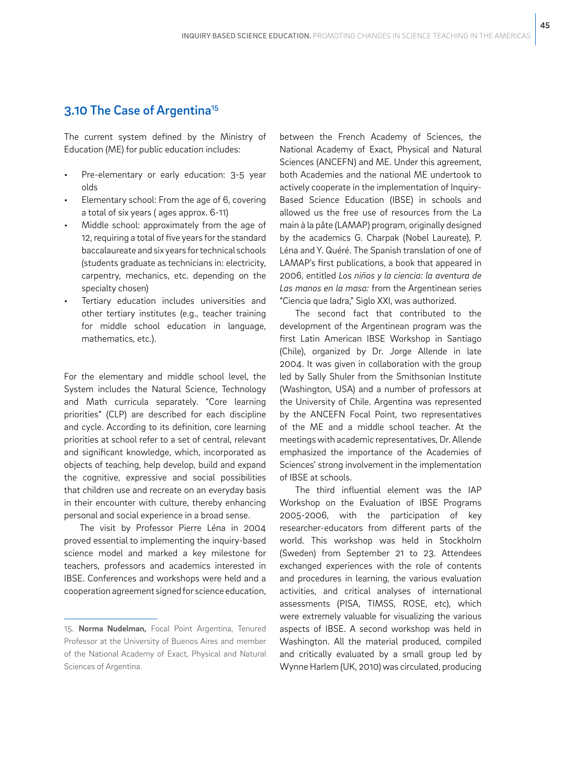## 3.10 The Case of Argentina[15]

The current system defined by the Ministry of Education (ME) for public education includes:

- Pre-elementary or early education: 3-5 year olds
- Elementary school: From the age of 6, covering a total of six years ( ages approx. 6-11)
- Middle school: approximately from the age of 12, requiring a total of five years for the standard baccalaureate and six years for technical schools (students graduate as technicians in: electricity, carpentry, mechanics, etc. depending on the specialty chosen)
- Tertiary education includes universities and other tertiary institutes (e.g., teacher training for middle school education in language, mathematics, etc.).

For the elementary and middle school level, the System includes the Natural Science, Technology and Math curricula separately. "Core learning priorities" (CLP) are described for each discipline and cycle. According to its definition, core learning priorities at school refer to a set of central, relevant and significant knowledge, which, incorporated as objects of teaching, help develop, build and expand the cognitive, expressive and social possibilities that children use and recreate on an everyday basis in their encounter with culture, thereby enhancing personal and social experience in a broad sense.

The visit by Professor Pierre Léna in 2004 proved essential to implementing the inquiry-based science model and marked a key milestone for teachers, professors and academics interested in IBSE. Conferences and workshops were held and a cooperation agreement signed for science education, between the French Academy of Sciences, the National Academy of Exact, Physical and Natural Sciences (ANCEFN) and ME. Under this agreement, both Academies and the national ME undertook to actively cooperate in the implementation of Inquiry-Based Science Education (IBSE) in schools and allowed us the free use of resources from the La main à la pâte (LAMAP) program, originally designed by the academics G. Charpak (Nobel Laureate), P. Léna and Y. Quéré. The Spanish translation of one of LAMAP's first publications, a book that appeared in 2006, entitled *Los niños y la ciencia: la aventura de Las manos en la masa:* from the Argentinean series "Ciencia que ladra," Siglo XXI, was authorized.

The second fact that contributed to the development of the Argentinean program was the first Latin American IBSE Workshop in Santiago (Chile), organized by Dr. Jorge Allende in late 2004. It was given in collaboration with the group led by Sally Shuler from the Smithsonian Institute (Washington, USA) and a number of professors at the University of Chile. Argentina was represented by the ANCEFN Focal Point, two representatives of the ME and a middle school teacher. At the meetings with academic representatives, Dr. Allende emphasized the importance of the Academies of Sciences' strong involvement in the implementation of IBSE at schools.

The third influential element was the IAP Workshop on the Evaluation of IBSE Programs 2005-2006, with the participation of key researcher-educators from different parts of the world. This workshop was held in Stockholm (Sweden) from September 21 to 23. Attendees exchanged experiences with the role of contents and procedures in learning, the various evaluation activities, and critical analyses of international assessments (PISA, TIMSS, ROSE, etc), which were extremely valuable for visualizing the various aspects of IBSE. A second workshop was held in Washington. All the material produced, compiled and critically evaluated by a small group led by Wynne Harlem (UK, 2010) was circulated, producing

---

15. **Norma Nudelman,** Focal Point Argentina, Tenured Professor at the University of Buenos Aires and member of the National Academy of Exact, Physical and Natural Sciences of Argentina.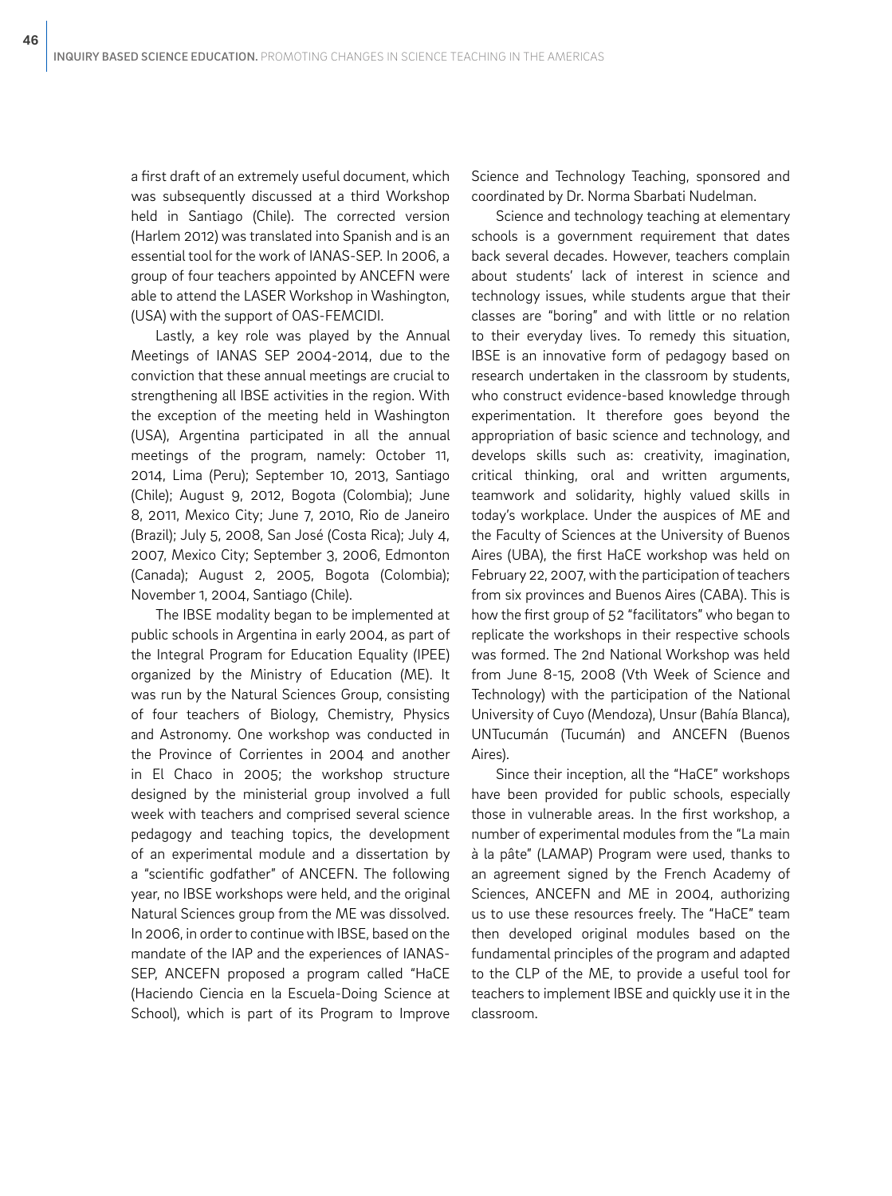a first draft of an extremely useful document, which was subsequently discussed at a third Workshop held in Santiago (Chile). The corrected version (Harlem 2012) was translated into Spanish and is an essential tool for the work of IANAS-SEP. In 2006, a group of four teachers appointed by ANCEFN were able to attend the LASER Workshop in Washington, (USA) with the support of OAS-FEMCIDI.

Lastly, a key role was played by the Annual Meetings of IANAS SEP 2004-2014, due to the conviction that these annual meetings are crucial to strengthening all IBSE activities in the region. With the exception of the meeting held in Washington (USA), Argentina participated in all the annual meetings of the program, namely: October 11, 2014, Lima (Peru); September 10, 2013, Santiago (Chile); August 9, 2012, Bogota (Colombia); June 8, 2011, Mexico City; June 7, 2010, Rio de Janeiro (Brazil); July 5, 2008, San José (Costa Rica); July 4, 2007, Mexico City; September 3, 2006, Edmonton (Canada); August 2, 2005, Bogota (Colombia); November 1, 2004, Santiago (Chile).

The IBSE modality began to be implemented at public schools in Argentina in early 2004, as part of the Integral Program for Education Equality (IPEE) organized by the Ministry of Education (ME). It was run by the Natural Sciences Group, consisting of four teachers of Biology, Chemistry, Physics and Astronomy. One workshop was conducted in the Province of Corrientes in 2004 and another in El Chaco in 2005; the workshop structure designed by the ministerial group involved a full week with teachers and comprised several science pedagogy and teaching topics, the development of an experimental module and a dissertation by a "scientific godfather" of ANCEFN. The following year, no IBSE workshops were held, and the original Natural Sciences group from the ME was dissolved. In 2006, in order to continue with IBSE, based on the mandate of the IAP and the experiences of IANAS-SEP, ANCEFN proposed a program called "HaCE (Haciendo Ciencia en la Escuela-Doing Science at School), which is part of its Program to Improve Science and Technology Teaching, sponsored and coordinated by Dr. Norma Sbarbati Nudelman.

Science and technology teaching at elementary schools is a government requirement that dates back several decades. However, teachers complain about students' lack of interest in science and technology issues, while students argue that their classes are "boring" and with little or no relation to their everyday lives. To remedy this situation, IBSE is an innovative form of pedagogy based on research undertaken in the classroom by students, who construct evidence-based knowledge through experimentation. It therefore goes beyond the appropriation of basic science and technology, and develops skills such as: creativity, imagination, critical thinking, oral and written arguments, teamwork and solidarity, highly valued skills in today's workplace. Under the auspices of ME and the Faculty of Sciences at the University of Buenos Aires (UBA), the first HaCE workshop was held on February 22, 2007, with the participation of teachers from six provinces and Buenos Aires (CABA). This is how the first group of 52 "facilitators" who began to replicate the workshops in their respective schools was formed. The 2nd National Workshop was held from June 8-15, 2008 (Vth Week of Science and Technology) with the participation of the National University of Cuyo (Mendoza), Unsur (Bahía Blanca), UNTucumán (Tucumán) and ANCEFN (Buenos Aires).

Since their inception, all the "HaCE" workshops have been provided for public schools, especially those in vulnerable areas. In the first workshop, a number of experimental modules from the "La main à la pâte" (LAMAP) Program were used, thanks to an agreement signed by the French Academy of Sciences, ANCEFN and ME in 2004, authorizing us to use these resources freely. The "HaCE" team then developed original modules based on the fundamental principles of the program and adapted to the CLP of the ME, to provide a useful tool for teachers to implement IBSE and quickly use it in the classroom.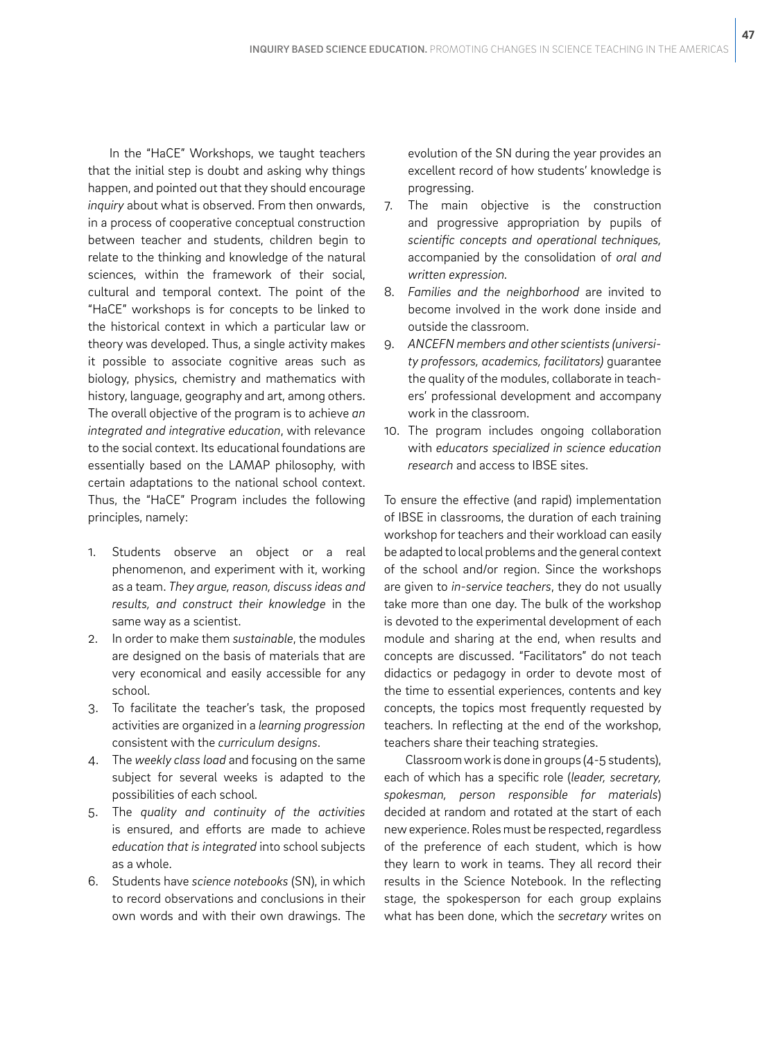In the "HaCE" Workshops, we taught teachers that the initial step is doubt and asking why things happen, and pointed out that they should encourage *inquiry* about what is observed. From then onwards, in a process of cooperative conceptual construction between teacher and students, children begin to relate to the thinking and knowledge of the natural sciences, within the framework of their social, cultural and temporal context. The point of the "HaCE" workshops is for concepts to be linked to the historical context in which a particular law or theory was developed. Thus, a single activity makes it possible to associate cognitive areas such as biology, physics, chemistry and mathematics with history, language, geography and art, among others. The overall objective of the program is to achieve *an integrated and integrative education*, with relevance to the social context. Its educational foundations are essentially based on the LAMAP philosophy, with certain adaptations to the national school context. Thus, the "HaCE" Program includes the following principles, namely:

1. Students observe an object or a real phenomenon, and experiment with it, working as a team. *They argue, reason, discuss ideas and results, and construct their knowledge* in the same way as a scientist.
2. In order to make them *sustainable*, the modules are designed on the basis of materials that are very economical and easily accessible for any school.
3. To facilitate the teacher's task, the proposed activities are organized in a *learning progression* consistent with the *curriculum designs*.
4. The *weekly class load* and focusing on the same subject for several weeks is adapted to the possibilities of each school.
5. The *quality and continuity of the activities* is ensured, and efforts are made to achieve *education that is integrated* into school subjects as a whole.
6. Students have *science notebooks* (SN), in which to record observations and conclusions in their own words and with their own drawings. The evolution of the SN during the year provides an excellent record of how students' knowledge is progressing.
7. The main objective is the construction and progressive appropriation by pupils of *scientific concepts and operational techniques,* accompanied by the consolidation of *oral and written expression.*
8. *Families and the neighborhood* are invited to become involved in the work done inside and outside the classroom.
9. *ANCEFN members and other scientists (university professors, academics, facilitators)* guarantee the quality of the modules, collaborate in teachers' professional development and accompany work in the classroom.
10. The program includes ongoing collaboration with *educators specialized in science education research* and access to IBSE sites.

To ensure the effective (and rapid) implementation of IBSE in classrooms, the duration of each training workshop for teachers and their workload can easily be adapted to local problems and the general context of the school and/or region. Since the workshops are given to *in-service teachers*, they do not usually take more than one day. The bulk of the workshop is devoted to the experimental development of each module and sharing at the end, when results and concepts are discussed. "Facilitators" do not teach didactics or pedagogy in order to devote most of the time to essential experiences, contents and key concepts, the topics most frequently requested by teachers. In reflecting at the end of the workshop, teachers share their teaching strategies.

Classroom work is done in groups (4-5 students), each of which has a specific role (*leader, secretary, spokesman, person responsible for materials*) decided at random and rotated at the start of each new experience. Roles must be respected, regardless of the preference of each student, which is how they learn to work in teams. They all record their results in the Science Notebook. In the reflecting stage, the spokesperson for each group explains what has been done, which the *secretary* writes on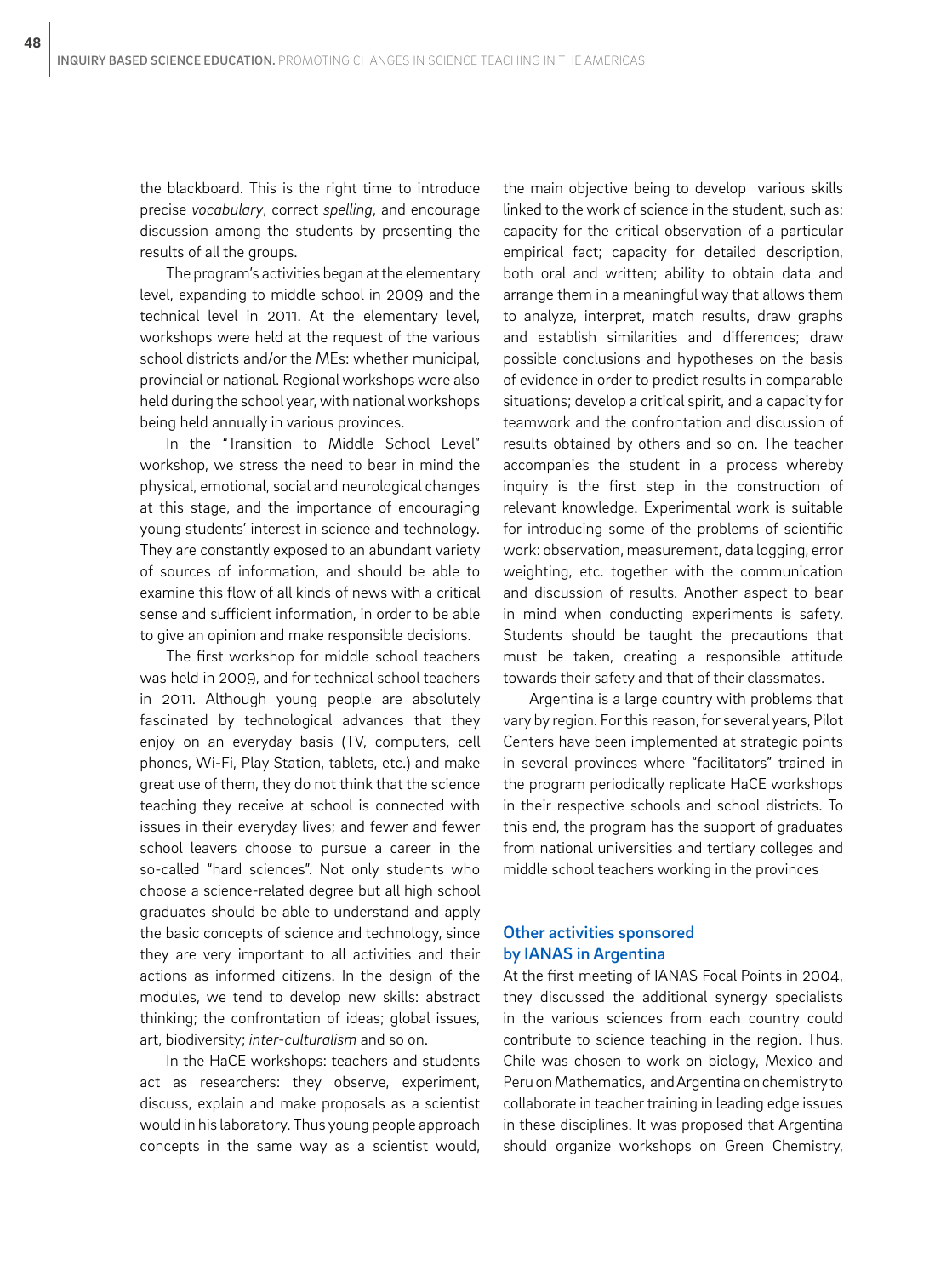the blackboard. This is the right time to introduce precise *vocabulary*, correct *spelling*, and encourage discussion among the students by presenting the results of all the groups.

The program's activities began at the elementary level, expanding to middle school in 2009 and the technical level in 2011. At the elementary level, workshops were held at the request of the various school districts and/or the MEs: whether municipal, provincial or national. Regional workshops were also held during the school year, with national workshops being held annually in various provinces.

In the "Transition to Middle School Level" workshop, we stress the need to bear in mind the physical, emotional, social and neurological changes at this stage, and the importance of encouraging young students' interest in science and technology. They are constantly exposed to an abundant variety of sources of information, and should be able to examine this flow of all kinds of news with a critical sense and sufficient information, in order to be able to give an opinion and make responsible decisions.

The first workshop for middle school teachers was held in 2009, and for technical school teachers in 2011. Although young people are absolutely fascinated by technological advances that they enjoy on an everyday basis (TV, computers, cell phones, Wi-Fi, Play Station, tablets, etc.) and make great use of them, they do not think that the science teaching they receive at school is connected with issues in their everyday lives; and fewer and fewer school leavers choose to pursue a career in the so-called "hard sciences". Not only students who choose a science-related degree but all high school graduates should be able to understand and apply the basic concepts of science and technology, since they are very important to all activities and their actions as informed citizens. In the design of the modules, we tend to develop new skills: abstract thinking; the confrontation of ideas; global issues, art, biodiversity; *inter-culturalism* and so on.

In the HaCE workshops: teachers and students act as researchers: they observe, experiment, discuss, explain and make proposals as a scientist would in his laboratory. Thus young people approach concepts in the same way as a scientist would, the main objective being to develop various skills linked to the work of science in the student, such as: capacity for the critical observation of a particular empirical fact; capacity for detailed description, both oral and written; ability to obtain data and arrange them in a meaningful way that allows them to analyze, interpret, match results, draw graphs and establish similarities and differences; draw possible conclusions and hypotheses on the basis of evidence in order to predict results in comparable situations; develop a critical spirit, and a capacity for teamwork and the confrontation and discussion of results obtained by others and so on. The teacher accompanies the student in a process whereby inquiry is the first step in the construction of relevant knowledge. Experimental work is suitable for introducing some of the problems of scientific work: observation, measurement, data logging, error weighting, etc. together with the communication and discussion of results. Another aspect to bear in mind when conducting experiments is safety. Students should be taught the precautions that must be taken, creating a responsible attitude towards their safety and that of their classmates.

Argentina is a large country with problems that vary by region. For this reason, for several years, Pilot Centers have been implemented at strategic points in several provinces where "facilitators" trained in the program periodically replicate HaCE workshops in their respective schools and school districts. To this end, the program has the support of graduates from national universities and tertiary colleges and middle school teachers working in the provinces

## Other activities sponsored by IANAS in Argentina

At the first meeting of IANAS Focal Points in 2004, they discussed the additional synergy specialists in the various sciences from each country could contribute to science teaching in the region. Thus, Chile was chosen to work on biology, Mexico and Peru on Mathematics, and Argentina on chemistry to collaborate in teacher training in leading edge issues in these disciplines. It was proposed that Argentina should organize workshops on Green Chemistry,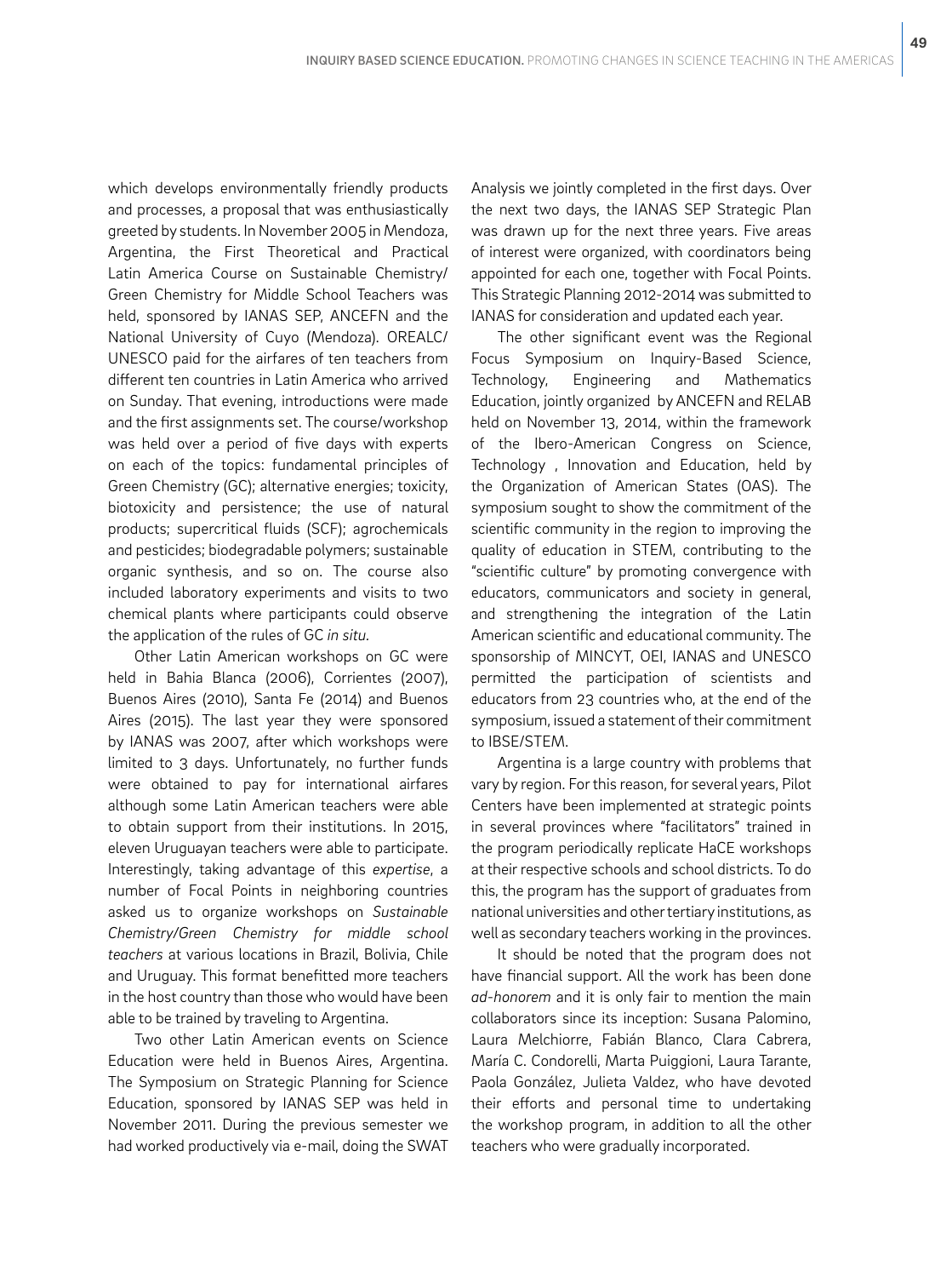which develops environmentally friendly products and processes, a proposal that was enthusiastically greeted by students. In November 2005 in Mendoza, Argentina, the First Theoretical and Practical Latin America Course on Sustainable Chemistry/ Green Chemistry for Middle School Teachers was held, sponsored by IANAS SEP, ANCEFN and the National University of Cuyo (Mendoza). OREALC/ UNESCO paid for the airfares of ten teachers from different ten countries in Latin America who arrived on Sunday. That evening, introductions were made and the first assignments set. The course/workshop was held over a period of five days with experts on each of the topics: fundamental principles of Green Chemistry (GC); alternative energies; toxicity, biotoxicity and persistence; the use of natural products; supercritical fluids (SCF); agrochemicals and pesticides; biodegradable polymers; sustainable organic synthesis, and so on. The course also included laboratory experiments and visits to two chemical plants where participants could observe the application of the rules of GC *in situ*.

Other Latin American workshops on GC were held in Bahia Blanca (2006), Corrientes (2007), Buenos Aires (2010), Santa Fe (2014) and Buenos Aires (2015). The last year they were sponsored by IANAS was 2007, after which workshops were limited to 3 days. Unfortunately, no further funds were obtained to pay for international airfares although some Latin American teachers were able to obtain support from their institutions. In 2015, eleven Uruguayan teachers were able to participate. Interestingly, taking advantage of this *expertise*, a number of Focal Points in neighboring countries asked us to organize workshops on *Sustainable Chemistry/Green Chemistry for middle school teachers* at various locations in Brazil, Bolivia, Chile and Uruguay. This format benefitted more teachers in the host country than those who would have been able to be trained by traveling to Argentina.

Two other Latin American events on Science Education were held in Buenos Aires, Argentina. The Symposium on Strategic Planning for Science Education, sponsored by IANAS SEP was held in November 2011. During the previous semester we had worked productively via e-mail, doing the SWAT Analysis we jointly completed in the first days. Over the next two days, the IANAS SEP Strategic Plan was drawn up for the next three years. Five areas of interest were organized, with coordinators being appointed for each one, together with Focal Points. This Strategic Planning 2012-2014 was submitted to IANAS for consideration and updated each year.

The other significant event was the Regional Focus Symposium on Inquiry-Based Science, Technology, Engineering and Mathematics Education, jointly organized by ANCEFN and RELAB held on November 13, 2014, within the framework of the Ibero-American Congress on Science, Technology , Innovation and Education, held by the Organization of American States (OAS). The symposium sought to show the commitment of the scientific community in the region to improving the quality of education in STEM, contributing to the "scientific culture" by promoting convergence with educators, communicators and society in general, and strengthening the integration of the Latin American scientific and educational community. The sponsorship of MINCYT, OEI, IANAS and UNESCO permitted the participation of scientists and educators from 23 countries who, at the end of the symposium, issued a statement of their commitment to IBSE/STEM.

Argentina is a large country with problems that vary by region. For this reason, for several years, Pilot Centers have been implemented at strategic points in several provinces where "facilitators" trained in the program periodically replicate HaCE workshops at their respective schools and school districts. To do this, the program has the support of graduates from national universities and other tertiary institutions, as well as secondary teachers working in the provinces.

It should be noted that the program does not have financial support. All the work has been done *ad-honorem* and it is only fair to mention the main collaborators since its inception: Susana Palomino, Laura Melchiorre, Fabián Blanco, Clara Cabrera, María C. Condorelli, Marta Puiggioni, Laura Tarante, Paola González, Julieta Valdez, who have devoted their efforts and personal time to undertaking the workshop program, in addition to all the other teachers who were gradually incorporated.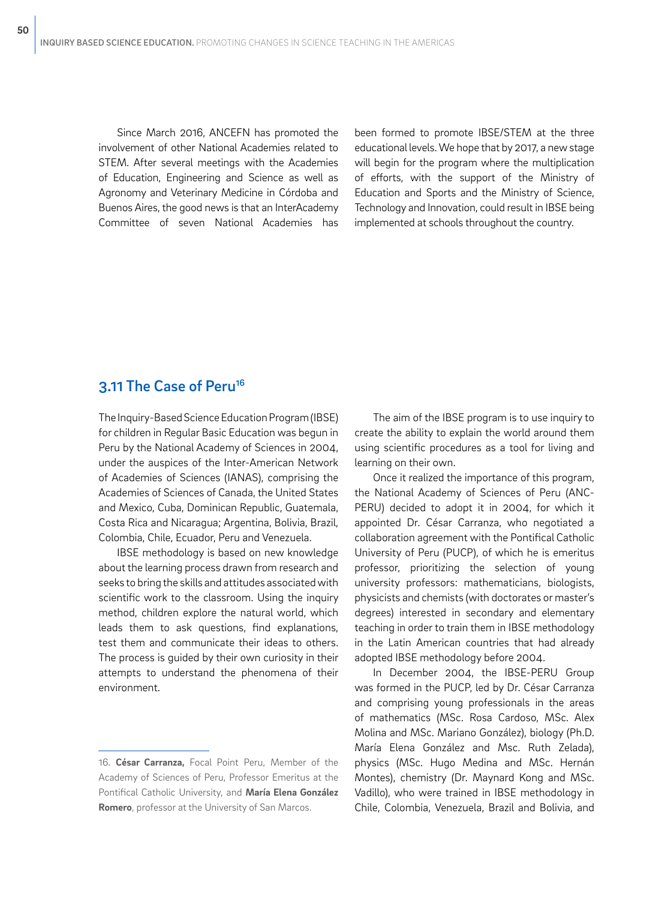Since March 2016, ANCEFN has promoted the involvement of other National Academies related to STEM. After several meetings with the Academies of Education, Engineering and Science as well as Agronomy and Veterinary Medicine in Córdoba and Buenos Aires, the good news is that an InterAcademy Committee of seven National Academies has been formed to promote IBSE/STEM at the three educational levels. We hope that by 2017, a new stage will begin for the program where the multiplication of efforts, with the support of the Ministry of Education and Sports and the Ministry of Science, Technology and Innovation, could result in IBSE being implemented at schools throughout the country.

## 3.11 The Case of Peru[16]

The Inquiry-Based Science Education Program (IBSE) for children in Regular Basic Education was begun in Peru by the National Academy of Sciences in 2004, under the auspices of the Inter-American Network of Academies of Sciences (IANAS), comprising the Academies of Sciences of Canada, the United States and Mexico, Cuba, Dominican Republic, Guatemala, Costa Rica and Nicaragua; Argentina, Bolivia, Brazil, Colombia, Chile, Ecuador, Peru and Venezuela.

IBSE methodology is based on new knowledge about the learning process drawn from research and seeks to bring the skills and attitudes associated with scientific work to the classroom. Using the inquiry method, children explore the natural world, which leads them to ask questions, find explanations, test them and communicate their ideas to others. The process is guided by their own curiosity in their attempts to understand the phenomena of their environment.

The aim of the IBSE program is to use inquiry to create the ability to explain the world around them using scientific procedures as a tool for living and learning on their own.

Once it realized the importance of this program, the National Academy of Sciences of Peru (ANC-PERU) decided to adopt it in 2004, for which it appointed Dr. César Carranza, who negotiated a collaboration agreement with the Pontifical Catholic University of Peru (PUCP), of which he is emeritus professor, prioritizing the selection of young university professors: mathematicians, biologists, physicists and chemists (with doctorates or master's degrees) interested in secondary and elementary teaching in order to train them in IBSE methodology in the Latin American countries that had already adopted IBSE methodology before 2004.

In December 2004, the IBSE-PERU Group was formed in the PUCP, led by Dr. César Carranza and comprising young professionals in the areas of mathematics (MSc. Rosa Cardoso, MSc. Alex Molina and MSc. Mariano González), biology (Ph.D. María Elena González and Msc. Ruth Zelada), physics (MSc. Hugo Medina and MSc. Hernán Montes), chemistry (Dr. Maynard Kong and MSc. Vadillo), who were trained in IBSE methodology in Chile, Colombia, Venezuela, Brazil and Bolivia, and

---

16. **César Carranza,** Focal Point Peru, Member of the Academy of Sciences of Peru, Professor Emeritus at the Pontifical Catholic University, and **María Elena González Romero**, professor at the University of San Marcos.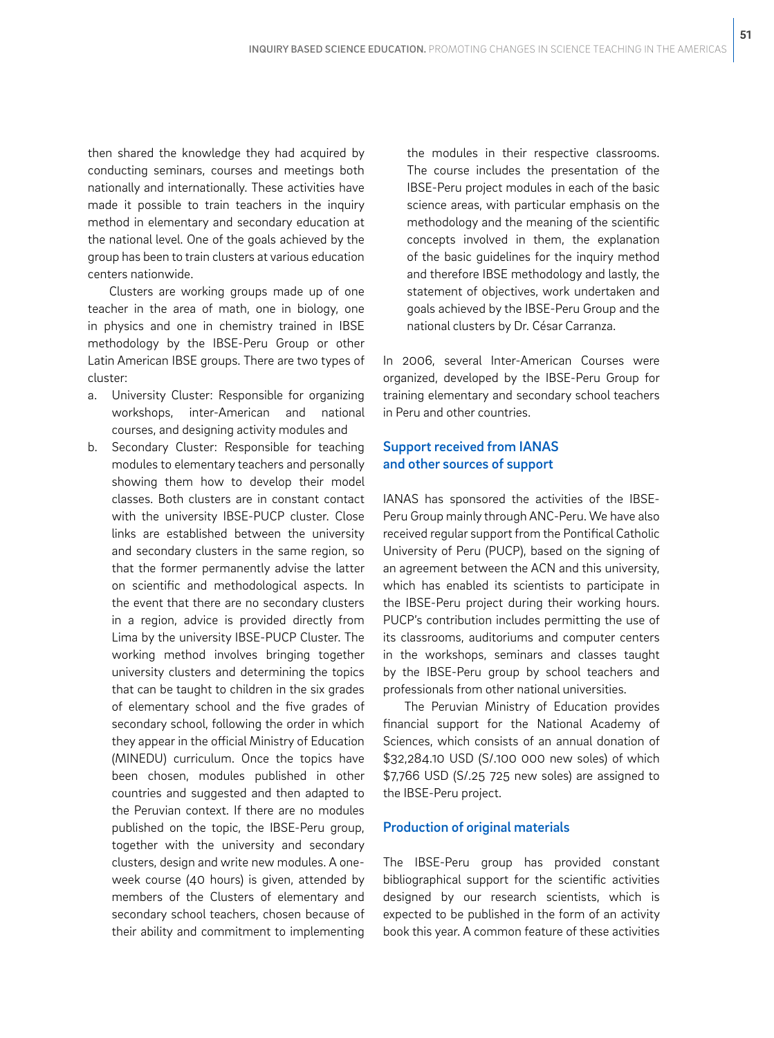then shared the knowledge they had acquired by conducting seminars, courses and meetings both nationally and internationally. These activities have made it possible to train teachers in the inquiry method in elementary and secondary education at the national level. One of the goals achieved by the group has been to train clusters at various education centers nationwide.

Clusters are working groups made up of one teacher in the area of math, one in biology, one in physics and one in chemistry trained in IBSE methodology by the IBSE-Peru Group or other Latin American IBSE groups. There are two types of cluster:

a. University Cluster: Responsible for organizing workshops, inter-American and national courses, and designing activity modules and
b. Secondary Cluster: Responsible for teaching modules to elementary teachers and personally showing them how to develop their model classes. Both clusters are in constant contact with the university IBSE-PUCP cluster. Close links are established between the university and secondary clusters in the same region, so that the former permanently advise the latter on scientific and methodological aspects. In the event that there are no secondary clusters in a region, advice is provided directly from Lima by the university IBSE-PUCP Cluster. The working method involves bringing together university clusters and determining the topics that can be taught to children in the six grades of elementary school and the five grades of secondary school, following the order in which they appear in the official Ministry of Education (MINEDU) curriculum. Once the topics have been chosen, modules published in other countries and suggested and then adapted to the Peruvian context. If there are no modules published on the topic, the IBSE-Peru group, together with the university and secondary clusters, design and write new modules. A one-week course (40 hours) is given, attended by members of the Clusters of elementary and secondary school teachers, chosen because of their ability and commitment to implementing the modules in their respective classrooms. The course includes the presentation of the IBSE-Peru project modules in each of the basic science areas, with particular emphasis on the methodology and the meaning of the scientific concepts involved in them, the explanation of the basic guidelines for the inquiry method and therefore IBSE methodology and lastly, the statement of objectives, work undertaken and goals achieved by the IBSE-Peru Group and the national clusters by Dr. César Carranza.

In 2006, several Inter-American Courses were organized, developed by the IBSE-Peru Group for training elementary and secondary school teachers in Peru and other countries.

## Support received from IANAS and other sources of support

IANAS has sponsored the activities of the IBSE-Peru Group mainly through ANC-Peru. We have also received regular support from the Pontifical Catholic University of Peru (PUCP), based on the signing of an agreement between the ACN and this university, which has enabled its scientists to participate in the IBSE-Peru project during their working hours. PUCP's contribution includes permitting the use of its classrooms, auditoriums and computer centers in the workshops, seminars and classes taught by the IBSE-Peru group by school teachers and professionals from other national universities.

The Peruvian Ministry of Education provides financial support for the National Academy of Sciences, which consists of an annual donation of $32,284.10 USD (S/.100 000 new soles) of which $7,766 USD (S/.25 725 new soles) are assigned to the IBSE-Peru project.

## Production of original materials

The IBSE-Peru group has provided constant bibliographical support for the scientific activities designed by our research scientists, which is expected to be published in the form of an activity book this year. A common feature of these activities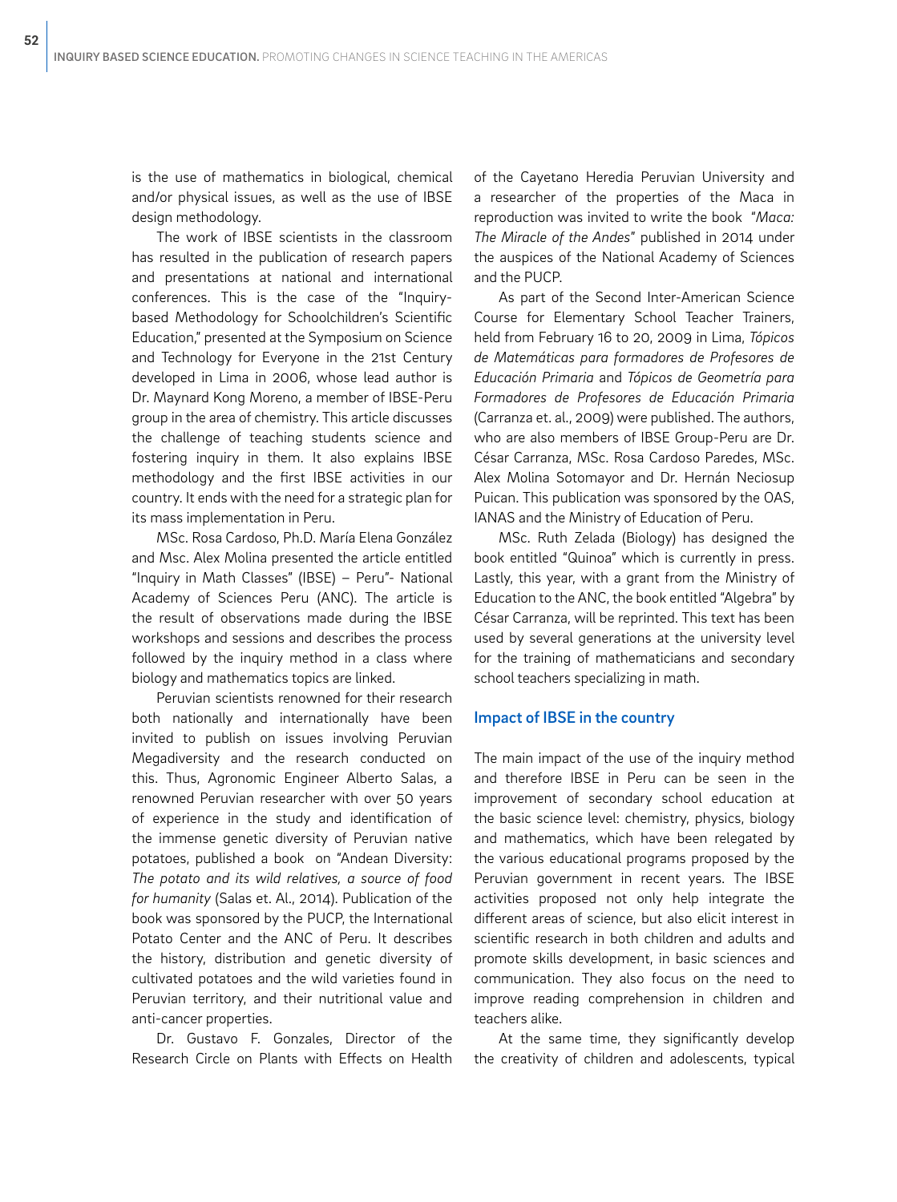is the use of mathematics in biological, chemical and/or physical issues, as well as the use of IBSE design methodology.

The work of IBSE scientists in the classroom has resulted in the publication of research papers and presentations at national and international conferences. This is the case of the "Inquiry-based Methodology for Schoolchildren's Scientific Education," presented at the Symposium on Science and Technology for Everyone in the 21st Century developed in Lima in 2006, whose lead author is Dr. Maynard Kong Moreno, a member of IBSE-Peru group in the area of chemistry. This article discusses the challenge of teaching students science and fostering inquiry in them. It also explains IBSE methodology and the first IBSE activities in our country. It ends with the need for a strategic plan for its mass implementation in Peru.

MSc. Rosa Cardoso, Ph.D. María Elena González and Msc. Alex Molina presented the article entitled "Inquiry in Math Classes" (IBSE) – Peru"- National Academy of Sciences Peru (ANC). The article is the result of observations made during the IBSE workshops and sessions and describes the process followed by the inquiry method in a class where biology and mathematics topics are linked.

Peruvian scientists renowned for their research both nationally and internationally have been invited to publish on issues involving Peruvian Megadiversity and the research conducted on this. Thus, Agronomic Engineer Alberto Salas, a renowned Peruvian researcher with over 50 years of experience in the study and identification of the immense genetic diversity of Peruvian native potatoes, published a book on "Andean Diversity: *The potato and its wild relatives, a source of food for humanity* (Salas et. Al., 2014). Publication of the book was sponsored by the PUCP, the International Potato Center and the ANC of Peru. It describes the history, distribution and genetic diversity of cultivated potatoes and the wild varieties found in Peruvian territory, and their nutritional value and anti-cancer properties.

Dr. Gustavo F. Gonzales, Director of the Research Circle on Plants with Effects on Health of the Cayetano Heredia Peruvian University and a researcher of the properties of the Maca in reproduction was invited to write the book "*Maca: The Miracle of the Andes*" published in 2014 under the auspices of the National Academy of Sciences and the PUCP.

As part of the Second Inter-American Science Course for Elementary School Teacher Trainers, held from February 16 to 20, 2009 in Lima, *Tópicos de Matemáticas para formadores de Profesores de Educación Primaria* and *Tópicos de Geometría para Formadores de Profesores de Educación Primaria* (Carranza et. al., 2009) were published. The authors, who are also members of IBSE Group-Peru are Dr. César Carranza, MSc. Rosa Cardoso Paredes, MSc. Alex Molina Sotomayor and Dr. Hernán Neciosup Puican. This publication was sponsored by the OAS, IANAS and the Ministry of Education of Peru.

MSc. Ruth Zelada (Biology) has designed the book entitled "Quinoa" which is currently in press. Lastly, this year, with a grant from the Ministry of Education to the ANC, the book entitled "Algebra" by César Carranza, will be reprinted. This text has been used by several generations at the university level for the training of mathematicians and secondary school teachers specializing in math.

## Impact of IBSE in the country

The main impact of the use of the inquiry method and therefore IBSE in Peru can be seen in the improvement of secondary school education at the basic science level: chemistry, physics, biology and mathematics, which have been relegated by the various educational programs proposed by the Peruvian government in recent years. The IBSE activities proposed not only help integrate the different areas of science, but also elicit interest in scientific research in both children and adults and promote skills development, in basic sciences and communication. They also focus on the need to improve reading comprehension in children and teachers alike.

At the same time, they significantly develop the creativity of children and adolescents, typical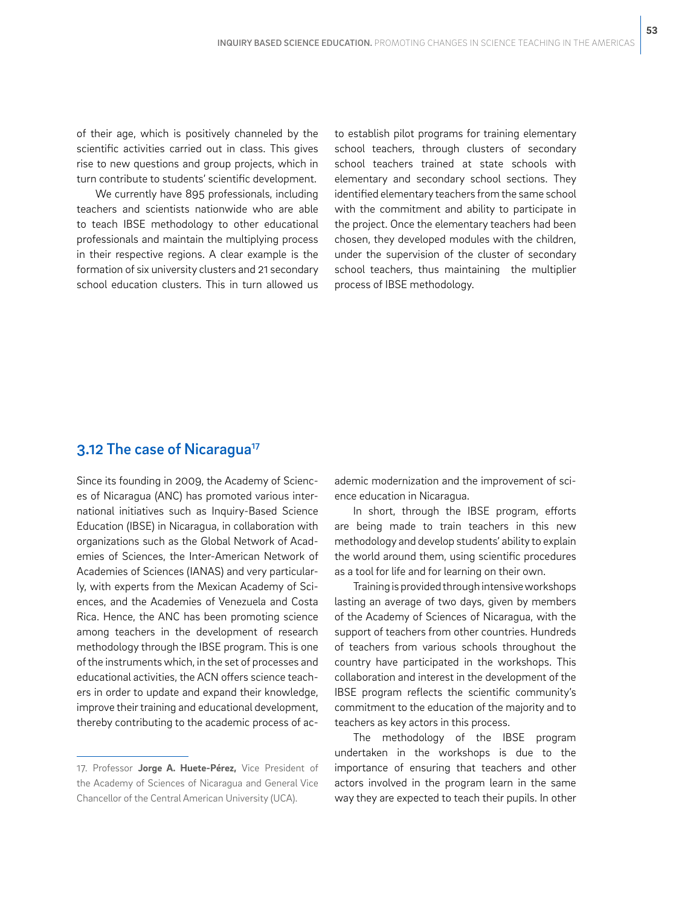of their age, which is positively channeled by the scientific activities carried out in class. This gives rise to new questions and group projects, which in turn contribute to students' scientific development.

We currently have 895 professionals, including teachers and scientists nationwide who are able to teach IBSE methodology to other educational professionals and maintain the multiplying process in their respective regions. A clear example is the formation of six university clusters and 21 secondary school education clusters. This in turn allowed us to establish pilot programs for training elementary school teachers, through clusters of secondary school teachers trained at state schools with elementary and secondary school sections. They identified elementary teachers from the same school with the commitment and ability to participate in the project. Once the elementary teachers had been chosen, they developed modules with the children, under the supervision of the cluster of secondary school teachers, thus maintaining the multiplier process of IBSE methodology.

## 3.12 The case of Nicaragua[17]

Since its founding in 2009, the Academy of Sciences of Nicaragua (ANC) has promoted various international initiatives such as Inquiry-Based Science Education (IBSE) in Nicaragua, in collaboration with organizations such as the Global Network of Academies of Sciences, the Inter-American Network of Academies of Sciences (IANAS) and very particularly, with experts from the Mexican Academy of Sciences, and the Academies of Venezuela and Costa Rica. Hence, the ANC has been promoting science among teachers in the development of research methodology through the IBSE program. This is one of the instruments which, in the set of processes and educational activities, the ACN offers science teachers in order to update and expand their knowledge, improve their training and educational development, thereby contributing to the academic process of academic modernization and the improvement of science education in Nicaragua.

In short, through the IBSE program, efforts are being made to train teachers in this new methodology and develop students' ability to explain the world around them, using scientific procedures as a tool for life and for learning on their own.

Training is provided through intensive workshops lasting an average of two days, given by members of the Academy of Sciences of Nicaragua, with the support of teachers from other countries. Hundreds of teachers from various schools throughout the country have participated in the workshops. This collaboration and interest in the development of the IBSE program reflects the scientific community's commitment to the education of the majority and to teachers as key actors in this process.

The methodology of the IBSE program undertaken in the workshops is due to the importance of ensuring that teachers and other actors involved in the program learn in the same way they are expected to teach their pupils. In other

---

17. Professor **Jorge A. Huete-Pérez,** Vice President of the Academy of Sciences of Nicaragua and General Vice Chancellor of the Central American University (UCA).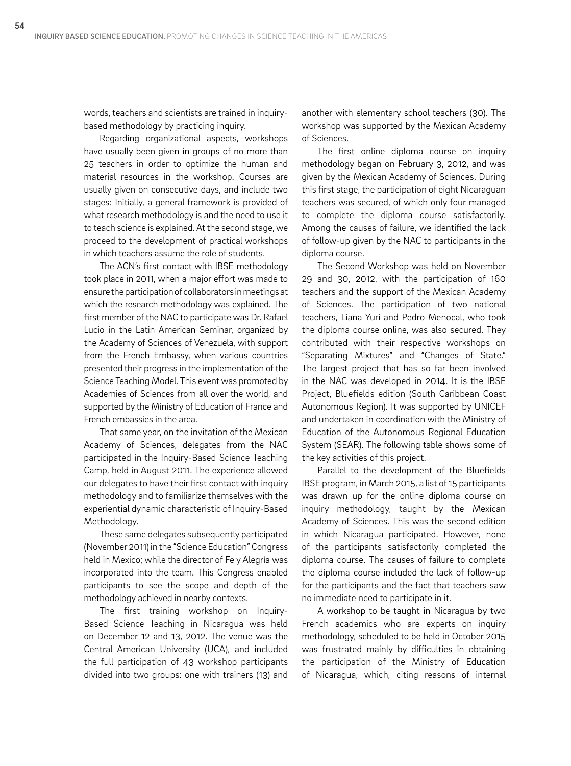words, teachers and scientists are trained in inquiry-based methodology by practicing inquiry.

Regarding organizational aspects, workshops have usually been given in groups of no more than 25 teachers in order to optimize the human and material resources in the workshop. Courses are usually given on consecutive days, and include two stages: Initially, a general framework is provided of what research methodology is and the need to use it to teach science is explained. At the second stage, we proceed to the development of practical workshops in which teachers assume the role of students.

The ACN's first contact with IBSE methodology took place in 2011, when a major effort was made to ensure the participation of collaborators in meetings at which the research methodology was explained. The first member of the NAC to participate was Dr. Rafael Lucio in the Latin American Seminar, organized by the Academy of Sciences of Venezuela, with support from the French Embassy, when various countries presented their progress in the implementation of the Science Teaching Model. This event was promoted by Academies of Sciences from all over the world, and supported by the Ministry of Education of France and French embassies in the area.

That same year, on the invitation of the Mexican Academy of Sciences, delegates from the NAC participated in the Inquiry-Based Science Teaching Camp, held in August 2011. The experience allowed our delegates to have their first contact with inquiry methodology and to familiarize themselves with the experiential dynamic characteristic of Inquiry-Based Methodology.

These same delegates subsequently participated (November 2011) in the "Science Education" Congress held in Mexico; while the director of Fe y Alegría was incorporated into the team. This Congress enabled participants to see the scope and depth of the methodology achieved in nearby contexts.

The first training workshop on Inquiry-Based Science Teaching in Nicaragua was held on December 12 and 13, 2012. The venue was the Central American University (UCA), and included the full participation of 43 workshop participants divided into two groups: one with trainers (13) and another with elementary school teachers (30). The workshop was supported by the Mexican Academy of Sciences.

The first online diploma course on inquiry methodology began on February 3, 2012, and was given by the Mexican Academy of Sciences. During this first stage, the participation of eight Nicaraguan teachers was secured, of which only four managed to complete the diploma course satisfactorily. Among the causes of failure, we identified the lack of follow-up given by the NAC to participants in the diploma course.

The Second Workshop was held on November 29 and 30, 2012, with the participation of 160 teachers and the support of the Mexican Academy of Sciences. The participation of two national teachers, Liana Yuri and Pedro Menocal, who took the diploma course online, was also secured. They contributed with their respective workshops on "Separating Mixtures" and "Changes of State." The largest project that has so far been involved in the NAC was developed in 2014. It is the IBSE Project, Bluefields edition (South Caribbean Coast Autonomous Region). It was supported by UNICEF and undertaken in coordination with the Ministry of Education of the Autonomous Regional Education System (SEAR). The following table shows some of the key activities of this project.

Parallel to the development of the Bluefields IBSE program, in March 2015, a list of 15 participants was drawn up for the online diploma course on inquiry methodology, taught by the Mexican Academy of Sciences. This was the second edition in which Nicaragua participated. However, none of the participants satisfactorily completed the diploma course. The causes of failure to complete the diploma course included the lack of follow-up for the participants and the fact that teachers saw no immediate need to participate in it.

A workshop to be taught in Nicaragua by two French academics who are experts on inquiry methodology, scheduled to be held in October 2015 was frustrated mainly by difficulties in obtaining the participation of the Ministry of Education of Nicaragua, which, citing reasons of internal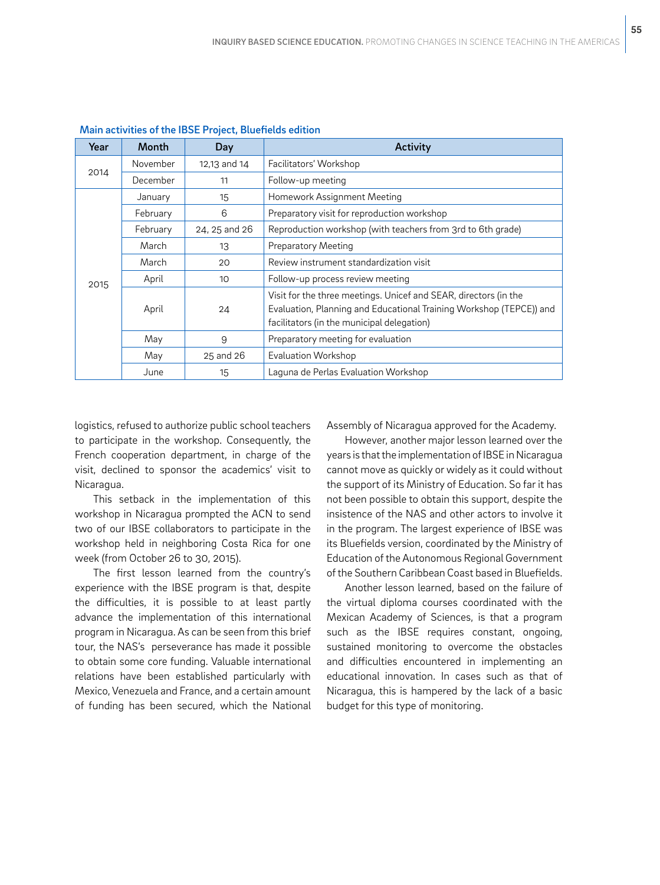**Main activities of the IBSE Project, Bluefields edition**

| Year | Month | Day | Activity |
|---|---|---|---|
| 2014 | November | 12,13 and 14 | Facilitators' Workshop |
| | December | 11 | Follow-up meeting |
| 2015 | January | 15 | Homework Assignment Meeting |
| | February | 6 | Preparatory visit for reproduction workshop |
| | February | 24, 25 and 26 | Reproduction workshop (with teachers from 3rd to 6th grade) |
| | March | 13 | Preparatory Meeting |
| | March | 20 | Review instrument standardization visit |
| | April | 10 | Follow-up process review meeting |
| | April | 24 | Visit for the three meetings. Unicef and SEAR, directors (in the Evaluation, Planning and Educational Training Workshop (TEPCE)) and facilitators (in the municipal delegation) |
| | May | 9 | Preparatory meeting for evaluation |
| | May | 25 and 26 | Evaluation Workshop |
| | June | 15 | Laguna de Perlas Evaluation Workshop |

logistics, refused to authorize public school teachers to participate in the workshop. Consequently, the French cooperation department, in charge of the visit, declined to sponsor the academics' visit to Nicaragua.

This setback in the implementation of this workshop in Nicaragua prompted the ACN to send two of our IBSE collaborators to participate in the workshop held in neighboring Costa Rica for one week (from October 26 to 30, 2015).

The first lesson learned from the country's experience with the IBSE program is that, despite the difficulties, it is possible to at least partly advance the implementation of this international program in Nicaragua. As can be seen from this brief tour, the NAS's perseverance has made it possible to obtain some core funding. Valuable international relations have been established particularly with Mexico, Venezuela and France, and a certain amount of funding has been secured, which the National Assembly of Nicaragua approved for the Academy.

However, another major lesson learned over the years is that the implementation of IBSE in Nicaragua cannot move as quickly or widely as it could without the support of its Ministry of Education. So far it has not been possible to obtain this support, despite the insistence of the NAS and other actors to involve it in the program. The largest experience of IBSE was its Bluefields version, coordinated by the Ministry of Education of the Autonomous Regional Government of the Southern Caribbean Coast based in Bluefields.

Another lesson learned, based on the failure of the virtual diploma courses coordinated with the Mexican Academy of Sciences, is that a program such as the IBSE requires constant, ongoing, sustained monitoring to overcome the obstacles and difficulties encountered in implementing an educational innovation. In cases such as that of Nicaragua, this is hampered by the lack of a basic budget for this type of monitoring.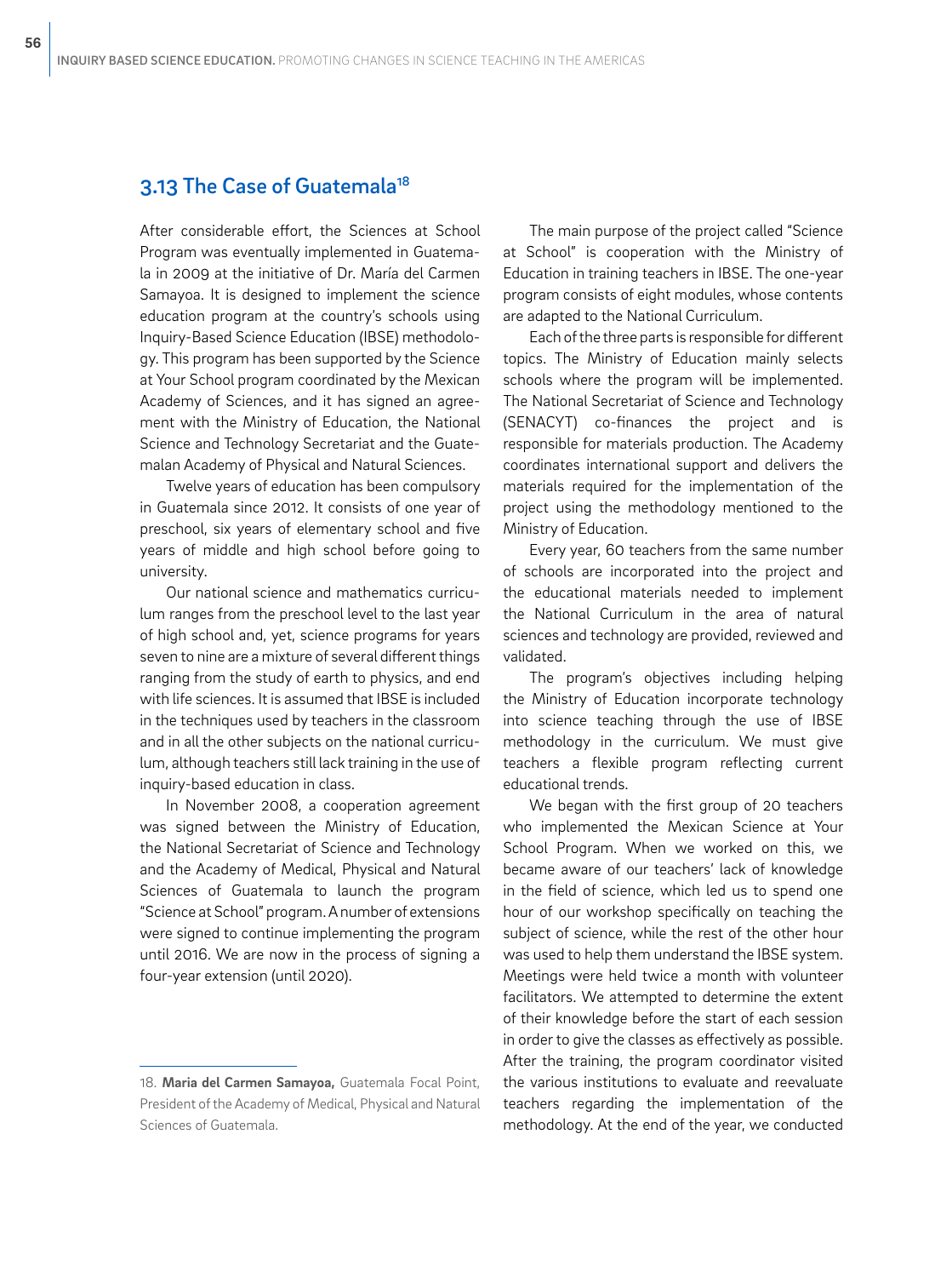## 3.13 The Case of Guatemala[18]

After considerable effort, the Sciences at School Program was eventually implemented in Guatemala in 2009 at the initiative of Dr. María del Carmen Samayoa. It is designed to implement the science education program at the country's schools using Inquiry-Based Science Education (IBSE) methodology. This program has been supported by the Science at Your School program coordinated by the Mexican Academy of Sciences, and it has signed an agreement with the Ministry of Education, the National Science and Technology Secretariat and the Guatemalan Academy of Physical and Natural Sciences.

Twelve years of education has been compulsory in Guatemala since 2012. It consists of one year of preschool, six years of elementary school and five years of middle and high school before going to university.

Our national science and mathematics curriculum ranges from the preschool level to the last year of high school and, yet, science programs for years seven to nine are a mixture of several different things ranging from the study of earth to physics, and end with life sciences. It is assumed that IBSE is included in the techniques used by teachers in the classroom and in all the other subjects on the national curriculum, although teachers still lack training in the use of inquiry-based education in class.

In November 2008, a cooperation agreement was signed between the Ministry of Education, the National Secretariat of Science and Technology and the Academy of Medical, Physical and Natural Sciences of Guatemala to launch the program "Science at School" program. A number of extensions were signed to continue implementing the program until 2016. We are now in the process of signing a four-year extension (until 2020).

The main purpose of the project called "Science at School" is cooperation with the Ministry of Education in training teachers in IBSE. The one-year program consists of eight modules, whose contents are adapted to the National Curriculum.

Each of the three parts is responsible for different topics. The Ministry of Education mainly selects schools where the program will be implemented. The National Secretariat of Science and Technology (SENACYT) co-finances the project and is responsible for materials production. The Academy coordinates international support and delivers the materials required for the implementation of the project using the methodology mentioned to the Ministry of Education.

Every year, 60 teachers from the same number of schools are incorporated into the project and the educational materials needed to implement the National Curriculum in the area of natural sciences and technology are provided, reviewed and validated.

The program's objectives including helping the Ministry of Education incorporate technology into science teaching through the use of IBSE methodology in the curriculum. We must give teachers a flexible program reflecting current educational trends.

We began with the first group of 20 teachers who implemented the Mexican Science at Your School Program. When we worked on this, we became aware of our teachers' lack of knowledge in the field of science, which led us to spend one hour of our workshop specifically on teaching the subject of science, while the rest of the other hour was used to help them understand the IBSE system. Meetings were held twice a month with volunteer facilitators. We attempted to determine the extent of their knowledge before the start of each session in order to give the classes as effectively as possible. After the training, the program coordinator visited the various institutions to evaluate and reevaluate teachers regarding the implementation of the methodology. At the end of the year, we conducted

18. **Maria del Carmen Samayoa,** Guatemala Focal Point, President of the Academy of Medical, Physical and Natural Sciences of Guatemala.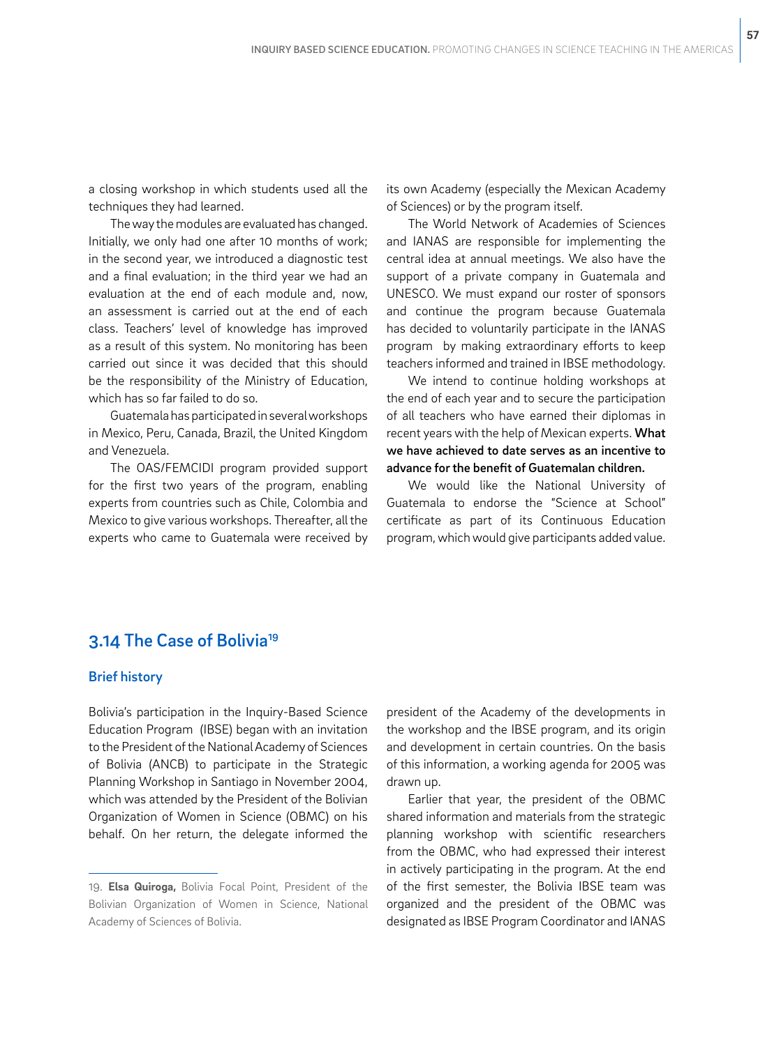a closing workshop in which students used all the techniques they had learned.

The way the modules are evaluated has changed. Initially, we only had one after 10 months of work; in the second year, we introduced a diagnostic test and a final evaluation; in the third year we had an evaluation at the end of each module and, now, an assessment is carried out at the end of each class. Teachers' level of knowledge has improved as a result of this system. No monitoring has been carried out since it was decided that this should be the responsibility of the Ministry of Education, which has so far failed to do so.

Guatemala has participated in several workshops in Mexico, Peru, Canada, Brazil, the United Kingdom and Venezuela.

The OAS/FEMCIDI program provided support for the first two years of the program, enabling experts from countries such as Chile, Colombia and Mexico to give various workshops. Thereafter, all the experts who came to Guatemala were received by its own Academy (especially the Mexican Academy of Sciences) or by the program itself.

The World Network of Academies of Sciences and IANAS are responsible for implementing the central idea at annual meetings. We also have the support of a private company in Guatemala and UNESCO. We must expand our roster of sponsors and continue the program because Guatemala has decided to voluntarily participate in the IANAS program by making extraordinary efforts to keep teachers informed and trained in IBSE methodology.

We intend to continue holding workshops at the end of each year and to secure the participation of all teachers who have earned their diplomas in recent years with the help of Mexican experts. **What we have achieved to date serves as an incentive to advance for the benefit of Guatemalan children.**

We would like the National University of Guatemala to endorse the "Science at School" certificate as part of its Continuous Education program, which would give participants added value.

## 3.14 The Case of Bolivia[19]

### Brief history

Bolivia's participation in the Inquiry-Based Science Education Program (IBSE) began with an invitation to the President of the National Academy of Sciences of Bolivia (ANCB) to participate in the Strategic Planning Workshop in Santiago in November 2004, which was attended by the President of the Bolivian Organization of Women in Science (OBMC) on his behalf. On her return, the delegate informed the president of the Academy of the developments in the workshop and the IBSE program, and its origin and development in certain countries. On the basis of this information, a working agenda for 2005 was drawn up.

Earlier that year, the president of the OBMC shared information and materials from the strategic planning workshop with scientific researchers from the OBMC, who had expressed their interest in actively participating in the program. At the end of the first semester, the Bolivia IBSE team was organized and the president of the OBMC was designated as IBSE Program Coordinator and IANAS

19. **Elsa Quiroga,** Bolivia Focal Point, President of the Bolivian Organization of Women in Science, National Academy of Sciences of Bolivia.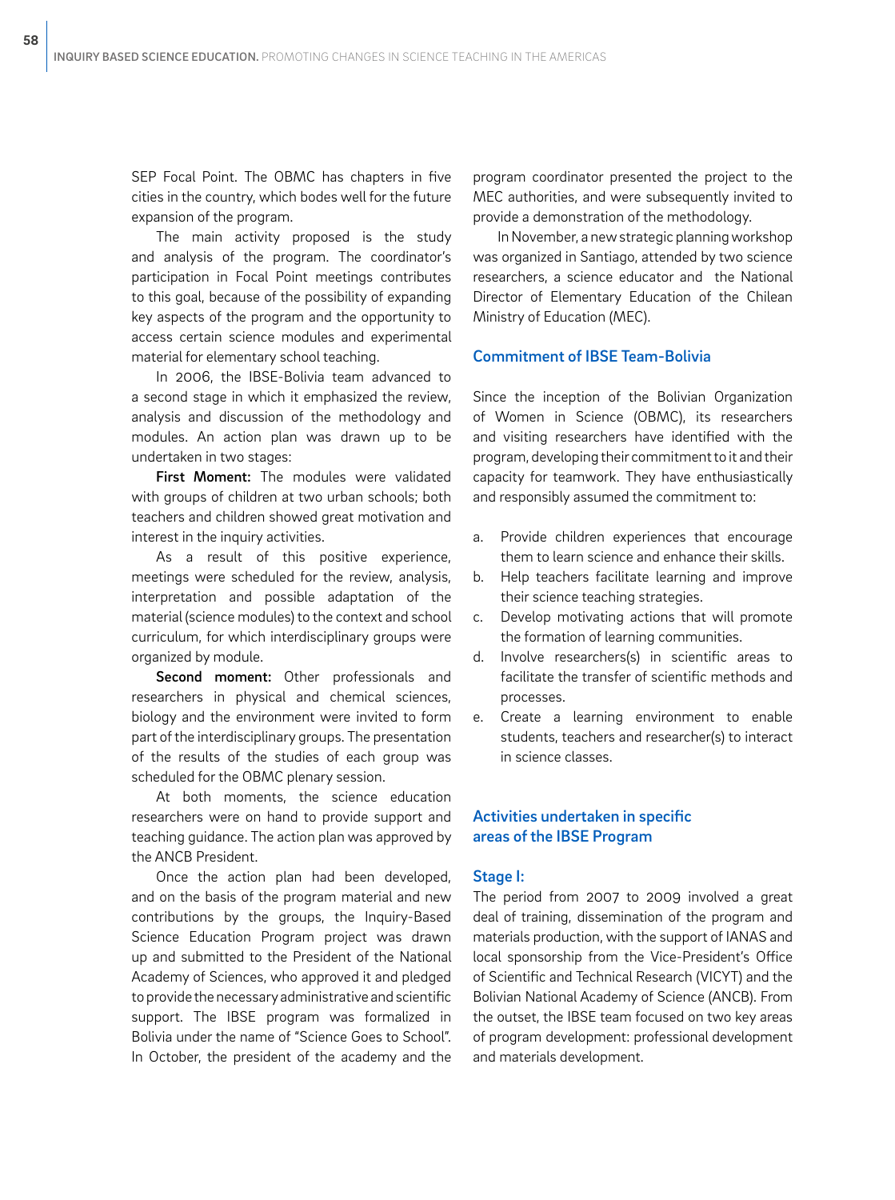SEP Focal Point. The OBMC has chapters in five cities in the country, which bodes well for the future expansion of the program.

The main activity proposed is the study and analysis of the program. The coordinator's participation in Focal Point meetings contributes to this goal, because of the possibility of expanding key aspects of the program and the opportunity to access certain science modules and experimental material for elementary school teaching.

In 2006, the IBSE-Bolivia team advanced to a second stage in which it emphasized the review, analysis and discussion of the methodology and modules. An action plan was drawn up to be undertaken in two stages:

**First Moment:** The modules were validated with groups of children at two urban schools; both teachers and children showed great motivation and interest in the inquiry activities.

As a result of this positive experience, meetings were scheduled for the review, analysis, interpretation and possible adaptation of the material (science modules) to the context and school curriculum, for which interdisciplinary groups were organized by module.

**Second moment:** Other professionals and researchers in physical and chemical sciences, biology and the environment were invited to form part of the interdisciplinary groups. The presentation of the results of the studies of each group was scheduled for the OBMC plenary session.

At both moments, the science education researchers were on hand to provide support and teaching guidance. The action plan was approved by the ANCB President.

Once the action plan had been developed, and on the basis of the program material and new contributions by the groups, the Inquiry-Based Science Education Program project was drawn up and submitted to the President of the National Academy of Sciences, who approved it and pledged to provide the necessary administrative and scientific support. The IBSE program was formalized in Bolivia under the name of "Science Goes to School". In October, the president of the academy and the program coordinator presented the project to the MEC authorities, and were subsequently invited to provide a demonstration of the methodology.

In November, a new strategic planning workshop was organized in Santiago, attended by two science researchers, a science educator and the National Director of Elementary Education of the Chilean Ministry of Education (MEC).

### Commitment of IBSE Team-Bolivia

Since the inception of the Bolivian Organization of Women in Science (OBMC), its researchers and visiting researchers have identified with the program, developing their commitment to it and their capacity for teamwork. They have enthusiastically and responsibly assumed the commitment to:

a. Provide children experiences that encourage them to learn science and enhance their skills.
b. Help teachers facilitate learning and improve their science teaching strategies.
c. Develop motivating actions that will promote the formation of learning communities.
d. Involve researchers(s) in scientific areas to facilitate the transfer of scientific methods and processes.
e. Create a learning environment to enable students, teachers and researcher(s) to interact in science classes.

### Activities undertaken in specific areas of the IBSE Program

#### Stage I:

The period from 2007 to 2009 involved a great deal of training, dissemination of the program and materials production, with the support of IANAS and local sponsorship from the Vice-President's Office of Scientific and Technical Research (VICYT) and the Bolivian National Academy of Science (ANCB). From the outset, the IBSE team focused on two key areas of program development: professional development and materials development.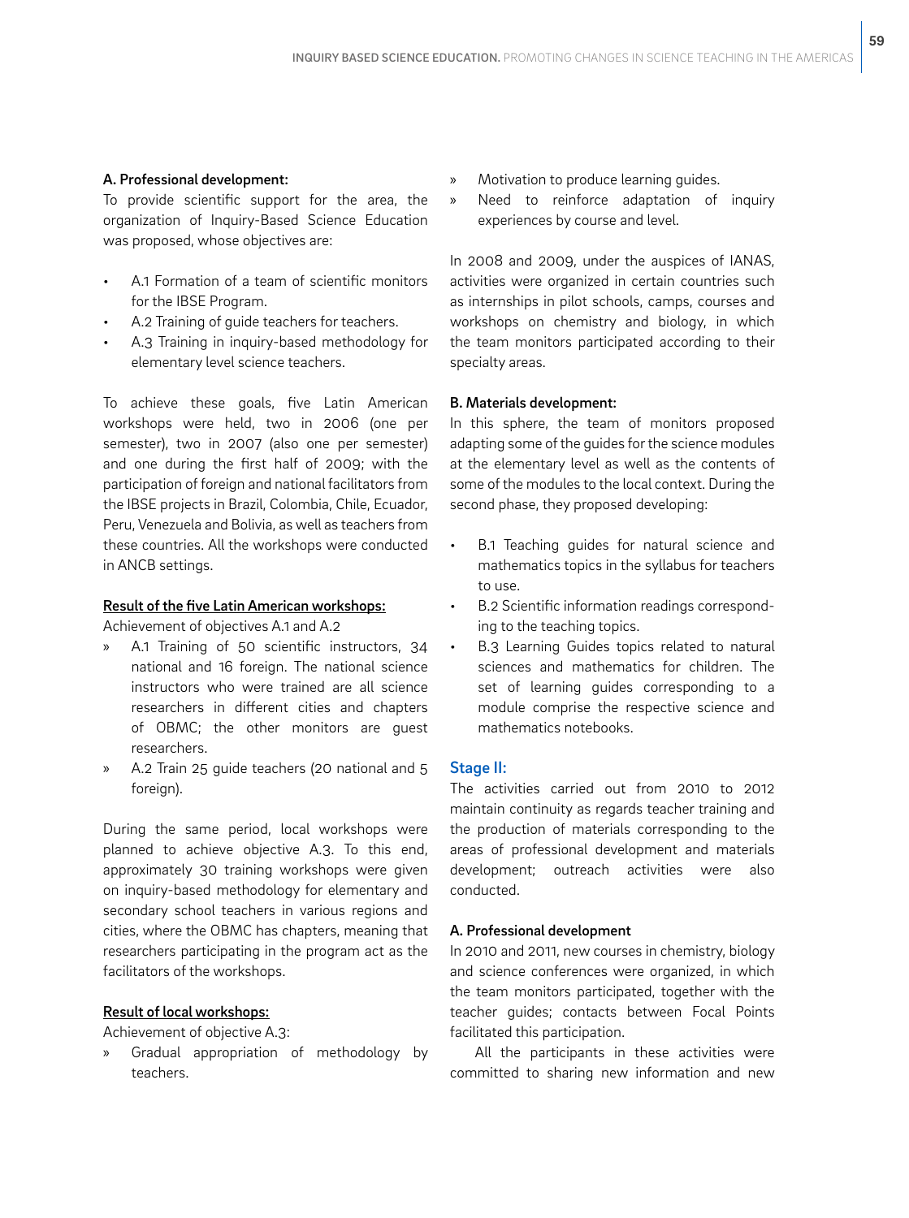**A. Professional development:**

To provide scientific support for the area, the organization of Inquiry-Based Science Education was proposed, whose objectives are:

- A.1 Formation of a team of scientific monitors for the IBSE Program.
- A.2 Training of guide teachers for teachers.
- A.3 Training in inquiry-based methodology for elementary level science teachers.

To achieve these goals, five Latin American workshops were held, two in 2006 (one per semester), two in 2007 (also one per semester) and one during the first half of 2009; with the participation of foreign and national facilitators from the IBSE projects in Brazil, Colombia, Chile, Ecuador, Peru, Venezuela and Bolivia, as well as teachers from these countries. All the workshops were conducted in ANCB settings.

**Result of the five Latin American workshops:**

Achievement of objectives A.1 and A.2

- » A.1 Training of 50 scientific instructors, 34 national and 16 foreign. The national science instructors who were trained are all science researchers in different cities and chapters of OBMC; the other monitors are guest researchers.
- » A.2 Train 25 guide teachers (20 national and 5 foreign).

During the same period, local workshops were planned to achieve objective A.3. To this end, approximately 30 training workshops were given on inquiry-based methodology for elementary and secondary school teachers in various regions and cities, where the OBMC has chapters, meaning that researchers participating in the program act as the facilitators of the workshops.

**Result of local workshops:**

Achievement of objective A.3:

- » Gradual appropriation of methodology by teachers.
- » Motivation to produce learning guides.
- » Need to reinforce adaptation of inquiry experiences by course and level.

In 2008 and 2009, under the auspices of IANAS, activities were organized in certain countries such as internships in pilot schools, camps, courses and workshops on chemistry and biology, in which the team monitors participated according to their specialty areas.

**B. Materials development:**

In this sphere, the team of monitors proposed adapting some of the guides for the science modules at the elementary level as well as the contents of some of the modules to the local context. During the second phase, they proposed developing:

- B.1 Teaching guides for natural science and mathematics topics in the syllabus for teachers to use.
- B.2 Scientific information readings corresponding to the teaching topics.
- B.3 Learning Guides topics related to natural sciences and mathematics for children. The set of learning guides corresponding to a module comprise the respective science and mathematics notebooks.

### Stage II:

The activities carried out from 2010 to 2012 maintain continuity as regards teacher training and the production of materials corresponding to the areas of professional development and materials development; outreach activities were also conducted.

**A. Professional development**

In 2010 and 2011, new courses in chemistry, biology and science conferences were organized, in which the team monitors participated, together with the teacher guides; contacts between Focal Points facilitated this participation.

All the participants in these activities were committed to sharing new information and new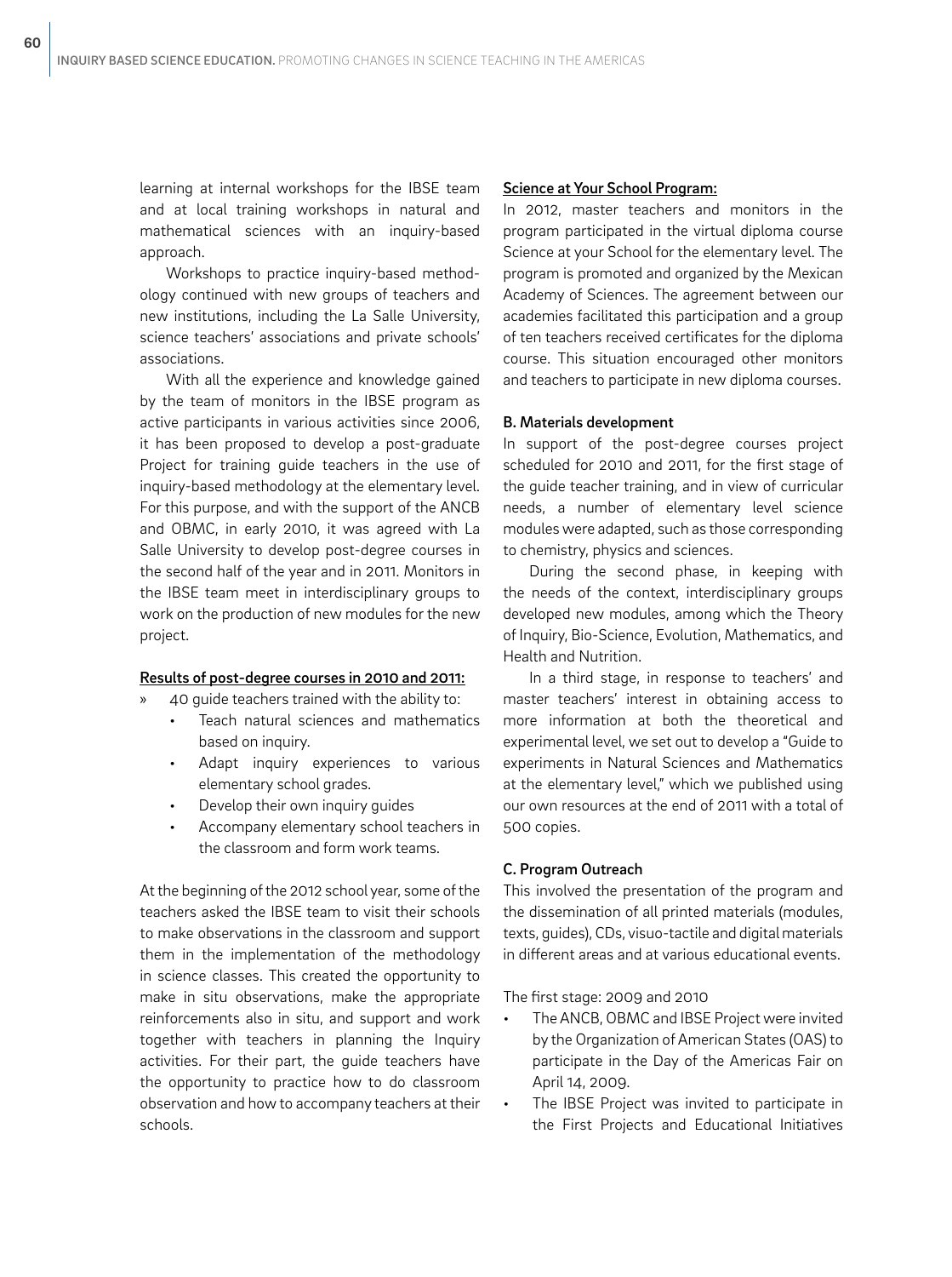learning at internal workshops for the IBSE team and at local training workshops in natural and mathematical sciences with an inquiry-based approach.

Workshops to practice inquiry-based methodology continued with new groups of teachers and new institutions, including the La Salle University, science teachers' associations and private schools' associations.

With all the experience and knowledge gained by the team of monitors in the IBSE program as active participants in various activities since 2006, it has been proposed to develop a post-graduate Project for training guide teachers in the use of inquiry-based methodology at the elementary level. For this purpose, and with the support of the ANCB and OBMC, in early 2010, it was agreed with La Salle University to develop post-degree courses in the second half of the year and in 2011. Monitors in the IBSE team meet in interdisciplinary groups to work on the production of new modules for the new project.

**Results of post-degree courses in 2010 and 2011:**

- 40 guide teachers trained with the ability to:
  - Teach natural sciences and mathematics based on inquiry.
  - Adapt inquiry experiences to various elementary school grades.
  - Develop their own inquiry guides
  - Accompany elementary school teachers in the classroom and form work teams.

At the beginning of the 2012 school year, some of the teachers asked the IBSE team to visit their schools to make observations in the classroom and support them in the implementation of the methodology in science classes. This created the opportunity to make in situ observations, make the appropriate reinforcements also in situ, and support and work together with teachers in planning the Inquiry activities. For their part, the guide teachers have the opportunity to practice how to do classroom observation and how to accompany teachers at their schools.

**Science at Your School Program:**

In 2012, master teachers and monitors in the program participated in the virtual diploma course Science at your School for the elementary level. The program is promoted and organized by the Mexican Academy of Sciences. The agreement between our academies facilitated this participation and a group of ten teachers received certificates for the diploma course. This situation encouraged other monitors and teachers to participate in new diploma courses.

### B. Materials development

In support of the post-degree courses project scheduled for 2010 and 2011, for the first stage of the guide teacher training, and in view of curricular needs, a number of elementary level science modules were adapted, such as those corresponding to chemistry, physics and sciences.

During the second phase, in keeping with the needs of the context, interdisciplinary groups developed new modules, among which the Theory of Inquiry, Bio-Science, Evolution, Mathematics, and Health and Nutrition.

In a third stage, in response to teachers' and master teachers' interest in obtaining access to more information at both the theoretical and experimental level, we set out to develop a "Guide to experiments in Natural Sciences and Mathematics at the elementary level," which we published using our own resources at the end of 2011 with a total of 500 copies.

### C. Program Outreach

This involved the presentation of the program and the dissemination of all printed materials (modules, texts, guides), CDs, visuo-tactile and digital materials in different areas and at various educational events.

The first stage: 2009 and 2010

- The ANCB, OBMC and IBSE Project were invited by the Organization of American States (OAS) to participate in the Day of the Americas Fair on April 14, 2009.
- The IBSE Project was invited to participate in the First Projects and Educational Initiatives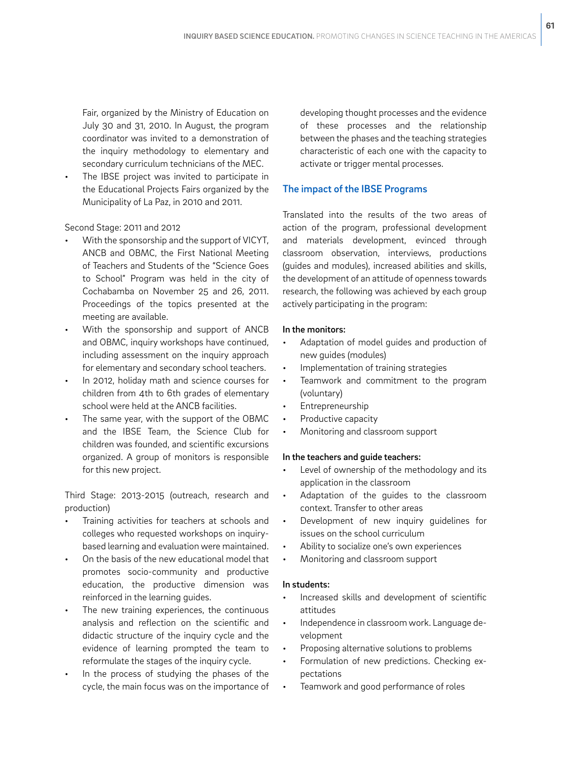Fair, organized by the Ministry of Education on July 30 and 31, 2010. In August, the program coordinator was invited to a demonstration of the inquiry methodology to elementary and secondary curriculum technicians of the MEC.

- The IBSE project was invited to participate in the Educational Projects Fairs organized by the Municipality of La Paz, in 2010 and 2011.

Second Stage: 2011 and 2012

- With the sponsorship and the support of VICYT, ANCB and OBMC, the First National Meeting of Teachers and Students of the "Science Goes to School" Program was held in the city of Cochabamba on November 25 and 26, 2011. Proceedings of the topics presented at the meeting are available.
- With the sponsorship and support of ANCB and OBMC, inquiry workshops have continued, including assessment on the inquiry approach for elementary and secondary school teachers.
- In 2012, holiday math and science courses for children from 4th to 6th grades of elementary school were held at the ANCB facilities.
- The same year, with the support of the OBMC and the IBSE Team, the Science Club for children was founded, and scientific excursions organized. A group of monitors is responsible for this new project.

Third Stage: 2013-2015 (outreach, research and production)

- Training activities for teachers at schools and colleges who requested workshops on inquiry-based learning and evaluation were maintained.
- On the basis of the new educational model that promotes socio-community and productive education, the productive dimension was reinforced in the learning guides.
- The new training experiences, the continuous analysis and reflection on the scientific and didactic structure of the inquiry cycle and the evidence of learning prompted the team to reformulate the stages of the inquiry cycle.
- In the process of studying the phases of the cycle, the main focus was on the importance of developing thought processes and the evidence of these processes and the relationship between the phases and the teaching strategies characteristic of each one with the capacity to activate or trigger mental processes.

## The impact of the IBSE Programs

Translated into the results of the two areas of action of the program, professional development and materials development, evinced through classroom observation, interviews, productions (guides and modules), increased abilities and skills, the development of an attitude of openness towards research, the following was achieved by each group actively participating in the program:

**In the monitors:**

- Adaptation of model guides and production of new guides (modules)
- Implementation of training strategies
- Teamwork and commitment to the program (voluntary)
- Entrepreneurship
- Productive capacity
- Monitoring and classroom support

**In the teachers and guide teachers:**

- Level of ownership of the methodology and its application in the classroom
- Adaptation of the guides to the classroom context. Transfer to other areas
- Development of new inquiry guidelines for issues on the school curriculum
- Ability to socialize one's own experiences
- Monitoring and classroom support

**In students:**

- Increased skills and development of scientific attitudes
- Independence in classroom work. Language development
- Proposing alternative solutions to problems
- Formulation of new predictions. Checking expectations
- Teamwork and good performance of roles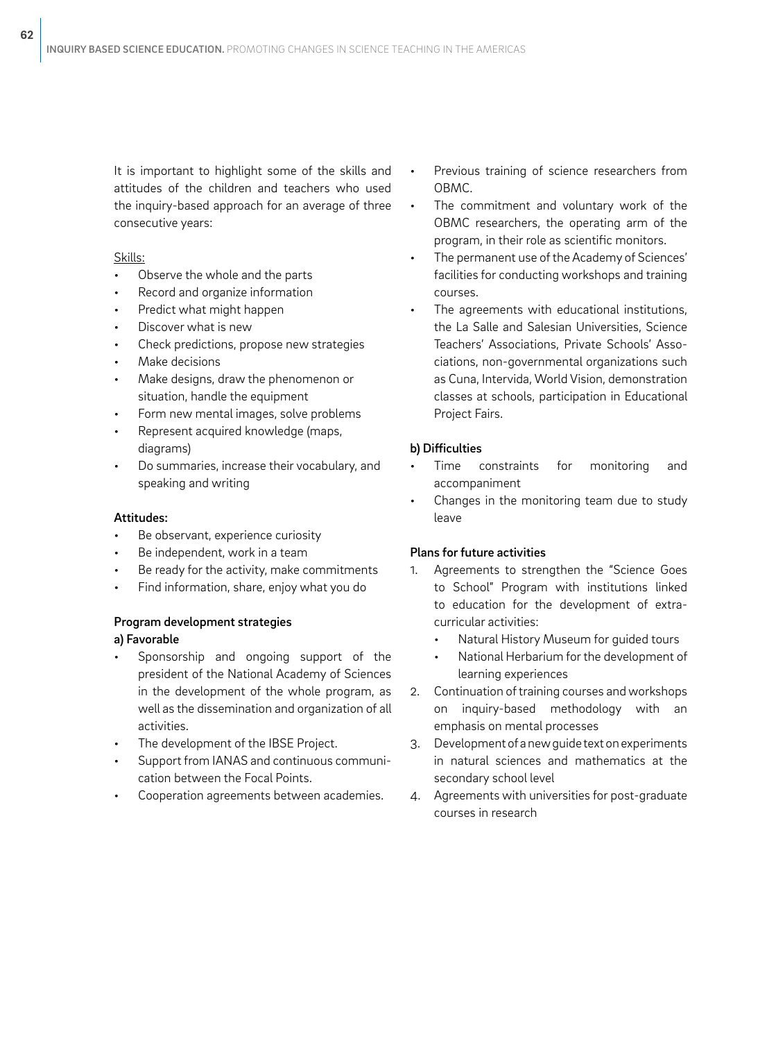It is important to highlight some of the skills and attitudes of the children and teachers who used the inquiry-based approach for an average of three consecutive years:

Skills:

- Observe the whole and the parts
- Record and organize information
- Predict what might happen
- Discover what is new
- Check predictions, propose new strategies
- Make decisions
- Make designs, draw the phenomenon or situation, handle the equipment
- Form new mental images, solve problems
- Represent acquired knowledge (maps, diagrams)
- Do summaries, increase their vocabulary, and speaking and writing

**Attitudes:**

- Be observant, experience curiosity
- Be independent, work in a team
- Be ready for the activity, make commitments
- Find information, share, enjoy what you do

**Program development strategies**

**a) Favorable**

- Sponsorship and ongoing support of the president of the National Academy of Sciences in the development of the whole program, as well as the dissemination and organization of all activities.
- The development of the IBSE Project.
- Support from IANAS and continuous communication between the Focal Points.
- Cooperation agreements between academies.
- Previous training of science researchers from OBMC.
- The commitment and voluntary work of the OBMC researchers, the operating arm of the program, in their role as scientific monitors.
- The permanent use of the Academy of Sciences' facilities for conducting workshops and training courses.
- The agreements with educational institutions, the La Salle and Salesian Universities, Science Teachers' Associations, Private Schools' Associations, non-governmental organizations such as Cuna, Intervida, World Vision, demonstration classes at schools, participation in Educational Project Fairs.

**b) Difficulties**

- Time constraints for monitoring and accompaniment
- Changes in the monitoring team due to study leave

**Plans for future activities**

1. Agreements to strengthen the "Science Goes to School" Program with institutions linked to education for the development of extra-curricular activities:
   - Natural History Museum for guided tours
   - National Herbarium for the development of learning experiences
2. Continuation of training courses and workshops on inquiry-based methodology with an emphasis on mental processes
3. Development of a new guide text on experiments in natural sciences and mathematics at the secondary school level
4. Agreements with universities for post-graduate courses in research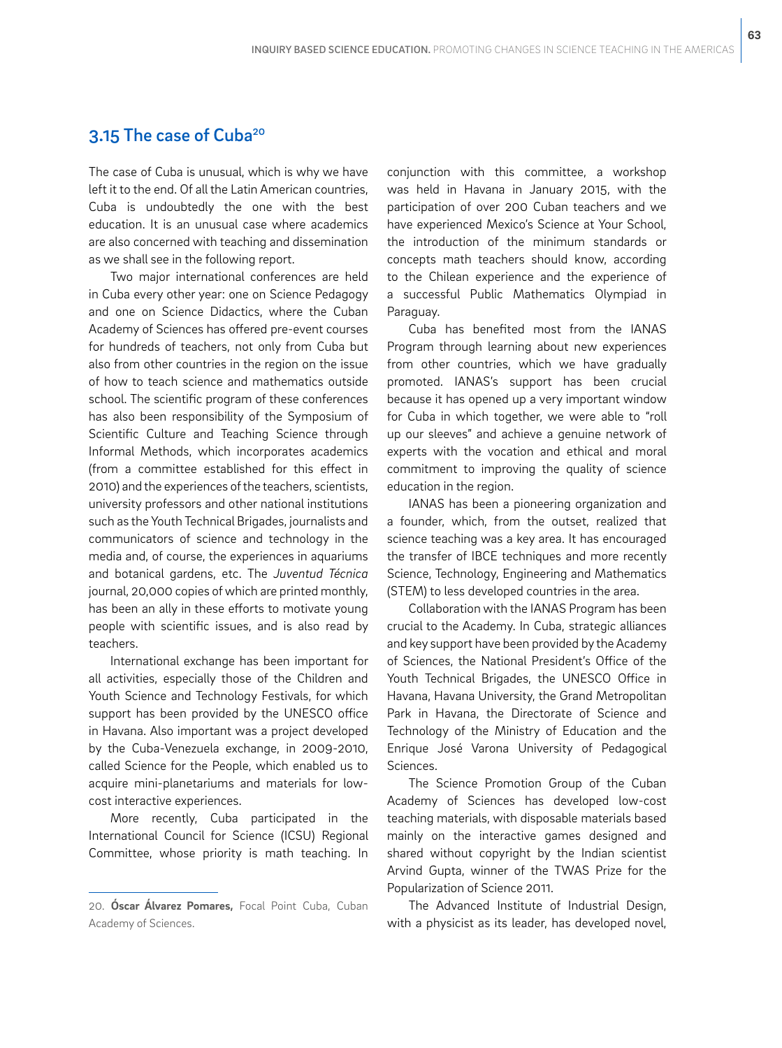## 3.15 The case of Cuba[20]

The case of Cuba is unusual, which is why we have left it to the end. Of all the Latin American countries, Cuba is undoubtedly the one with the best education. It is an unusual case where academics are also concerned with teaching and dissemination as we shall see in the following report.

Two major international conferences are held in Cuba every other year: one on Science Pedagogy and one on Science Didactics, where the Cuban Academy of Sciences has offered pre-event courses for hundreds of teachers, not only from Cuba but also from other countries in the region on the issue of how to teach science and mathematics outside school. The scientific program of these conferences has also been responsibility of the Symposium of Scientific Culture and Teaching Science through Informal Methods, which incorporates academics (from a committee established for this effect in 2010) and the experiences of the teachers, scientists, university professors and other national institutions such as the Youth Technical Brigades, journalists and communicators of science and technology in the media and, of course, the experiences in aquariums and botanical gardens, etc. The *Juventud Técnica* journal, 20,000 copies of which are printed monthly, has been an ally in these efforts to motivate young people with scientific issues, and is also read by teachers.

International exchange has been important for all activities, especially those of the Children and Youth Science and Technology Festivals, for which support has been provided by the UNESCO office in Havana. Also important was a project developed by the Cuba-Venezuela exchange, in 2009-2010, called Science for the People, which enabled us to acquire mini-planetariums and materials for low-cost interactive experiences.

More recently, Cuba participated in the International Council for Science (ICSU) Regional Committee, whose priority is math teaching. In conjunction with this committee, a workshop was held in Havana in January 2015, with the participation of over 200 Cuban teachers and we have experienced Mexico's Science at Your School, the introduction of the minimum standards or concepts math teachers should know, according to the Chilean experience and the experience of a successful Public Mathematics Olympiad in Paraguay.

Cuba has benefited most from the IANAS Program through learning about new experiences from other countries, which we have gradually promoted. IANAS's support has been crucial because it has opened up a very important window for Cuba in which together, we were able to "roll up our sleeves" and achieve a genuine network of experts with the vocation and ethical and moral commitment to improving the quality of science education in the region.

IANAS has been a pioneering organization and a founder, which, from the outset, realized that science teaching was a key area. It has encouraged the transfer of IBCE techniques and more recently Science, Technology, Engineering and Mathematics (STEM) to less developed countries in the area.

Collaboration with the IANAS Program has been crucial to the Academy. In Cuba, strategic alliances and key support have been provided by the Academy of Sciences, the National President's Office of the Youth Technical Brigades, the UNESCO Office in Havana, Havana University, the Grand Metropolitan Park in Havana, the Directorate of Science and Technology of the Ministry of Education and the Enrique José Varona University of Pedagogical Sciences.

The Science Promotion Group of the Cuban Academy of Sciences has developed low-cost teaching materials, with disposable materials based mainly on the interactive games designed and shared without copyright by the Indian scientist Arvind Gupta, winner of the TWAS Prize for the Popularization of Science 2011.

The Advanced Institute of Industrial Design, with a physicist as its leader, has developed novel,

---

20. **Óscar Álvarez Pomares,** Focal Point Cuba, Cuban Academy of Sciences.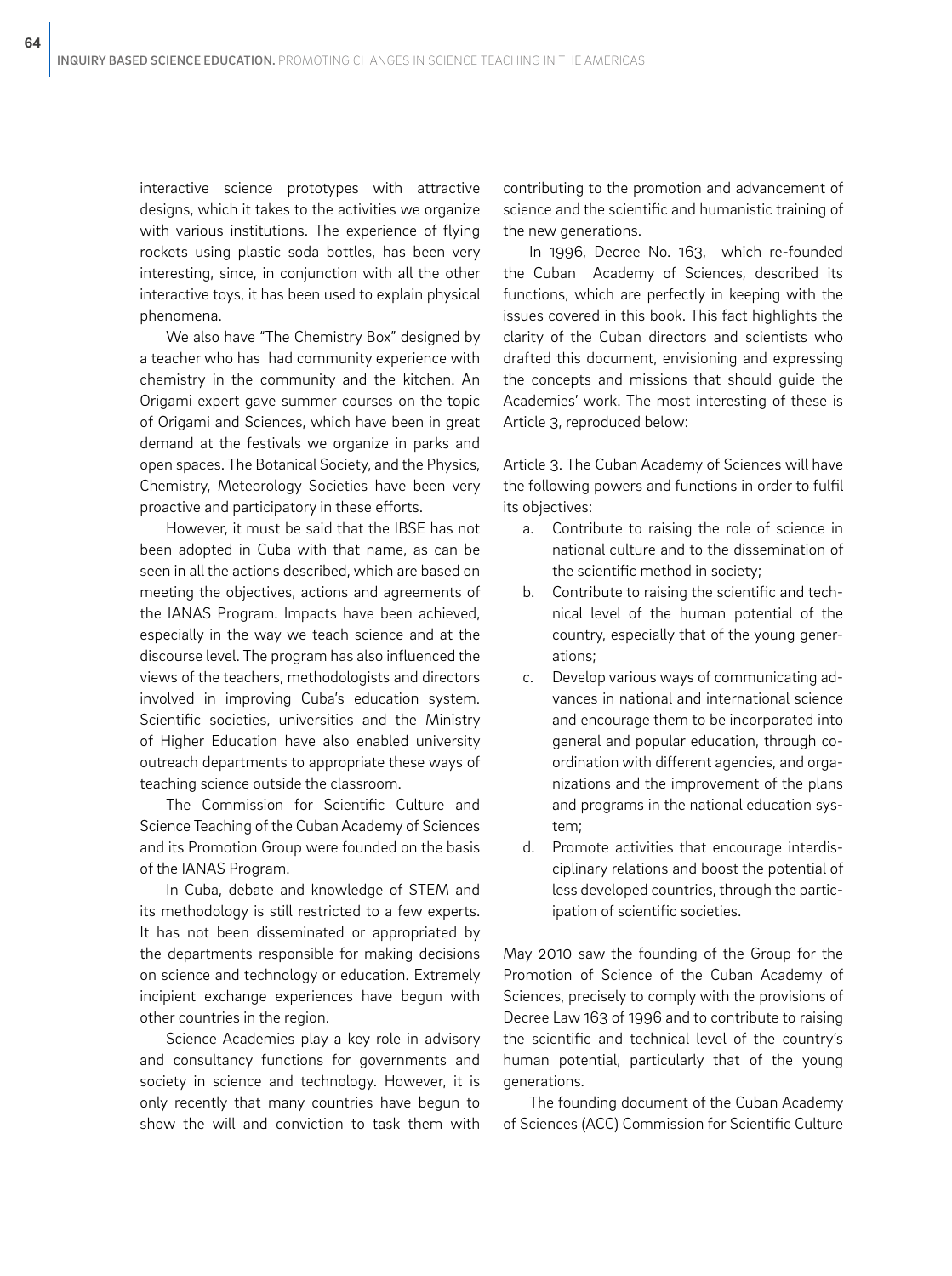interactive science prototypes with attractive designs, which it takes to the activities we organize with various institutions. The experience of flying rockets using plastic soda bottles, has been very interesting, since, in conjunction with all the other interactive toys, it has been used to explain physical phenomena.

We also have "The Chemistry Box" designed by a teacher who has had community experience with chemistry in the community and the kitchen. An Origami expert gave summer courses on the topic of Origami and Sciences, which have been in great demand at the festivals we organize in parks and open spaces. The Botanical Society, and the Physics, Chemistry, Meteorology Societies have been very proactive and participatory in these efforts.

However, it must be said that the IBSE has not been adopted in Cuba with that name, as can be seen in all the actions described, which are based on meeting the objectives, actions and agreements of the IANAS Program. Impacts have been achieved, especially in the way we teach science and at the discourse level. The program has also influenced the views of the teachers, methodologists and directors involved in improving Cuba's education system. Scientific societies, universities and the Ministry of Higher Education have also enabled university outreach departments to appropriate these ways of teaching science outside the classroom.

The Commission for Scientific Culture and Science Teaching of the Cuban Academy of Sciences and its Promotion Group were founded on the basis of the IANAS Program.

In Cuba, debate and knowledge of STEM and its methodology is still restricted to a few experts. It has not been disseminated or appropriated by the departments responsible for making decisions on science and technology or education. Extremely incipient exchange experiences have begun with other countries in the region.

Science Academies play a key role in advisory and consultancy functions for governments and society in science and technology. However, it is only recently that many countries have begun to show the will and conviction to task them with contributing to the promotion and advancement of science and the scientific and humanistic training of the new generations.

In 1996, Decree No. 163, which re-founded the Cuban Academy of Sciences, described its functions, which are perfectly in keeping with the issues covered in this book. This fact highlights the clarity of the Cuban directors and scientists who drafted this document, envisioning and expressing the concepts and missions that should guide the Academies' work. The most interesting of these is Article 3, reproduced below:

Article 3. The Cuban Academy of Sciences will have the following powers and functions in order to fulfil its objectives:

a. Contribute to raising the role of science in national culture and to the dissemination of the scientific method in society;
b. Contribute to raising the scientific and technical level of the human potential of the country, especially that of the young generations;
c. Develop various ways of communicating advances in national and international science and encourage them to be incorporated into general and popular education, through coordination with different agencies, and organizations and the improvement of the plans and programs in the national education system;
d. Promote activities that encourage interdisciplinary relations and boost the potential of less developed countries, through the participation of scientific societies.

May 2010 saw the founding of the Group for the Promotion of Science of the Cuban Academy of Sciences, precisely to comply with the provisions of Decree Law 163 of 1996 and to contribute to raising the scientific and technical level of the country's human potential, particularly that of the young generations.

The founding document of the Cuban Academy of Sciences (ACC) Commission for Scientific Culture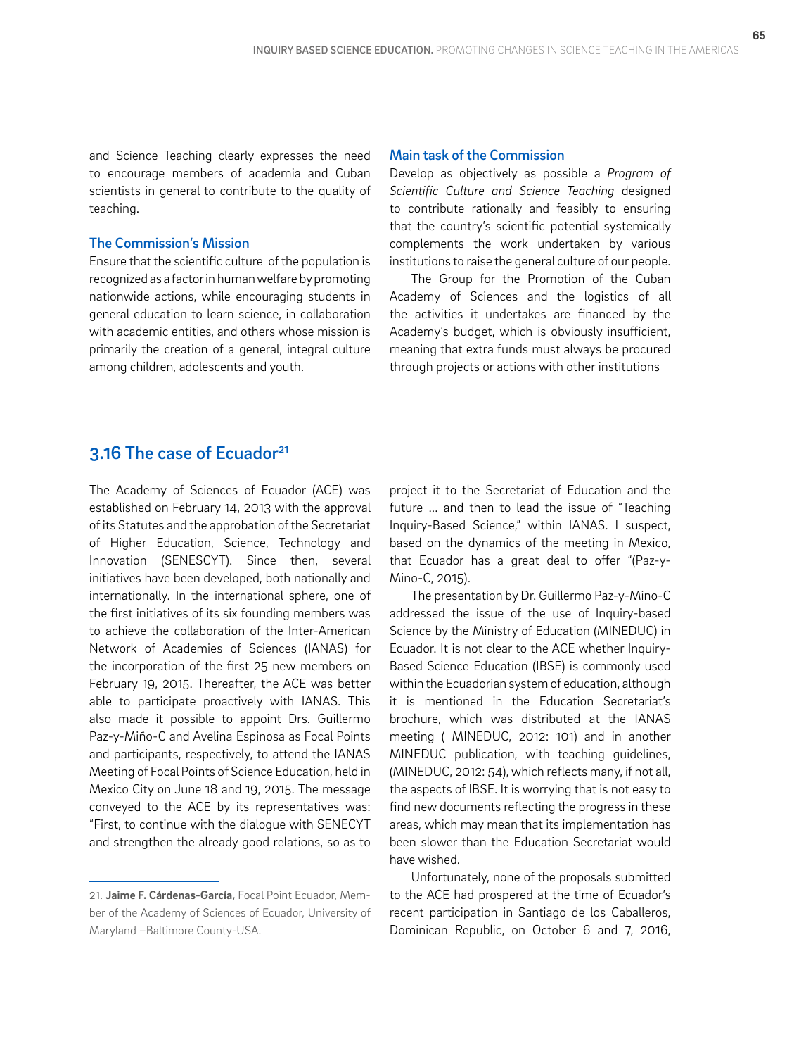and Science Teaching clearly expresses the need to encourage members of academia and Cuban scientists in general to contribute to the quality of teaching.

### The Commission's Mission

Ensure that the scientific culture of the population is recognized as a factor in human welfare by promoting nationwide actions, while encouraging students in general education to learn science, in collaboration with academic entities, and others whose mission is primarily the creation of a general, integral culture among children, adolescents and youth.

### Main task of the Commission

Develop as objectively as possible a *Program of Scientific Culture and Science Teaching* designed to contribute rationally and feasibly to ensuring that the country's scientific potential systemically complements the work undertaken by various institutions to raise the general culture of our people.

The Group for the Promotion of the Cuban Academy of Sciences and the logistics of all the activities it undertakes are financed by the Academy's budget, which is obviously insufficient, meaning that extra funds must always be procured through projects or actions with other institutions

## 3.16 The case of Ecuador[21]

The Academy of Sciences of Ecuador (ACE) was established on February 14, 2013 with the approval of its Statutes and the approbation of the Secretariat of Higher Education, Science, Technology and Innovation (SENESCYT). Since then, several initiatives have been developed, both nationally and internationally. In the international sphere, one of the first initiatives of its six founding members was to achieve the collaboration of the Inter-American Network of Academies of Sciences (IANAS) for the incorporation of the first 25 new members on February 19, 2015. Thereafter, the ACE was better able to participate proactively with IANAS. This also made it possible to appoint Drs. Guillermo Paz-y-Miño-C and Avelina Espinosa as Focal Points and participants, respectively, to attend the IANAS Meeting of Focal Points of Science Education, held in Mexico City on June 18 and 19, 2015. The message conveyed to the ACE by its representatives was: "First, to continue with the dialogue with SENECYT and strengthen the already good relations, so as to project it to the Secretariat of Education and the future … and then to lead the issue of "Teaching Inquiry-Based Science," within IANAS. I suspect, based on the dynamics of the meeting in Mexico, that Ecuador has a great deal to offer "(Paz-y-Mino-C, 2015).

The presentation by Dr. Guillermo Paz-y-Mino-C addressed the issue of the use of Inquiry-based Science by the Ministry of Education (MINEDUC) in Ecuador. It is not clear to the ACE whether Inquiry-Based Science Education (IBSE) is commonly used within the Ecuadorian system of education, although it is mentioned in the Education Secretariat's brochure, which was distributed at the IANAS meeting ( MINEDUC, 2012: 101) and in another MINEDUC publication, with teaching guidelines, (MINEDUC, 2012: 54), which reflects many, if not all, the aspects of IBSE. It is worrying that is not easy to find new documents reflecting the progress in these areas, which may mean that its implementation has been slower than the Education Secretariat would have wished.

Unfortunately, none of the proposals submitted to the ACE had prospered at the time of Ecuador's recent participation in Santiago de los Caballeros, Dominican Republic, on October 6 and 7, 2016,

---

21. **Jaime F. Cárdenas-García,** Focal Point Ecuador, Member of the Academy of Sciences of Ecuador, University of Maryland –Baltimore County-USA.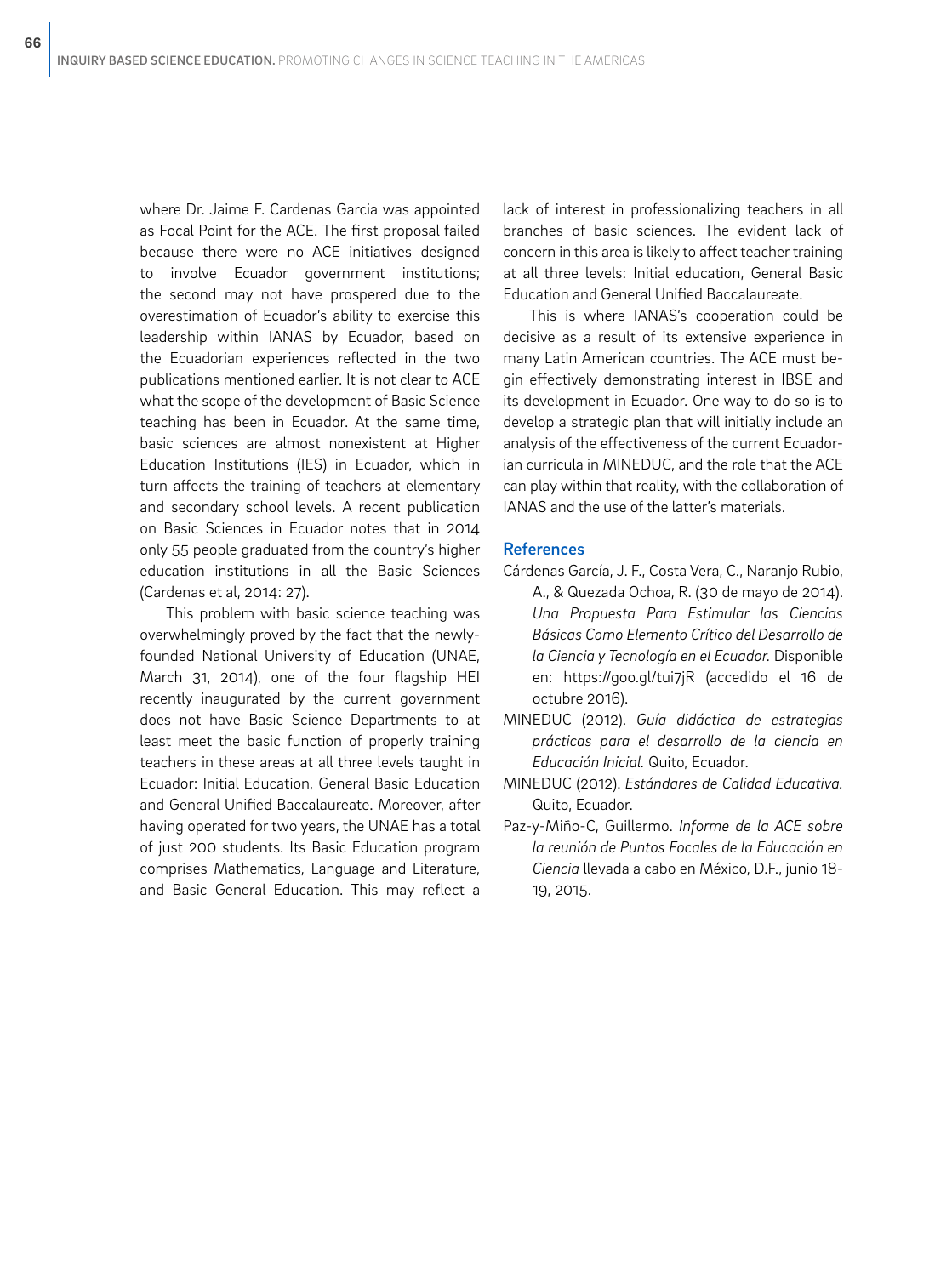where Dr. Jaime F. Cardenas Garcia was appointed as Focal Point for the ACE. The first proposal failed because there were no ACE initiatives designed to involve Ecuador government institutions; the second may not have prospered due to the overestimation of Ecuador's ability to exercise this leadership within IANAS by Ecuador, based on the Ecuadorian experiences reflected in the two publications mentioned earlier. It is not clear to ACE what the scope of the development of Basic Science teaching has been in Ecuador. At the same time, basic sciences are almost nonexistent at Higher Education Institutions (IES) in Ecuador, which in turn affects the training of teachers at elementary and secondary school levels. A recent publication on Basic Sciences in Ecuador notes that in 2014 only 55 people graduated from the country's higher education institutions in all the Basic Sciences (Cardenas et al, 2014: 27).

This problem with basic science teaching was overwhelmingly proved by the fact that the newly-founded National University of Education (UNAE, March 31, 2014), one of the four flagship HEI recently inaugurated by the current government does not have Basic Science Departments to at least meet the basic function of properly training teachers in these areas at all three levels taught in Ecuador: Initial Education, General Basic Education and General Unified Baccalaureate. Moreover, after having operated for two years, the UNAE has a total of just 200 students. Its Basic Education program comprises Mathematics, Language and Literature, and Basic General Education. This may reflect a lack of interest in professionalizing teachers in all branches of basic sciences. The evident lack of concern in this area is likely to affect teacher training at all three levels: Initial education, General Basic Education and General Unified Baccalaureate.

This is where IANAS's cooperation could be decisive as a result of its extensive experience in many Latin American countries. The ACE must begin effectively demonstrating interest in IBSE and its development in Ecuador. One way to do so is to develop a strategic plan that will initially include an analysis of the effectiveness of the current Ecuadorian curricula in MINEDUC, and the role that the ACE can play within that reality, with the collaboration of IANAS and the use of the latter's materials.

## References

Cárdenas García, J. F., Costa Vera, C., Naranjo Rubio, A., & Quezada Ochoa, R. (30 de mayo de 2014). *Una Propuesta Para Estimular las Ciencias Básicas Como Elemento Crítico del Desarrollo de la Ciencia y Tecnología en el Ecuador.* Disponible en: https://goo.gl/tui7jR (accedido el 16 de octubre 2016).

MINEDUC (2012). *Guía didáctica de estrategias prácticas para el desarrollo de la ciencia en Educación Inicial.* Quito, Ecuador.

MINEDUC (2012). *Estándares de Calidad Educativa.* Quito, Ecuador.

Paz-y-Miño-C, Guillermo. *Informe de la ACE sobre la reunión de Puntos Focales de la Educación en Ciencia* llevada a cabo en México, D.F., junio 18-19, 2015.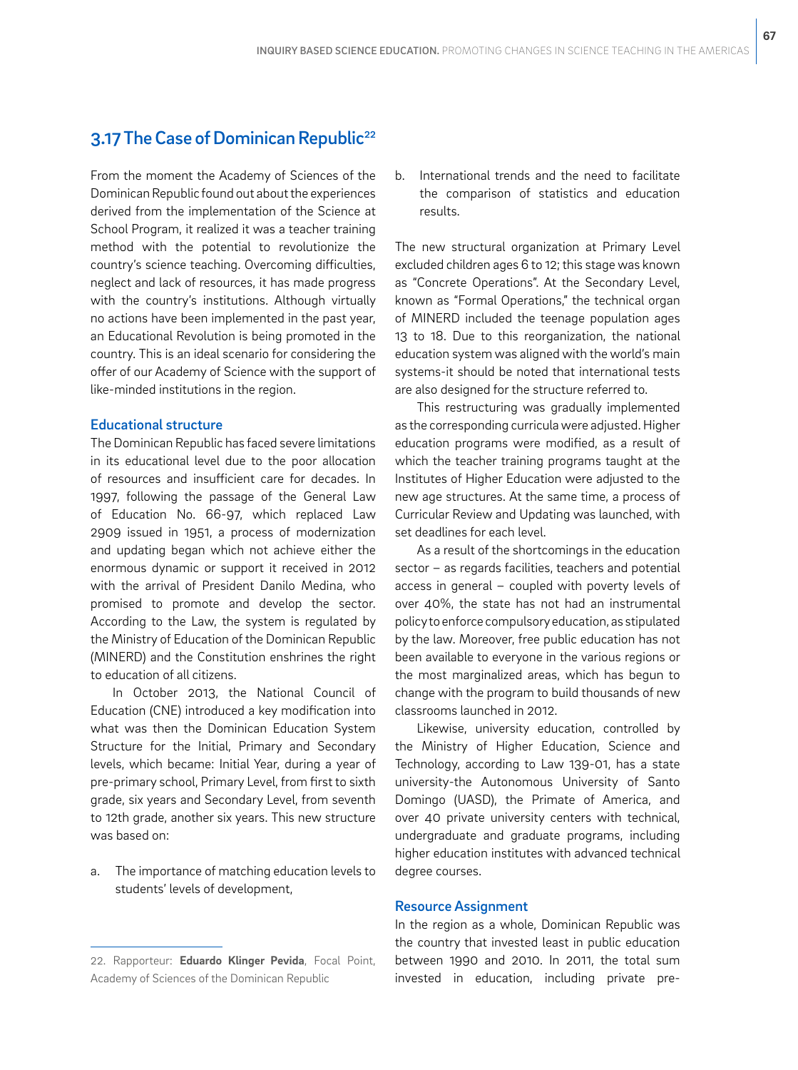## 3.17 The Case of Dominican Republic[22]

From the moment the Academy of Sciences of the Dominican Republic found out about the experiences derived from the implementation of the Science at School Program, it realized it was a teacher training method with the potential to revolutionize the country's science teaching. Overcoming difficulties, neglect and lack of resources, it has made progress with the country's institutions. Although virtually no actions have been implemented in the past year, an Educational Revolution is being promoted in the country. This is an ideal scenario for considering the offer of our Academy of Science with the support of like-minded institutions in the region.

### Educational structure

The Dominican Republic has faced severe limitations in its educational level due to the poor allocation of resources and insufficient care for decades. In 1997, following the passage of the General Law of Education No. 66-97, which replaced Law 2909 issued in 1951, a process of modernization and updating began which not achieve either the enormous dynamic or support it received in 2012 with the arrival of President Danilo Medina, who promised to promote and develop the sector. According to the Law, the system is regulated by the Ministry of Education of the Dominican Republic (MINERD) and the Constitution enshrines the right to education of all citizens.

In October 2013, the National Council of Education (CNE) introduced a key modification into what was then the Dominican Education System Structure for the Initial, Primary and Secondary levels, which became: Initial Year, during a year of pre-primary school, Primary Level, from first to sixth grade, six years and Secondary Level, from seventh to 12th grade, another six years. This new structure was based on:

a. The importance of matching education levels to students' levels of development,
b. International trends and the need to facilitate the comparison of statistics and education results.

The new structural organization at Primary Level excluded children ages 6 to 12; this stage was known as "Concrete Operations". At the Secondary Level, known as "Formal Operations," the technical organ of MINERD included the teenage population ages 13 to 18. Due to this reorganization, the national education system was aligned with the world's main systems-it should be noted that international tests are also designed for the structure referred to.

This restructuring was gradually implemented as the corresponding curricula were adjusted. Higher education programs were modified, as a result of which the teacher training programs taught at the Institutes of Higher Education were adjusted to the new age structures. At the same time, a process of Curricular Review and Updating was launched, with set deadlines for each level.

As a result of the shortcomings in the education sector – as regards facilities, teachers and potential access in general – coupled with poverty levels of over 40%, the state has not had an instrumental policy to enforce compulsory education, as stipulated by the law. Moreover, free public education has not been available to everyone in the various regions or the most marginalized areas, which has begun to change with the program to build thousands of new classrooms launched in 2012.

Likewise, university education, controlled by the Ministry of Higher Education, Science and Technology, according to Law 139-01, has a state university-the Autonomous University of Santo Domingo (UASD), the Primate of America, and over 40 private university centers with technical, undergraduate and graduate programs, including higher education institutes with advanced technical degree courses.

### Resource Assignment

In the region as a whole, Dominican Republic was the country that invested least in public education between 1990 and 2010. In 2011, the total sum invested in education, including private pre-

22. Rapporteur: **Eduardo Klinger Pevida**, Focal Point, Academy of Sciences of the Dominican Republic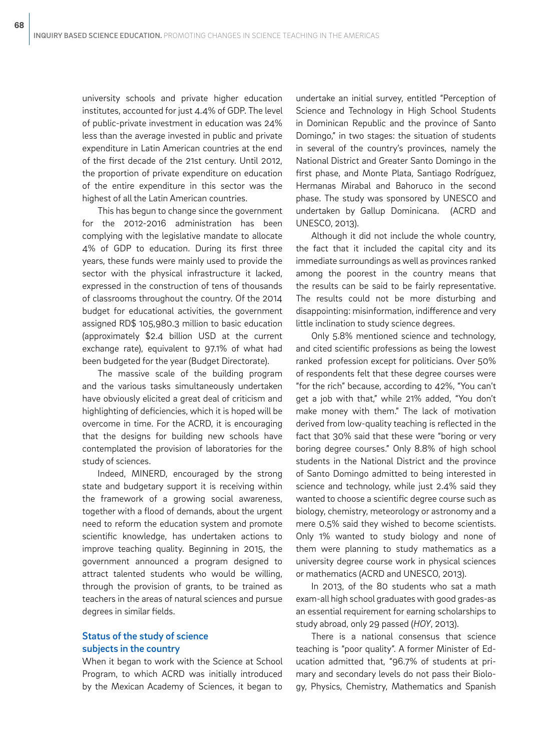university schools and private higher education institutes, accounted for just 4.4% of GDP. The level of public-private investment in education was 24% less than the average invested in public and private expenditure in Latin American countries at the end of the first decade of the 21st century. Until 2012, the proportion of private expenditure on education of the entire expenditure in this sector was the highest of all the Latin American countries.

This has begun to change since the government for the 2012-2016 administration has been complying with the legislative mandate to allocate 4% of GDP to education. During its first three years, these funds were mainly used to provide the sector with the physical infrastructure it lacked, expressed in the construction of tens of thousands of classrooms throughout the country. Of the 2014 budget for educational activities, the government assigned RD$ 105,980.3 million to basic education (approximately $2.4 billion USD at the current exchange rate), equivalent to 97.1% of what had been budgeted for the year (Budget Directorate).

The massive scale of the building program and the various tasks simultaneously undertaken have obviously elicited a great deal of criticism and highlighting of deficiencies, which it is hoped will be overcome in time. For the ACRD, it is encouraging that the designs for building new schools have contemplated the provision of laboratories for the study of sciences.

Indeed, MINERD, encouraged by the strong state and budgetary support it is receiving within the framework of a growing social awareness, together with a flood of demands, about the urgent need to reform the education system and promote scientific knowledge, has undertaken actions to improve teaching quality. Beginning in 2015, the government announced a program designed to attract talented students who would be willing, through the provision of grants, to be trained as teachers in the areas of natural sciences and pursue degrees in similar fields.

## Status of the study of science subjects in the country

When it began to work with the Science at School Program, to which ACRD was initially introduced by the Mexican Academy of Sciences, it began to undertake an initial survey, entitled "Perception of Science and Technology in High School Students in Dominican Republic and the province of Santo Domingo," in two stages: the situation of students in several of the country's provinces, namely the National District and Greater Santo Domingo in the first phase, and Monte Plata, Santiago Rodríguez, Hermanas Mirabal and Bahoruco in the second phase. The study was sponsored by UNESCO and undertaken by Gallup Dominicana. (ACRD and UNESCO, 2013).

Although it did not include the whole country, the fact that it included the capital city and its immediate surroundings as well as provinces ranked among the poorest in the country means that the results can be said to be fairly representative. The results could not be more disturbing and disappointing: misinformation, indifference and very little inclination to study science degrees.

Only 5.8% mentioned science and technology, and cited scientific professions as being the lowest ranked profession except for politicians. Over 50% of respondents felt that these degree courses were "for the rich" because, according to 42%, "You can't get a job with that," while 21% added, "You don't make money with them." The lack of motivation derived from low-quality teaching is reflected in the fact that 30% said that these were "boring or very boring degree courses." Only 8.8% of high school students in the National District and the province of Santo Domingo admitted to being interested in science and technology, while just 2.4% said they wanted to choose a scientific degree course such as biology, chemistry, meteorology or astronomy and a mere 0.5% said they wished to become scientists. Only 1% wanted to study biology and none of them were planning to study mathematics as a university degree course work in physical sciences or mathematics (ACRD and UNESCO, 2013).

In 2013, of the 80 students who sat a math exam-all high school graduates with good grades-as an essential requirement for earning scholarships to study abroad, only 29 passed (*HOY*, 2013).

There is a national consensus that science teaching is "poor quality". A former Minister of Education admitted that, "96.7% of students at primary and secondary levels do not pass their Biology, Physics, Chemistry, Mathematics and Spanish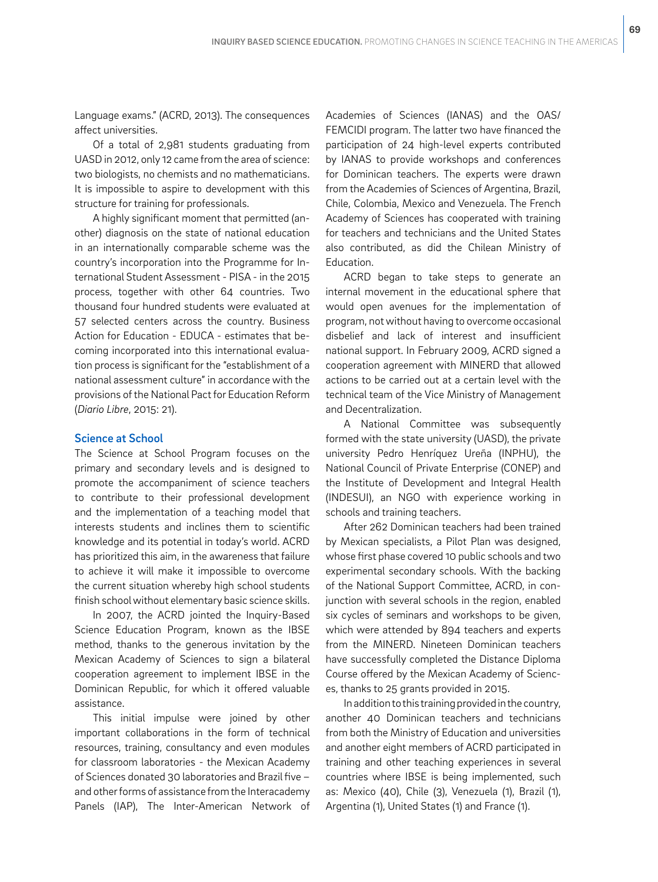Language exams." (ACRD, 2013). The consequences affect universities.

Of a total of 2,981 students graduating from UASD in 2012, only 12 came from the area of science: two biologists, no chemists and no mathematicians. It is impossible to aspire to development with this structure for training for professionals.

A highly significant moment that permitted (another) diagnosis on the state of national education in an internationally comparable scheme was the country's incorporation into the Programme for International Student Assessment - PISA - in the 2015 process, together with other 64 countries. Two thousand four hundred students were evaluated at 57 selected centers across the country. Business Action for Education - EDUCA - estimates that becoming incorporated into this international evaluation process is significant for the "establishment of a national assessment culture" in accordance with the provisions of the National Pact for Education Reform (*Diario Libre*, 2015: 21).

### Science at School

The Science at School Program focuses on the primary and secondary levels and is designed to promote the accompaniment of science teachers to contribute to their professional development and the implementation of a teaching model that interests students and inclines them to scientific knowledge and its potential in today's world. ACRD has prioritized this aim, in the awareness that failure to achieve it will make it impossible to overcome the current situation whereby high school students finish school without elementary basic science skills.

In 2007, the ACRD jointed the Inquiry-Based Science Education Program, known as the IBSE method, thanks to the generous invitation by the Mexican Academy of Sciences to sign a bilateral cooperation agreement to implement IBSE in the Dominican Republic, for which it offered valuable assistance.

This initial impulse were joined by other important collaborations in the form of technical resources, training, consultancy and even modules for classroom laboratories - the Mexican Academy of Sciences donated 30 laboratories and Brazil five – and other forms of assistance from the Interacademy Panels (IAP), The Inter-American Network of Academies of Sciences (IANAS) and the OAS/FEMCIDI program. The latter two have financed the participation of 24 high-level experts contributed by IANAS to provide workshops and conferences for Dominican teachers. The experts were drawn from the Academies of Sciences of Argentina, Brazil, Chile, Colombia, Mexico and Venezuela. The French Academy of Sciences has cooperated with training for teachers and technicians and the United States also contributed, as did the Chilean Ministry of Education.

ACRD began to take steps to generate an internal movement in the educational sphere that would open avenues for the implementation of program, not without having to overcome occasional disbelief and lack of interest and insufficient national support. In February 2009, ACRD signed a cooperation agreement with MINERD that allowed actions to be carried out at a certain level with the technical team of the Vice Ministry of Management and Decentralization.

A National Committee was subsequently formed with the state university (UASD), the private university Pedro Henríquez Ureña (INPHU), the National Council of Private Enterprise (CONEP) and the Institute of Development and Integral Health (INDESUI), an NGO with experience working in schools and training teachers.

After 262 Dominican teachers had been trained by Mexican specialists, a Pilot Plan was designed, whose first phase covered 10 public schools and two experimental secondary schools. With the backing of the National Support Committee, ACRD, in conjunction with several schools in the region, enabled six cycles of seminars and workshops to be given, which were attended by 894 teachers and experts from the MINERD. Nineteen Dominican teachers have successfully completed the Distance Diploma Course offered by the Mexican Academy of Sciences, thanks to 25 grants provided in 2015.

In addition to this training provided in the country, another 40 Dominican teachers and technicians from both the Ministry of Education and universities and another eight members of ACRD participated in training and other teaching experiences in several countries where IBSE is being implemented, such as: Mexico (40), Chile (3), Venezuela (1), Brazil (1), Argentina (1), United States (1) and France (1).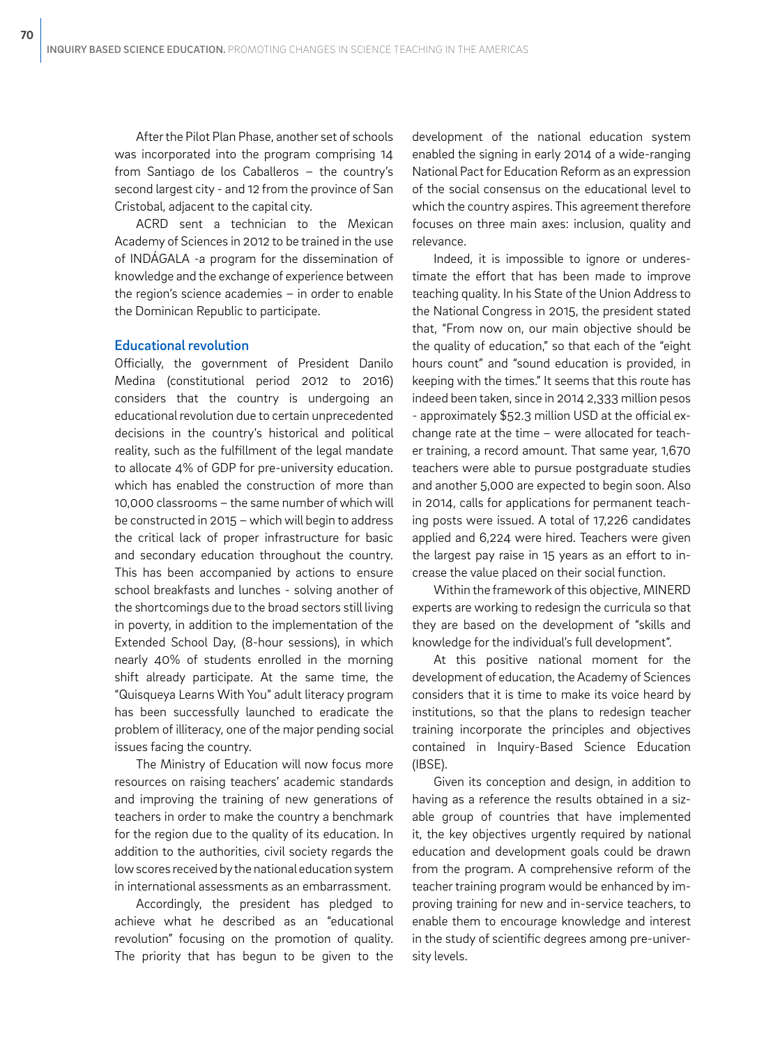After the Pilot Plan Phase, another set of schools was incorporated into the program comprising 14 from Santiago de los Caballeros – the country's second largest city - and 12 from the province of San Cristobal, adjacent to the capital city.

ACRD sent a technician to the Mexican Academy of Sciences in 2012 to be trained in the use of INDÁGALA -a program for the dissemination of knowledge and the exchange of experience between the region's science academies – in order to enable the Dominican Republic to participate.

### Educational revolution

Officially, the government of President Danilo Medina (constitutional period 2012 to 2016) considers that the country is undergoing an educational revolution due to certain unprecedented decisions in the country's historical and political reality, such as the fulfillment of the legal mandate to allocate 4% of GDP for pre-university education. which has enabled the construction of more than 10,000 classrooms – the same number of which will be constructed in 2015 – which will begin to address the critical lack of proper infrastructure for basic and secondary education throughout the country. This has been accompanied by actions to ensure school breakfasts and lunches - solving another of the shortcomings due to the broad sectors still living in poverty, in addition to the implementation of the Extended School Day, (8-hour sessions), in which nearly 40% of students enrolled in the morning shift already participate. At the same time, the "Quisqueya Learns With You" adult literacy program has been successfully launched to eradicate the problem of illiteracy, one of the major pending social issues facing the country.

The Ministry of Education will now focus more resources on raising teachers' academic standards and improving the training of new generations of teachers in order to make the country a benchmark for the region due to the quality of its education. In addition to the authorities, civil society regards the low scores received by the national education system in international assessments as an embarrassment.

Accordingly, the president has pledged to achieve what he described as an "educational revolution" focusing on the promotion of quality. The priority that has begun to be given to the development of the national education system enabled the signing in early 2014 of a wide-ranging National Pact for Education Reform as an expression of the social consensus on the educational level to which the country aspires. This agreement therefore focuses on three main axes: inclusion, quality and relevance.

Indeed, it is impossible to ignore or underestimate the effort that has been made to improve teaching quality. In his State of the Union Address to the National Congress in 2015, the president stated that, "From now on, our main objective should be the quality of education," so that each of the "eight hours count" and "sound education is provided, in keeping with the times." It seems that this route has indeed been taken, since in 2014 2,333 million pesos - approximately $52.3 million USD at the official exchange rate at the time – were allocated for teacher training, a record amount. That same year, 1,670 teachers were able to pursue postgraduate studies and another 5,000 are expected to begin soon. Also in 2014, calls for applications for permanent teaching posts were issued. A total of 17,226 candidates applied and 6,224 were hired. Teachers were given the largest pay raise in 15 years as an effort to increase the value placed on their social function.

Within the framework of this objective, MINERD experts are working to redesign the curricula so that they are based on the development of "skills and knowledge for the individual's full development".

At this positive national moment for the development of education, the Academy of Sciences considers that it is time to make its voice heard by institutions, so that the plans to redesign teacher training incorporate the principles and objectives contained in Inquiry-Based Science Education (IBSE).

Given its conception and design, in addition to having as a reference the results obtained in a sizable group of countries that have implemented it, the key objectives urgently required by national education and development goals could be drawn from the program. A comprehensive reform of the teacher training program would be enhanced by improving training for new and in-service teachers, to enable them to encourage knowledge and interest in the study of scientific degrees among pre-university levels.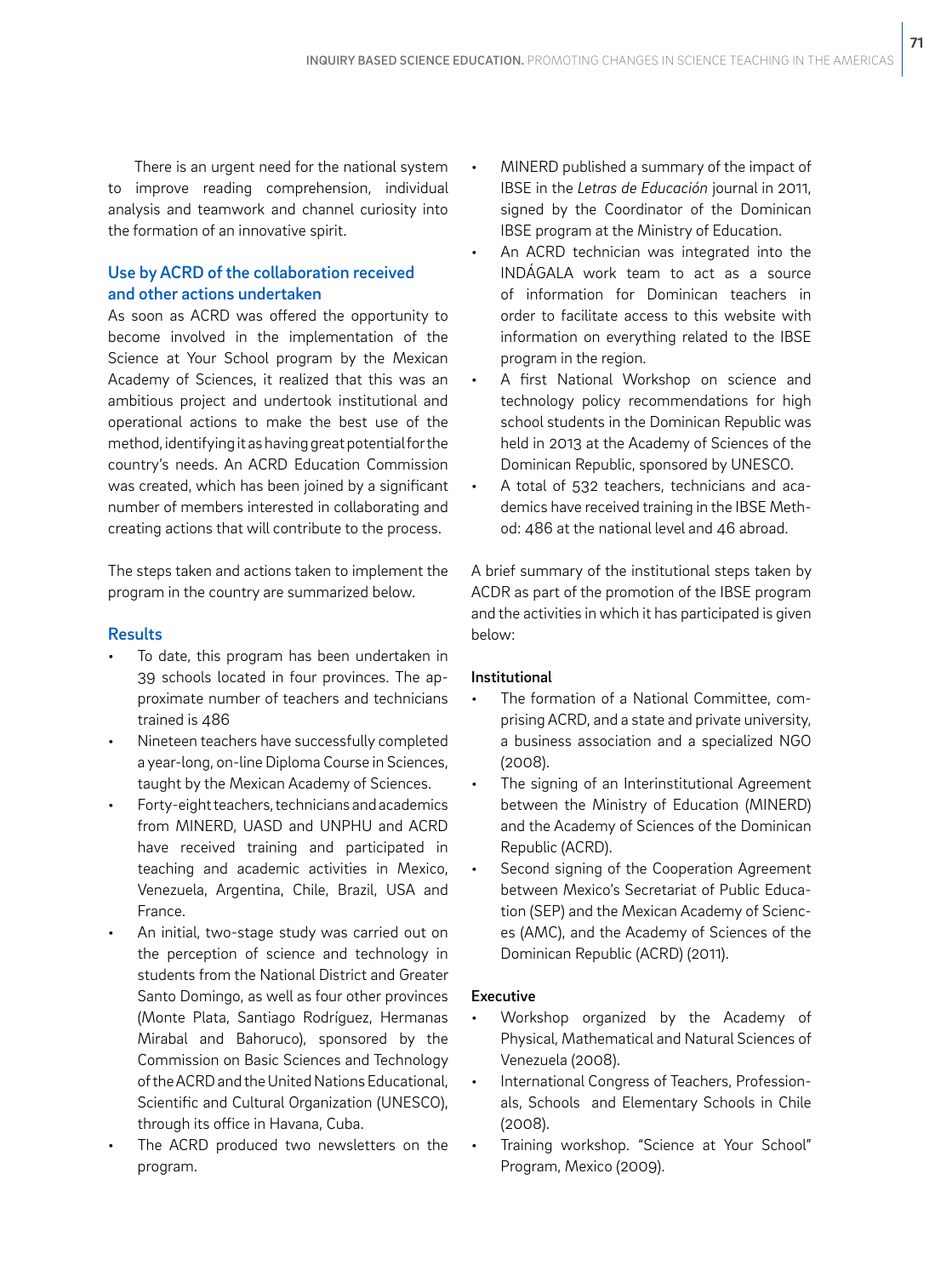There is an urgent need for the national system to improve reading comprehension, individual analysis and teamwork and channel curiosity into the formation of an innovative spirit.

### Use by ACRD of the collaboration received and other actions undertaken

As soon as ACRD was offered the opportunity to become involved in the implementation of the Science at Your School program by the Mexican Academy of Sciences, it realized that this was an ambitious project and undertook institutional and operational actions to make the best use of the method, identifying it as having great potential for the country's needs. An ACRD Education Commission was created, which has been joined by a significant number of members interested in collaborating and creating actions that will contribute to the process.

The steps taken and actions taken to implement the program in the country are summarized below.

### Results

- To date, this program has been undertaken in 39 schools located in four provinces. The approximate number of teachers and technicians trained is 486
- Nineteen teachers have successfully completed a year-long, on-line Diploma Course in Sciences, taught by the Mexican Academy of Sciences.
- Forty-eight teachers, technicians and academics from MINERD, UASD and UNPHU and ACRD have received training and participated in teaching and academic activities in Mexico, Venezuela, Argentina, Chile, Brazil, USA and France.
- An initial, two-stage study was carried out on the perception of science and technology in students from the National District and Greater Santo Domingo, as well as four other provinces (Monte Plata, Santiago Rodríguez, Hermanas Mirabal and Bahoruco), sponsored by the Commission on Basic Sciences and Technology of the ACRD and the United Nations Educational, Scientific and Cultural Organization (UNESCO), through its office in Havana, Cuba.
- The ACRD produced two newsletters on the program.
- MINERD published a summary of the impact of IBSE in the *Letras de Educación* journal in 2011, signed by the Coordinator of the Dominican IBSE program at the Ministry of Education.
- An ACRD technician was integrated into the INDÁGALA work team to act as a source of information for Dominican teachers in order to facilitate access to this website with information on everything related to the IBSE program in the region.
- A first National Workshop on science and technology policy recommendations for high school students in the Dominican Republic was held in 2013 at the Academy of Sciences of the Dominican Republic, sponsored by UNESCO.
- A total of 532 teachers, technicians and academics have received training in the IBSE Method: 486 at the national level and 46 abroad.

A brief summary of the institutional steps taken by ACDR as part of the promotion of the IBSE program and the activities in which it has participated is given below:

#### Institutional

- The formation of a National Committee, comprising ACRD, and a state and private university, a business association and a specialized NGO (2008).
- The signing of an Interinstitutional Agreement between the Ministry of Education (MINERD) and the Academy of Sciences of the Dominican Republic (ACRD).
- Second signing of the Cooperation Agreement between Mexico's Secretariat of Public Education (SEP) and the Mexican Academy of Sciences (AMC), and the Academy of Sciences of the Dominican Republic (ACRD) (2011).

#### Executive

- Workshop organized by the Academy of Physical, Mathematical and Natural Sciences of Venezuela (2008).
- International Congress of Teachers, Professionals, Schools and Elementary Schools in Chile (2008).
- Training workshop. "Science at Your School" Program, Mexico (2009).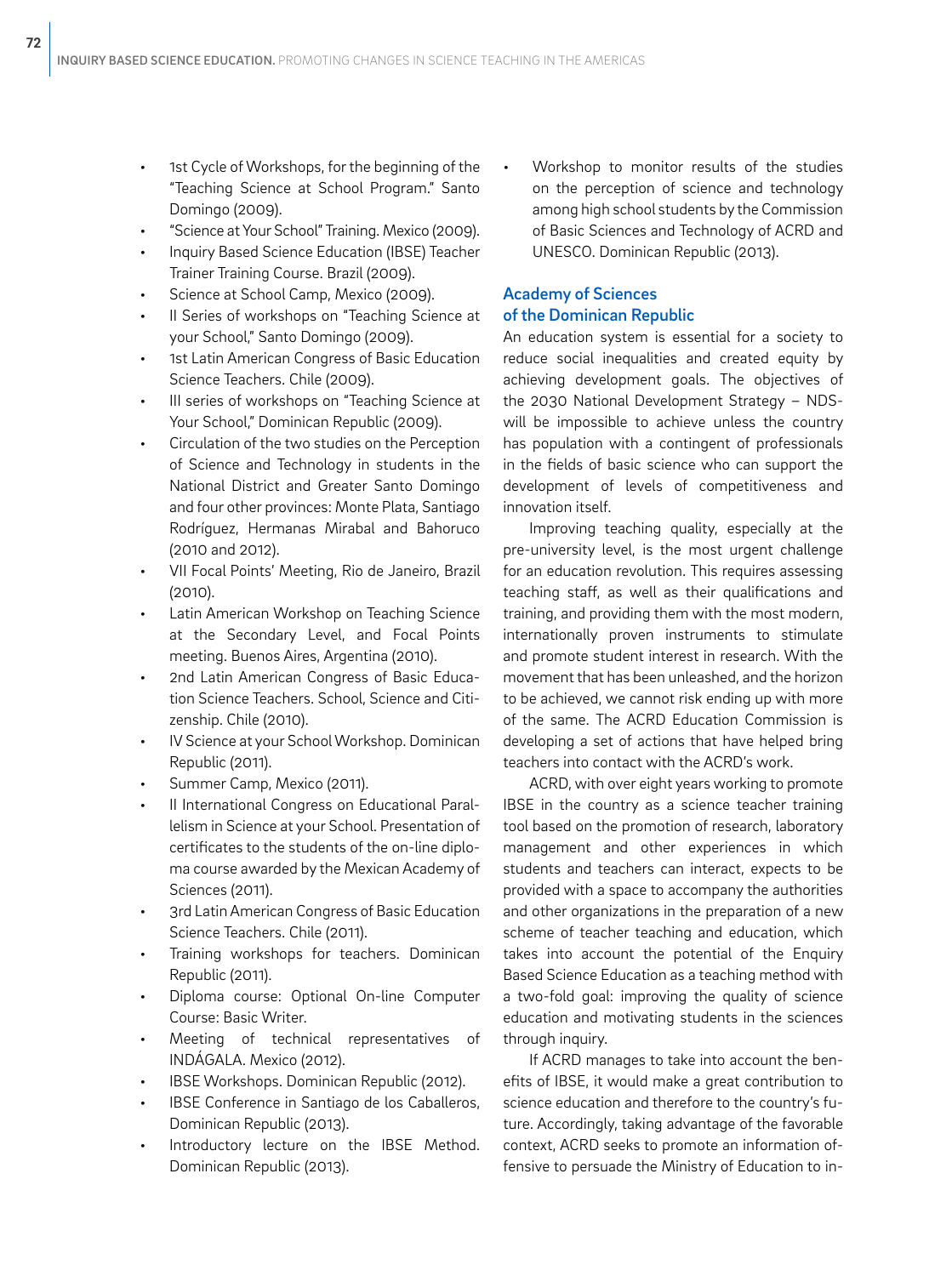- 1st Cycle of Workshops, for the beginning of the "Teaching Science at School Program." Santo Domingo (2009).
- "Science at Your School" Training. Mexico (2009).
- Inquiry Based Science Education (IBSE) Teacher Trainer Training Course. Brazil (2009).
- Science at School Camp, Mexico (2009).
- II Series of workshops on "Teaching Science at your School," Santo Domingo (2009).
- 1st Latin American Congress of Basic Education Science Teachers. Chile (2009).
- III series of workshops on "Teaching Science at Your School," Dominican Republic (2009).
- Circulation of the two studies on the Perception of Science and Technology in students in the National District and Greater Santo Domingo and four other provinces: Monte Plata, Santiago Rodríguez, Hermanas Mirabal and Bahoruco (2010 and 2012).
- VII Focal Points' Meeting, Rio de Janeiro, Brazil (2010).
- Latin American Workshop on Teaching Science at the Secondary Level, and Focal Points meeting. Buenos Aires, Argentina (2010).
- 2nd Latin American Congress of Basic Education Science Teachers. School, Science and Citizenship. Chile (2010).
- IV Science at your School Workshop. Dominican Republic (2011).
- Summer Camp, Mexico (2011).
- II International Congress on Educational Parallelism in Science at your School. Presentation of certificates to the students of the on-line diploma course awarded by the Mexican Academy of Sciences (2011).
- 3rd Latin American Congress of Basic Education Science Teachers. Chile (2011).
- Training workshops for teachers. Dominican Republic (2011).
- Diploma course: Optional On-line Computer Course: Basic Writer.
- Meeting of technical representatives of INDÁGALA. Mexico (2012).
- IBSE Workshops. Dominican Republic (2012).
- IBSE Conference in Santiago de los Caballeros, Dominican Republic (2013).
- Introductory lecture on the IBSE Method. Dominican Republic (2013).
- Workshop to monitor results of the studies on the perception of science and technology among high school students by the Commission of Basic Sciences and Technology of ACRD and UNESCO. Dominican Republic (2013).

## Academy of Sciences of the Dominican Republic

An education system is essential for a society to reduce social inequalities and created equity by achieving development goals. The objectives of the 2030 National Development Strategy – NDS- will be impossible to achieve unless the country has population with a contingent of professionals in the fields of basic science who can support the development of levels of competitiveness and innovation itself.

Improving teaching quality, especially at the pre-university level, is the most urgent challenge for an education revolution. This requires assessing teaching staff, as well as their qualifications and training, and providing them with the most modern, internationally proven instruments to stimulate and promote student interest in research. With the movement that has been unleashed, and the horizon to be achieved, we cannot risk ending up with more of the same. The ACRD Education Commission is developing a set of actions that have helped bring teachers into contact with the ACRD's work.

ACRD, with over eight years working to promote IBSE in the country as a science teacher training tool based on the promotion of research, laboratory management and other experiences in which students and teachers can interact, expects to be provided with a space to accompany the authorities and other organizations in the preparation of a new scheme of teacher teaching and education, which takes into account the potential of the Enquiry Based Science Education as a teaching method with a two-fold goal: improving the quality of science education and motivating students in the sciences through inquiry.

If ACRD manages to take into account the benefits of IBSE, it would make a great contribution to science education and therefore to the country's future. Accordingly, taking advantage of the favorable context, ACRD seeks to promote an information offensive to persuade the Ministry of Education to in-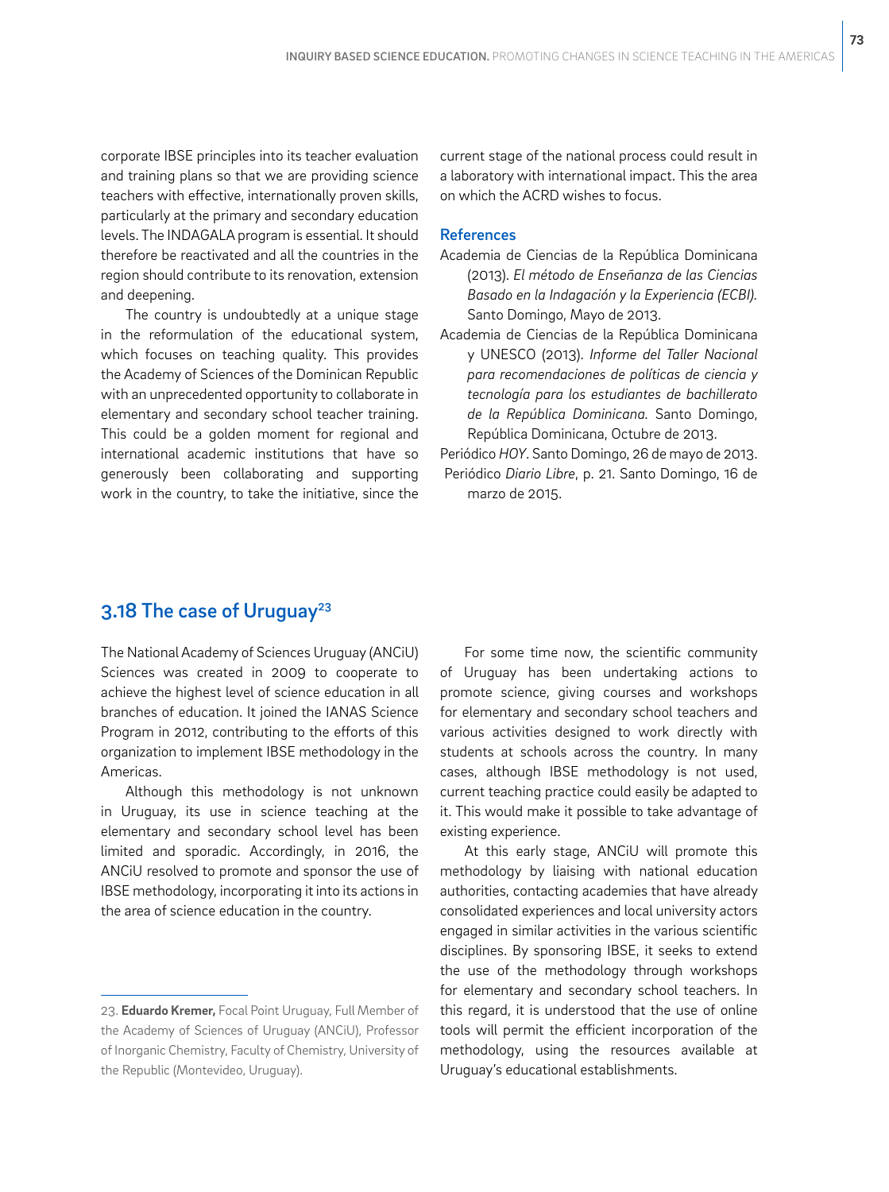corporate IBSE principles into its teacher evaluation and training plans so that we are providing science teachers with effective, internationally proven skills, particularly at the primary and secondary education levels. The INDAGALA program is essential. It should therefore be reactivated and all the countries in the region should contribute to its renovation, extension and deepening.

The country is undoubtedly at a unique stage in the reformulation of the educational system, which focuses on teaching quality. This provides the Academy of Sciences of the Dominican Republic with an unprecedented opportunity to collaborate in elementary and secondary school teacher training. This could be a golden moment for regional and international academic institutions that have so generously been collaborating and supporting work in the country, to take the initiative, since the current stage of the national process could result in a laboratory with international impact. This the area on which the ACRD wishes to focus.

### References

Academia de Ciencias de la República Dominicana (2013). *El método de Enseñanza de las Ciencias Basado en la Indagación y la Experiencia (ECBI).* Santo Domingo, Mayo de 2013.

Academia de Ciencias de la República Dominicana y UNESCO (2013). *Informe del Taller Nacional para recomendaciones de políticas de ciencia y tecnología para los estudiantes de bachillerato de la República Dominicana.* Santo Domingo, República Dominicana, Octubre de 2013.

Periódico *HOY*. Santo Domingo, 26 de mayo de 2013.

Periódico *Diario Libre*, p. 21. Santo Domingo, 16 de marzo de 2015.

## 3.18 The case of Uruguay[23]

The National Academy of Sciences Uruguay (ANCiU) Sciences was created in 2009 to cooperate to achieve the highest level of science education in all branches of education. It joined the IANAS Science Program in 2012, contributing to the efforts of this organization to implement IBSE methodology in the Americas.

Although this methodology is not unknown in Uruguay, its use in science teaching at the elementary and secondary school level has been limited and sporadic. Accordingly, in 2016, the ANCiU resolved to promote and sponsor the use of IBSE methodology, incorporating it into its actions in the area of science education in the country.

For some time now, the scientific community of Uruguay has been undertaking actions to promote science, giving courses and workshops for elementary and secondary school teachers and various activities designed to work directly with students at schools across the country. In many cases, although IBSE methodology is not used, current teaching practice could easily be adapted to it. This would make it possible to take advantage of existing experience.

At this early stage, ANCiU will promote this methodology by liaising with national education authorities, contacting academies that have already consolidated experiences and local university actors engaged in similar activities in the various scientific disciplines. By sponsoring IBSE, it seeks to extend the use of the methodology through workshops for elementary and secondary school teachers. In this regard, it is understood that the use of online tools will permit the efficient incorporation of the methodology, using the resources available at Uruguay's educational establishments.

---

23. **Eduardo Kremer,** Focal Point Uruguay, Full Member of the Academy of Sciences of Uruguay (ANCiU), Professor of Inorganic Chemistry, Faculty of Chemistry, University of the Republic (Montevideo, Uruguay).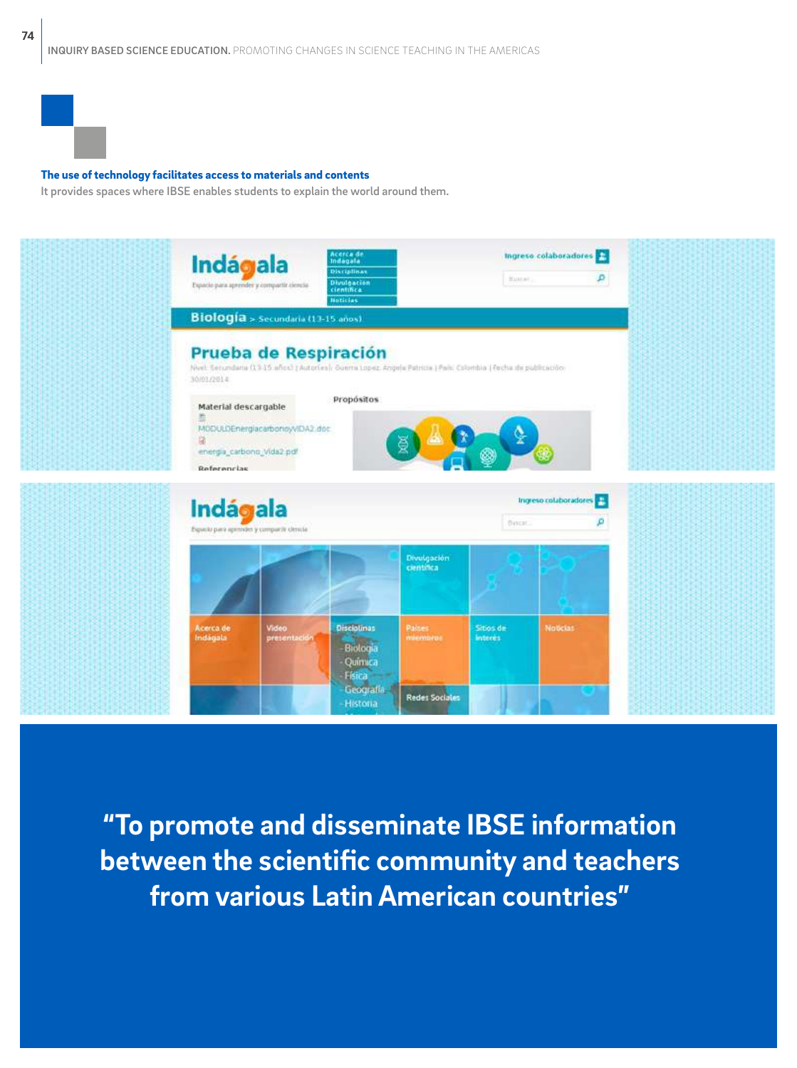**The use of technology facilitates access to materials and contents**

It provides spaces where IBSE enables students to explain the world around them.

**"To promote and disseminate IBSE information between the scientific community and teachers from various Latin American countries"**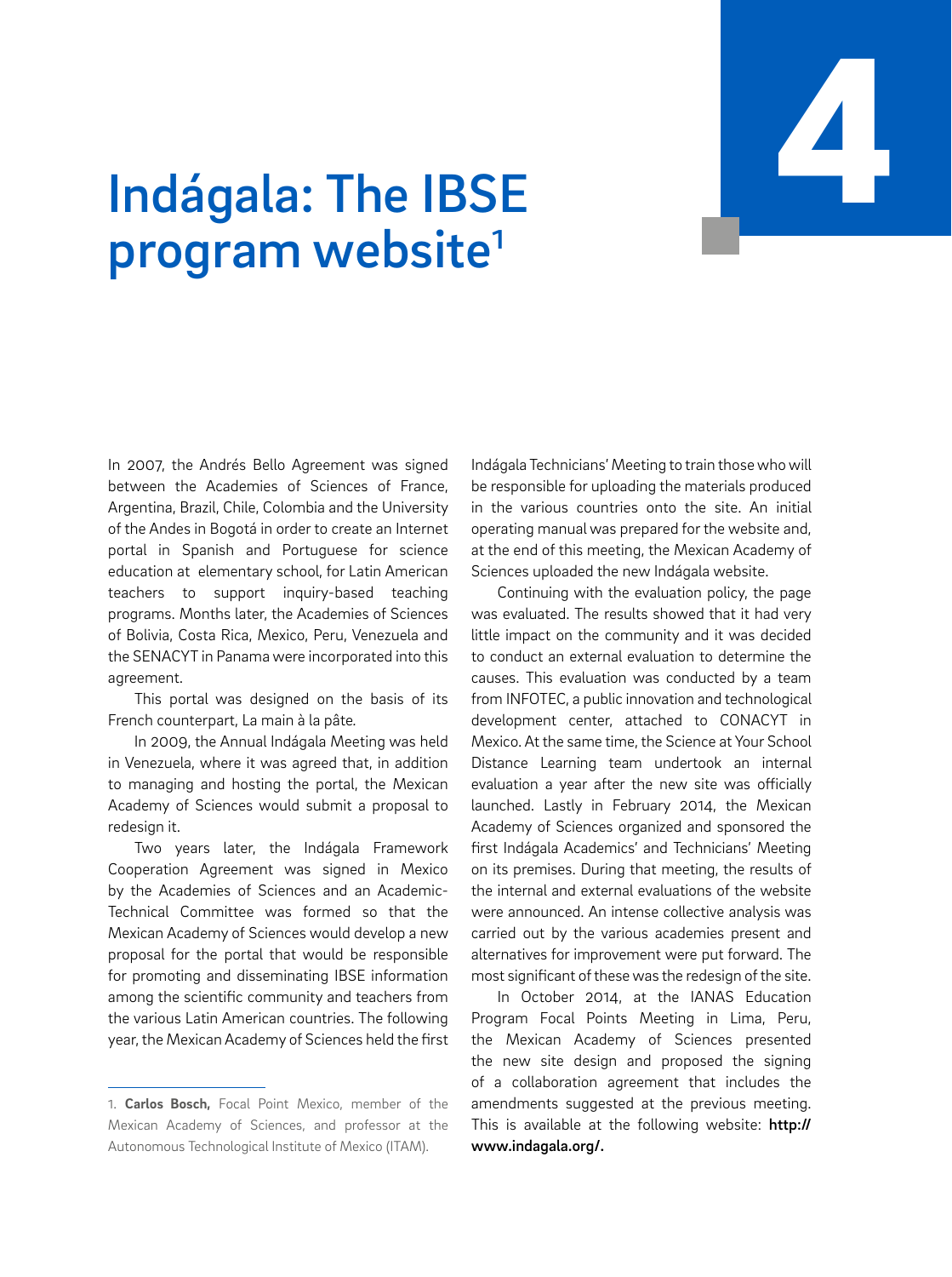# 4

# Indágala: The IBSE program website[1]

In 2007, the Andrés Bello Agreement was signed between the Academies of Sciences of France, Argentina, Brazil, Chile, Colombia and the University of the Andes in Bogotá in order to create an Internet portal in Spanish and Portuguese for science education at elementary school, for Latin American teachers to support inquiry-based teaching programs. Months later, the Academies of Sciences of Bolivia, Costa Rica, Mexico, Peru, Venezuela and the SENACYT in Panama were incorporated into this agreement.

This portal was designed on the basis of its French counterpart, La main à la pâte.

In 2009, the Annual Indágala Meeting was held in Venezuela, where it was agreed that, in addition to managing and hosting the portal, the Mexican Academy of Sciences would submit a proposal to redesign it.

Two years later, the Indágala Framework Cooperation Agreement was signed in Mexico by the Academies of Sciences and an Academic-Technical Committee was formed so that the Mexican Academy of Sciences would develop a new proposal for the portal that would be responsible for promoting and disseminating IBSE information among the scientific community and teachers from the various Latin American countries. The following year, the Mexican Academy of Sciences held the first Indágala Technicians' Meeting to train those who will be responsible for uploading the materials produced in the various countries onto the site. An initial operating manual was prepared for the website and, at the end of this meeting, the Mexican Academy of Sciences uploaded the new Indágala website.

Continuing with the evaluation policy, the page was evaluated. The results showed that it had very little impact on the community and it was decided to conduct an external evaluation to determine the causes. This evaluation was conducted by a team from INFOTEC, a public innovation and technological development center, attached to CONACYT in Mexico. At the same time, the Science at Your School Distance Learning team undertook an internal evaluation a year after the new site was officially launched. Lastly in February 2014, the Mexican Academy of Sciences organized and sponsored the first Indágala Academics' and Technicians' Meeting on its premises. During that meeting, the results of the internal and external evaluations of the website were announced. An intense collective analysis was carried out by the various academies present and alternatives for improvement were put forward. The most significant of these was the redesign of the site.

In October 2014, at the IANAS Education Program Focal Points Meeting in Lima, Peru, the Mexican Academy of Sciences presented the new site design and proposed the signing of a collaboration agreement that includes the amendments suggested at the previous meeting. This is available at the following website: **http://www.indagala.org/.**

---

1. **Carlos Bosch,** Focal Point Mexico, member of the Mexican Academy of Sciences, and professor at the Autonomous Technological Institute of Mexico (ITAM).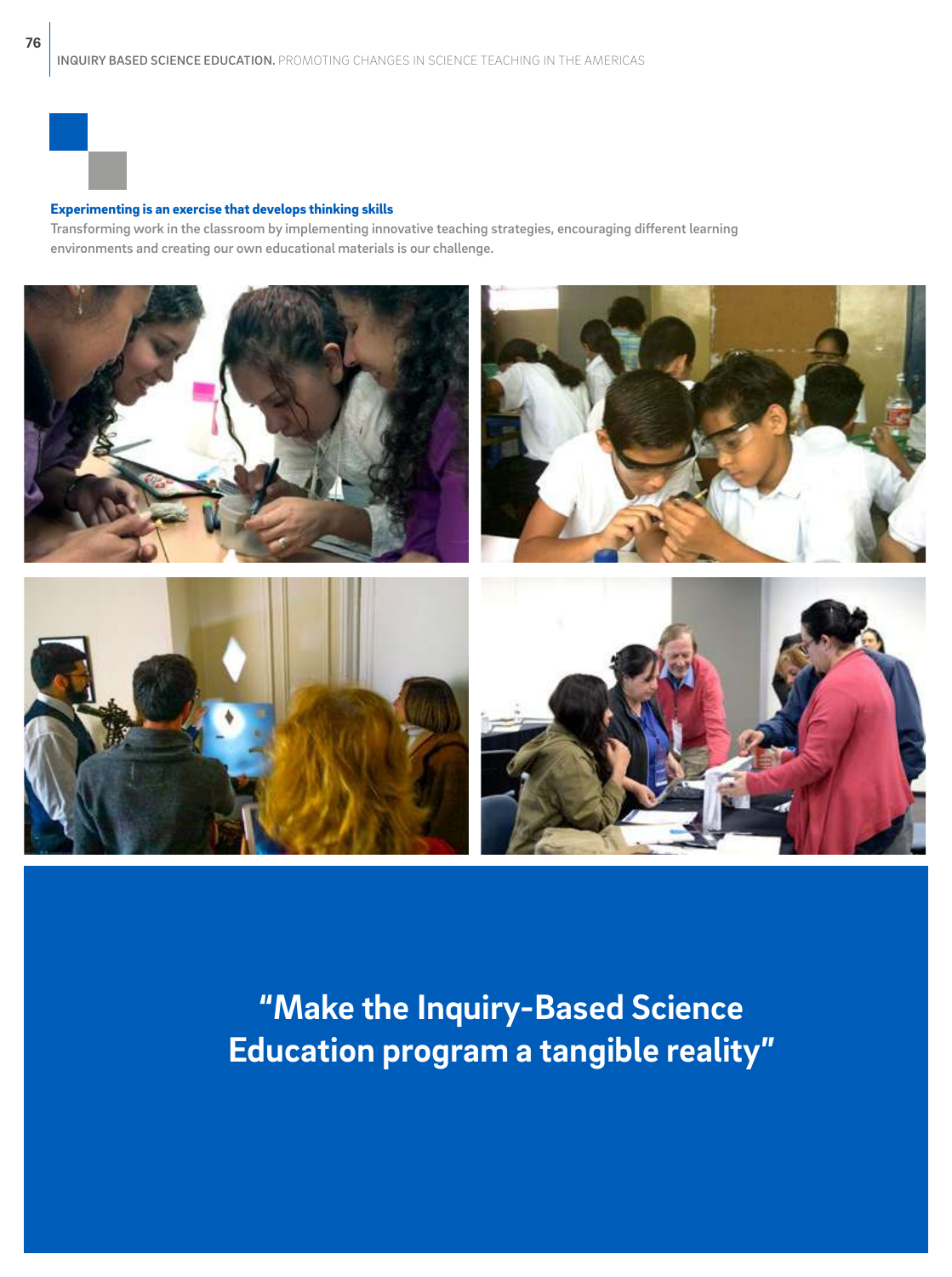**Experimenting is an exercise that develops thinking skills**

Transforming work in the classroom by implementing innovative teaching strategies, encouraging different learning environments and creating our own educational materials is our challenge.

**"Make the Inquiry-Based Science Education program a tangible reality"**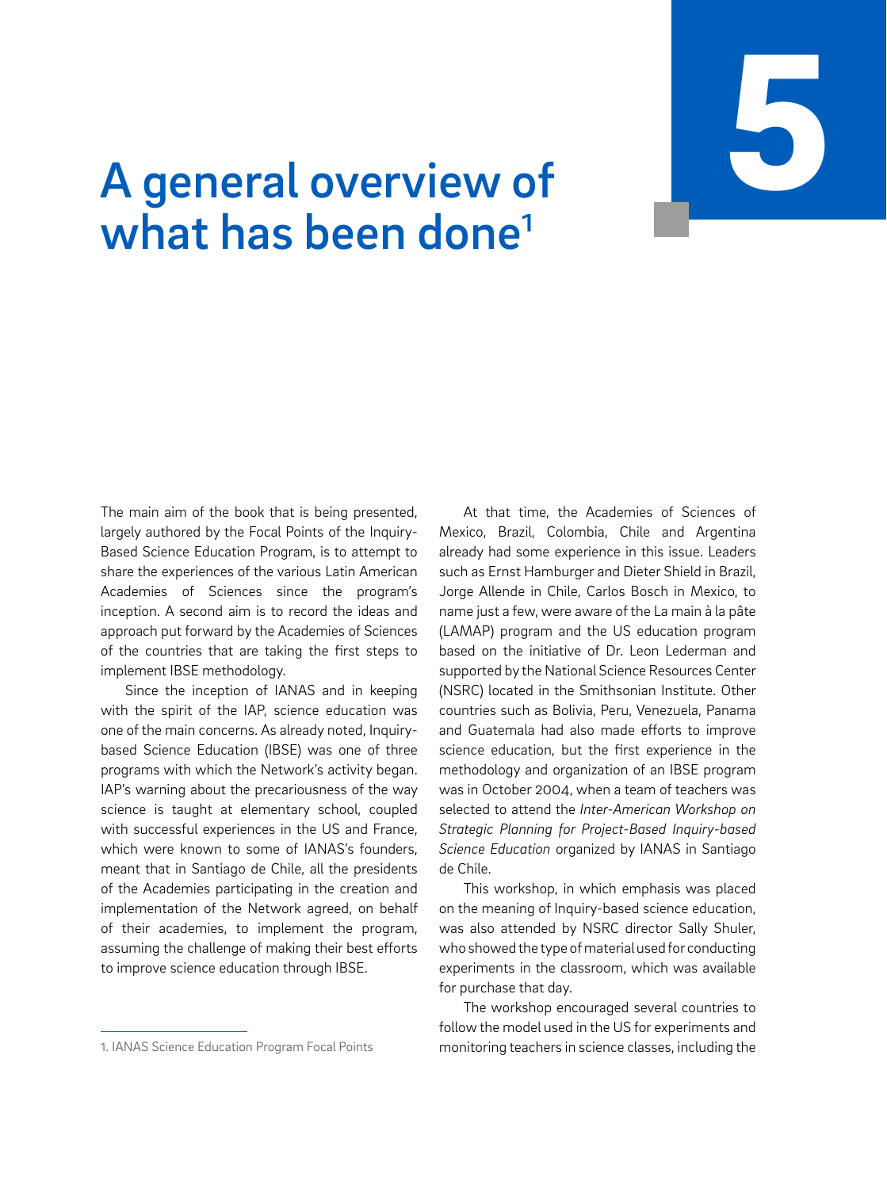# 5

# A general overview of what has been done[1]

The main aim of the book that is being presented, largely authored by the Focal Points of the Inquiry-Based Science Education Program, is to attempt to share the experiences of the various Latin American Academies of Sciences since the program's inception. A second aim is to record the ideas and approach put forward by the Academies of Sciences of the countries that are taking the first steps to implement IBSE methodology.

Since the inception of IANAS and in keeping with the spirit of the IAP, science education was one of the main concerns. As already noted, Inquiry-based Science Education (IBSE) was one of three programs with which the Network's activity began. IAP's warning about the precariousness of the way science is taught at elementary school, coupled with successful experiences in the US and France, which were known to some of IANAS's founders, meant that in Santiago de Chile, all the presidents of the Academies participating in the creation and implementation of the Network agreed, on behalf of their academies, to implement the program, assuming the challenge of making their best efforts to improve science education through IBSE.

At that time, the Academies of Sciences of Mexico, Brazil, Colombia, Chile and Argentina already had some experience in this issue. Leaders such as Ernst Hamburger and Dieter Shield in Brazil, Jorge Allende in Chile, Carlos Bosch in Mexico, to name just a few, were aware of the La main à la pâte (LAMAP) program and the US education program based on the initiative of Dr. Leon Lederman and supported by the National Science Resources Center (NSRC) located in the Smithsonian Institute. Other countries such as Bolivia, Peru, Venezuela, Panama and Guatemala had also made efforts to improve science education, but the first experience in the methodology and organization of an IBSE program was in October 2004, when a team of teachers was selected to attend the *Inter-American Workshop on Strategic Planning for Project-Based Inquiry-based Science Education* organized by IANAS in Santiago de Chile.

This workshop, in which emphasis was placed on the meaning of Inquiry-based science education, was also attended by NSRC director Sally Shuler, who showed the type of material used for conducting experiments in the classroom, which was available for purchase that day.

The workshop encouraged several countries to follow the model used in the US for experiments and monitoring teachers in science classes, including the

1. IANAS Science Education Program Focal Points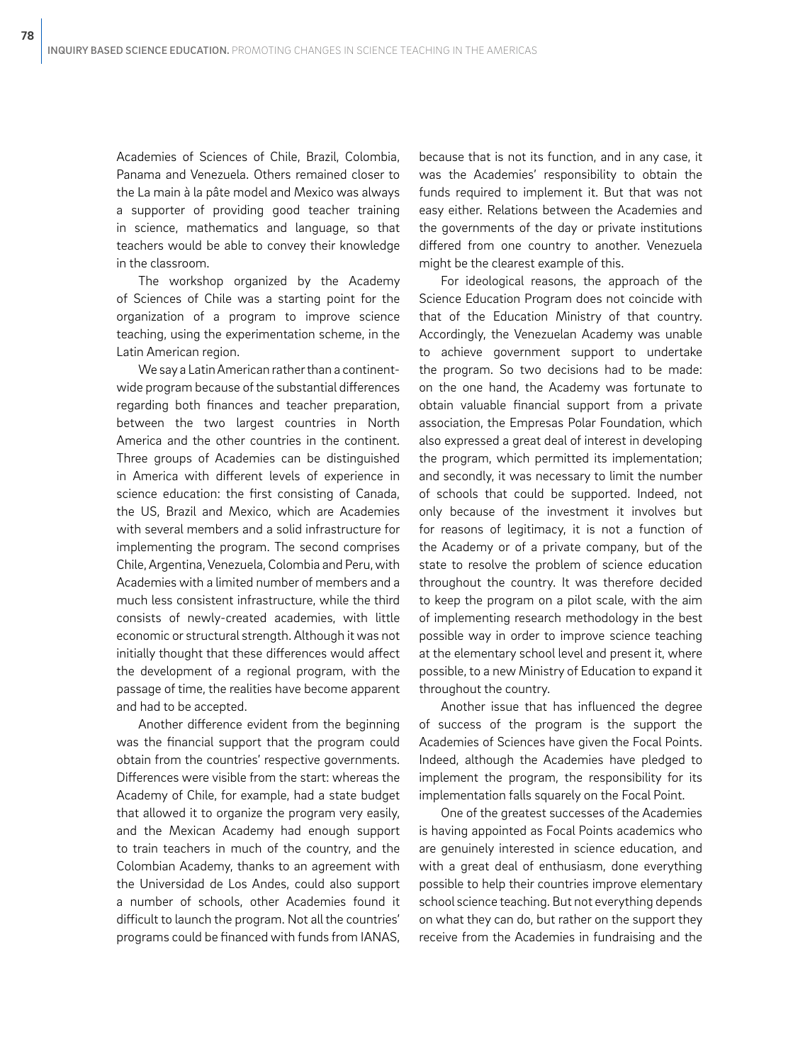Academies of Sciences of Chile, Brazil, Colombia, Panama and Venezuela. Others remained closer to the La main à la pâte model and Mexico was always a supporter of providing good teacher training in science, mathematics and language, so that teachers would be able to convey their knowledge in the classroom.

The workshop organized by the Academy of Sciences of Chile was a starting point for the organization of a program to improve science teaching, using the experimentation scheme, in the Latin American region.

We say a Latin American rather than a continent-wide program because of the substantial differences regarding both finances and teacher preparation, between the two largest countries in North America and the other countries in the continent. Three groups of Academies can be distinguished in America with different levels of experience in science education: the first consisting of Canada, the US, Brazil and Mexico, which are Academies with several members and a solid infrastructure for implementing the program. The second comprises Chile, Argentina, Venezuela, Colombia and Peru, with Academies with a limited number of members and a much less consistent infrastructure, while the third consists of newly-created academies, with little economic or structural strength. Although it was not initially thought that these differences would affect the development of a regional program, with the passage of time, the realities have become apparent and had to be accepted.

Another difference evident from the beginning was the financial support that the program could obtain from the countries' respective governments. Differences were visible from the start: whereas the Academy of Chile, for example, had a state budget that allowed it to organize the program very easily, and the Mexican Academy had enough support to train teachers in much of the country, and the Colombian Academy, thanks to an agreement with the Universidad de Los Andes, could also support a number of schools, other Academies found it difficult to launch the program. Not all the countries' programs could be financed with funds from IANAS, because that is not its function, and in any case, it was the Academies' responsibility to obtain the funds required to implement it. But that was not easy either. Relations between the Academies and the governments of the day or private institutions differed from one country to another. Venezuela might be the clearest example of this.

For ideological reasons, the approach of the Science Education Program does not coincide with that of the Education Ministry of that country. Accordingly, the Venezuelan Academy was unable to achieve government support to undertake the program. So two decisions had to be made: on the one hand, the Academy was fortunate to obtain valuable financial support from a private association, the Empresas Polar Foundation, which also expressed a great deal of interest in developing the program, which permitted its implementation; and secondly, it was necessary to limit the number of schools that could be supported. Indeed, not only because of the investment it involves but for reasons of legitimacy, it is not a function of the Academy or of a private company, but of the state to resolve the problem of science education throughout the country. It was therefore decided to keep the program on a pilot scale, with the aim of implementing research methodology in the best possible way in order to improve science teaching at the elementary school level and present it, where possible, to a new Ministry of Education to expand it throughout the country.

Another issue that has influenced the degree of success of the program is the support the Academies of Sciences have given the Focal Points. Indeed, although the Academies have pledged to implement the program, the responsibility for its implementation falls squarely on the Focal Point.

One of the greatest successes of the Academies is having appointed as Focal Points academics who are genuinely interested in science education, and with a great deal of enthusiasm, done everything possible to help their countries improve elementary school science teaching. But not everything depends on what they can do, but rather on the support they receive from the Academies in fundraising and the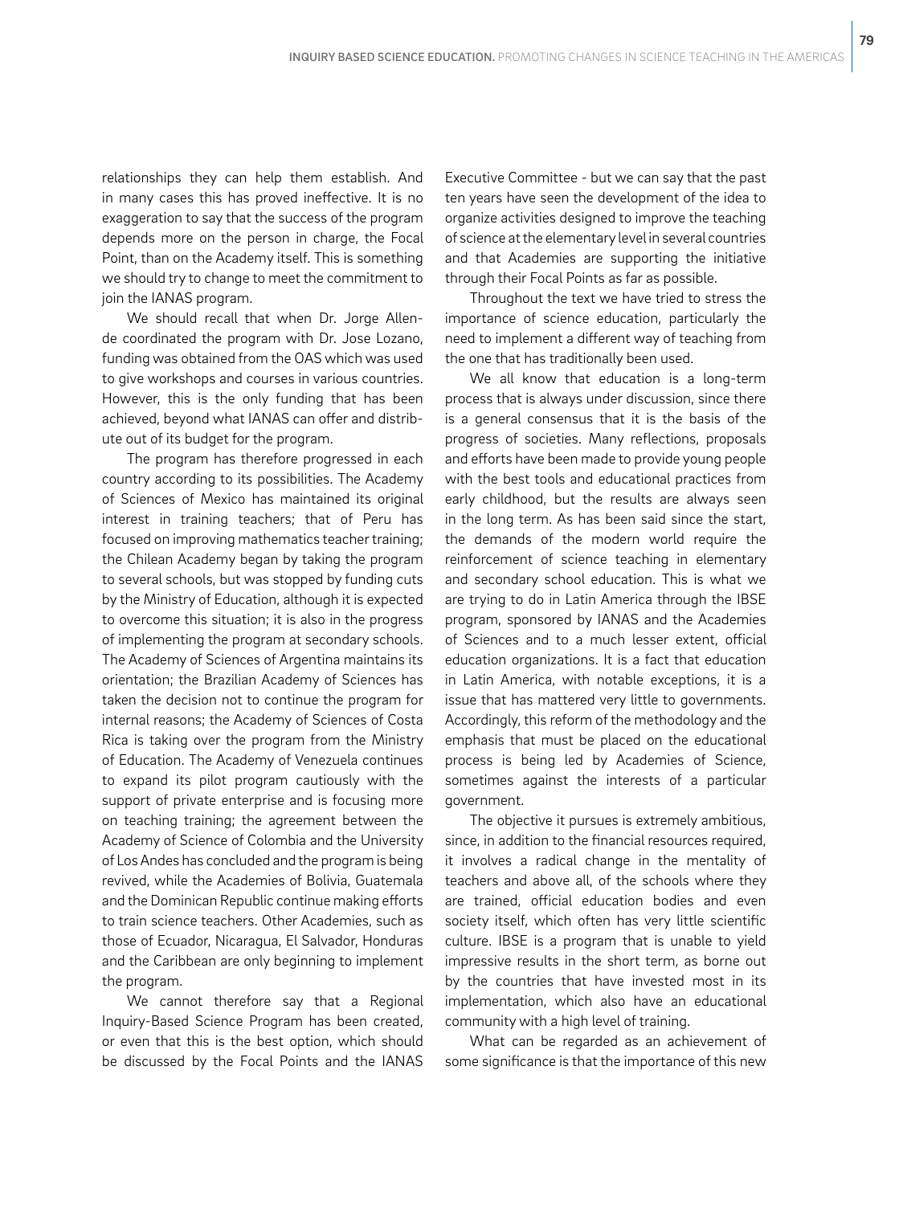relationships they can help them establish. And in many cases this has proved ineffective. It is no exaggeration to say that the success of the program depends more on the person in charge, the Focal Point, than on the Academy itself. This is something we should try to change to meet the commitment to join the IANAS program.

We should recall that when Dr. Jorge Allende coordinated the program with Dr. Jose Lozano, funding was obtained from the OAS which was used to give workshops and courses in various countries. However, this is the only funding that has been achieved, beyond what IANAS can offer and distribute out of its budget for the program.

The program has therefore progressed in each country according to its possibilities. The Academy of Sciences of Mexico has maintained its original interest in training teachers; that of Peru has focused on improving mathematics teacher training; the Chilean Academy began by taking the program to several schools, but was stopped by funding cuts by the Ministry of Education, although it is expected to overcome this situation; it is also in the progress of implementing the program at secondary schools. The Academy of Sciences of Argentina maintains its orientation; the Brazilian Academy of Sciences has taken the decision not to continue the program for internal reasons; the Academy of Sciences of Costa Rica is taking over the program from the Ministry of Education. The Academy of Venezuela continues to expand its pilot program cautiously with the support of private enterprise and is focusing more on teaching training; the agreement between the Academy of Science of Colombia and the University of Los Andes has concluded and the program is being revived, while the Academies of Bolivia, Guatemala and the Dominican Republic continue making efforts to train science teachers. Other Academies, such as those of Ecuador, Nicaragua, El Salvador, Honduras and the Caribbean are only beginning to implement the program.

We cannot therefore say that a Regional Inquiry-Based Science Program has been created, or even that this is the best option, which should be discussed by the Focal Points and the IANAS Executive Committee - but we can say that the past ten years have seen the development of the idea to organize activities designed to improve the teaching of science at the elementary level in several countries and that Academies are supporting the initiative through their Focal Points as far as possible.

Throughout the text we have tried to stress the importance of science education, particularly the need to implement a different way of teaching from the one that has traditionally been used.

We all know that education is a long-term process that is always under discussion, since there is a general consensus that it is the basis of the progress of societies. Many reflections, proposals and efforts have been made to provide young people with the best tools and educational practices from early childhood, but the results are always seen in the long term. As has been said since the start, the demands of the modern world require the reinforcement of science teaching in elementary and secondary school education. This is what we are trying to do in Latin America through the IBSE program, sponsored by IANAS and the Academies of Sciences and to a much lesser extent, official education organizations. It is a fact that education in Latin America, with notable exceptions, it is a issue that has mattered very little to governments. Accordingly, this reform of the methodology and the emphasis that must be placed on the educational process is being led by Academies of Science, sometimes against the interests of a particular government.

The objective it pursues is extremely ambitious, since, in addition to the financial resources required, it involves a radical change in the mentality of teachers and above all, of the schools where they are trained, official education bodies and even society itself, which often has very little scientific culture. IBSE is a program that is unable to yield impressive results in the short term, as borne out by the countries that have invested most in its implementation, which also have an educational community with a high level of training.

What can be regarded as an achievement of some significance is that the importance of this new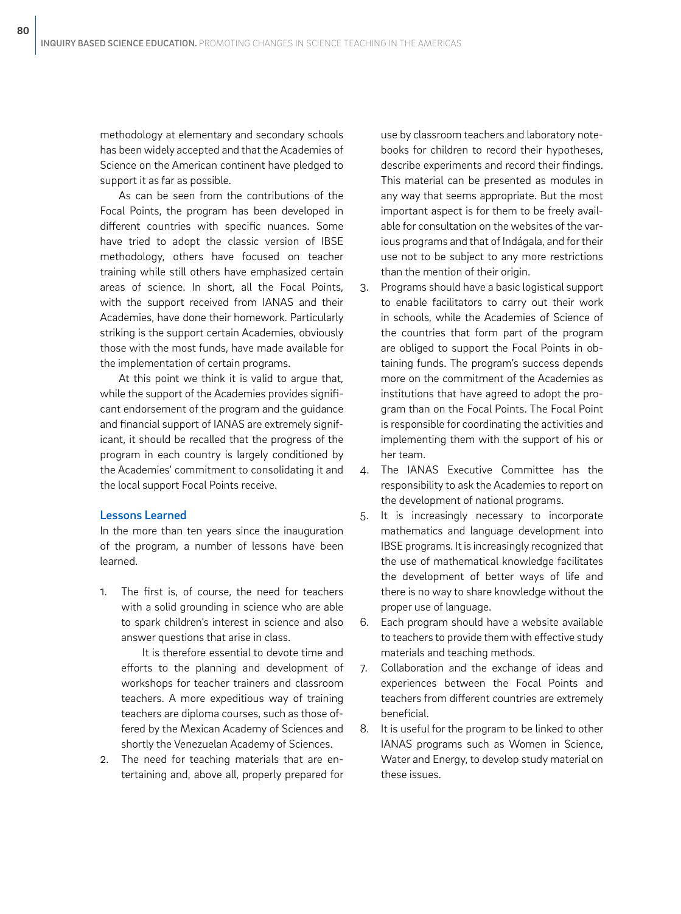methodology at elementary and secondary schools has been widely accepted and that the Academies of Science on the American continent have pledged to support it as far as possible.

As can be seen from the contributions of the Focal Points, the program has been developed in different countries with specific nuances. Some have tried to adopt the classic version of IBSE methodology, others have focused on teacher training while still others have emphasized certain areas of science. In short, all the Focal Points, with the support received from IANAS and their Academies, have done their homework. Particularly striking is the support certain Academies, obviously those with the most funds, have made available for the implementation of certain programs.

At this point we think it is valid to argue that, while the support of the Academies provides significant endorsement of the program and the guidance and financial support of IANAS are extremely significant, it should be recalled that the progress of the program in each country is largely conditioned by the Academies' commitment to consolidating it and the local support Focal Points receive.

### Lessons Learned

In the more than ten years since the inauguration of the program, a number of lessons have been learned.

1. The first is, of course, the need for teachers with a solid grounding in science who are able to spark children's interest in science and also answer questions that arise in class.

   It is therefore essential to devote time and efforts to the planning and development of workshops for teacher trainers and classroom teachers. A more expeditious way of training teachers are diploma courses, such as those offered by the Mexican Academy of Sciences and shortly the Venezuelan Academy of Sciences.
2. The need for teaching materials that are entertaining and, above all, properly prepared for use by classroom teachers and laboratory notebooks for children to record their hypotheses, describe experiments and record their findings. This material can be presented as modules in any way that seems appropriate. But the most important aspect is for them to be freely available for consultation on the websites of the various programs and that of Indágala, and for their use not to be subject to any more restrictions than the mention of their origin.
3. Programs should have a basic logistical support to enable facilitators to carry out their work in schools, while the Academies of Science of the countries that form part of the program are obliged to support the Focal Points in obtaining funds. The program's success depends more on the commitment of the Academies as institutions that have agreed to adopt the program than on the Focal Points. The Focal Point is responsible for coordinating the activities and implementing them with the support of his or her team.
4. The IANAS Executive Committee has the responsibility to ask the Academies to report on the development of national programs.
5. It is increasingly necessary to incorporate mathematics and language development into IBSE programs. It is increasingly recognized that the use of mathematical knowledge facilitates the development of better ways of life and there is no way to share knowledge without the proper use of language.
6. Each program should have a website available to teachers to provide them with effective study materials and teaching methods.
7. Collaboration and the exchange of ideas and experiences between the Focal Points and teachers from different countries are extremely beneficial.
8. It is useful for the program to be linked to other IANAS programs such as Women in Science, Water and Energy, to develop study material on these issues.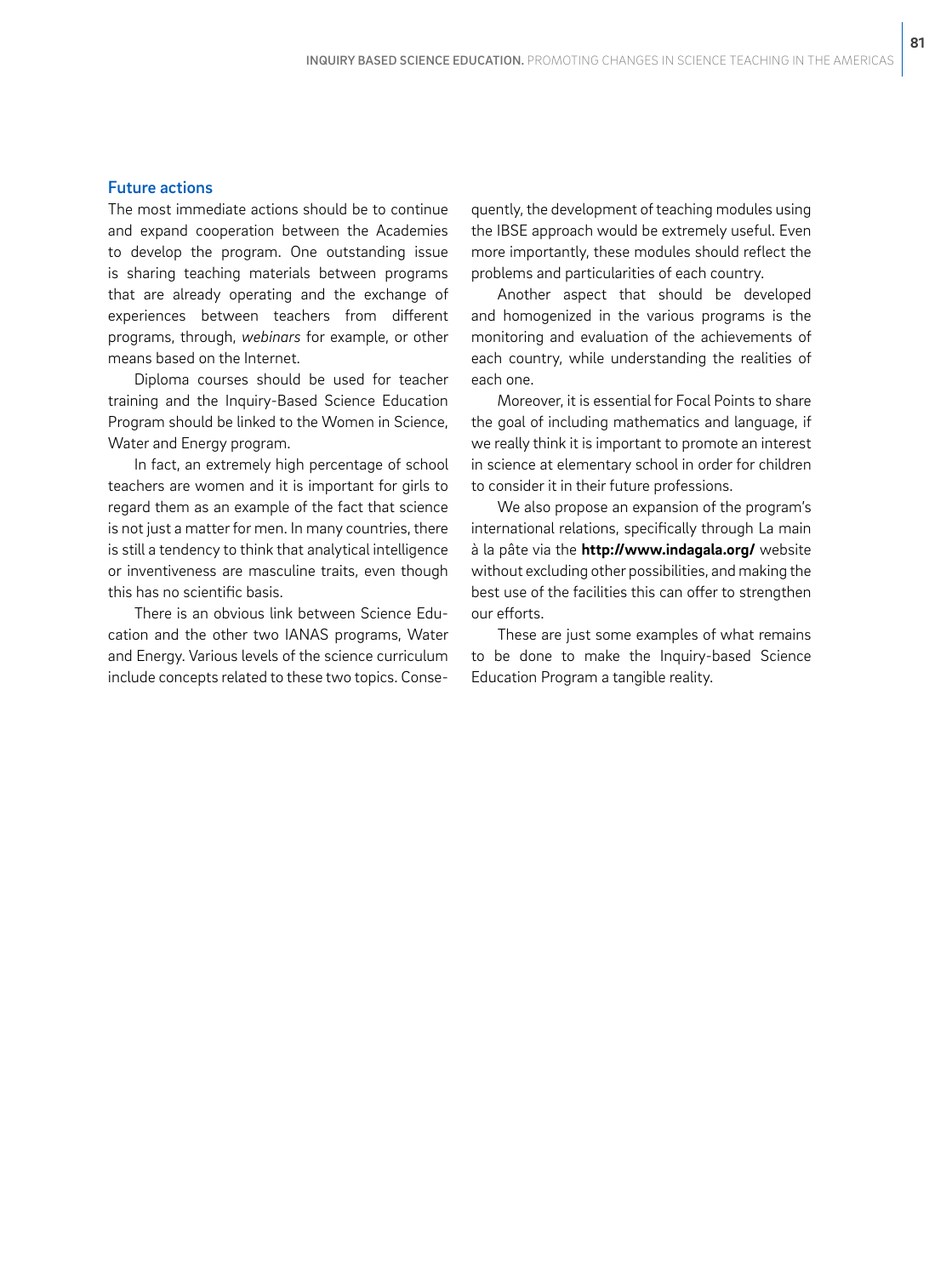## Future actions

The most immediate actions should be to continue and expand cooperation between the Academies to develop the program. One outstanding issue is sharing teaching materials between programs that are already operating and the exchange of experiences between teachers from different programs, through, *webinars* for example, or other means based on the Internet.

Diploma courses should be used for teacher training and the Inquiry-Based Science Education Program should be linked to the Women in Science, Water and Energy program.

In fact, an extremely high percentage of school teachers are women and it is important for girls to regard them as an example of the fact that science is not just a matter for men. In many countries, there is still a tendency to think that analytical intelligence or inventiveness are masculine traits, even though this has no scientific basis.

There is an obvious link between Science Education and the other two IANAS programs, Water and Energy. Various levels of the science curriculum include concepts related to these two topics. Consequently, the development of teaching modules using the IBSE approach would be extremely useful. Even more importantly, these modules should reflect the problems and particularities of each country.

Another aspect that should be developed and homogenized in the various programs is the monitoring and evaluation of the achievements of each country, while understanding the realities of each one.

Moreover, it is essential for Focal Points to share the goal of including mathematics and language, if we really think it is important to promote an interest in science at elementary school in order for children to consider it in their future professions.

We also propose an expansion of the program's international relations, specifically through La main à la pâte via the **http://www.indagala.org/** website without excluding other possibilities, and making the best use of the facilities this can offer to strengthen our efforts.

These are just some examples of what remains to be done to make the Inquiry-based Science Education Program a tangible reality.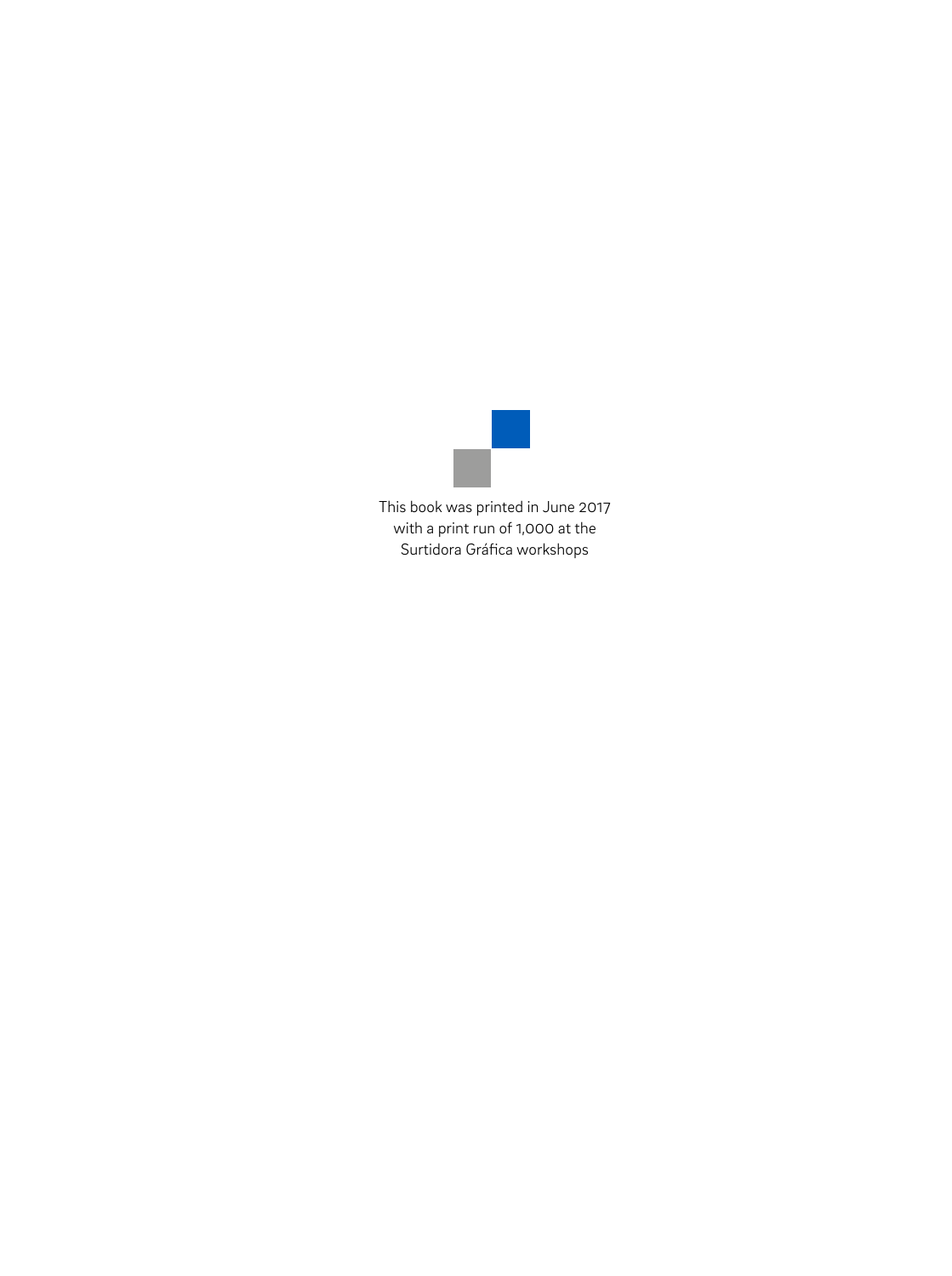This book was printed in June 2017
with a print run of 1,000 at the
Surtidora Gráfica workshops